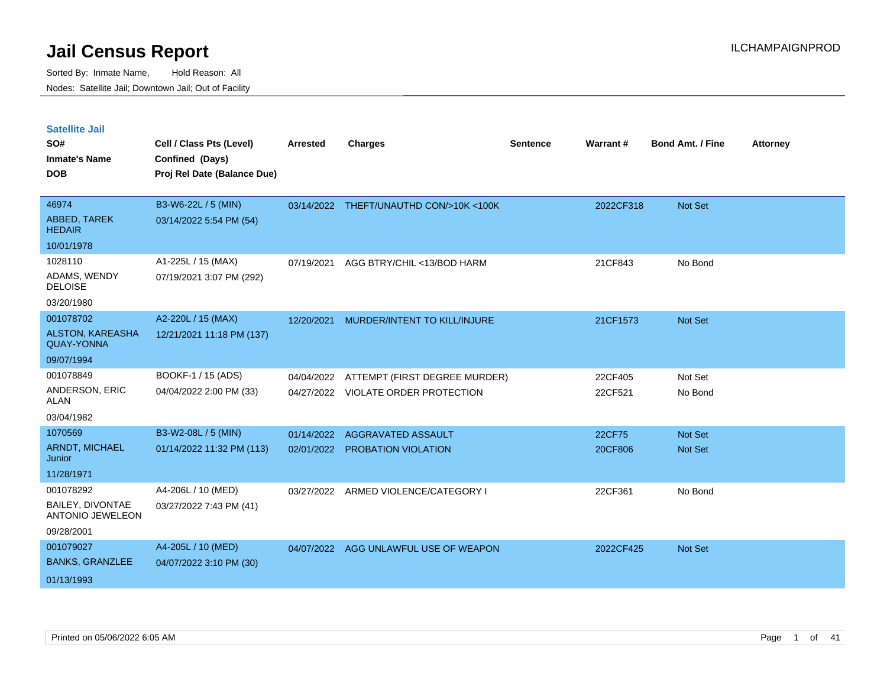# Jail Census Report

Sorted By: Inmate Name, Hold Reason: All

Nodes: Satellite Jail; Downtown Jail; Out of Facility

ILCHAMPAIGNPROD

## Satellite Jail

| SO# / Inmate's Name / DOB | Cell / Class Pts (Level) / Confined (Days) / Proj Rel Date (Balance Due) | Arrested | Charges | Sentence | Warrant # | Bond Amt. / Fine | Attorney |
|---|---|---|---|---|---|---|---|
| 46974 ABBED, TAREK HEDAIR 10/01/1978 | B3-W6-22L / 5 (MIN) 03/14/2022 5:54 PM (54) | 03/14/2022 | THEFT/UNAUTHD CON/>10K <100K | | 2022CF318 | Not Set | |
| 1028110 ADAMS, WENDY DELOISE 03/20/1980 | A1-225L / 15 (MAX) 07/19/2021 3:07 PM (292) | 07/19/2021 | AGG BTRY/CHIL <13/BOD HARM | | 21CF843 | No Bond | |
| 001078702 ALSTON, KAREASHA QUAY-YONNA 09/07/1994 | A2-220L / 15 (MAX) 12/21/2021 11:18 PM (137) | 12/20/2021 | MURDER/INTENT TO KILL/INJURE | | 21CF1573 | Not Set | |
| 001078849 ANDERSON, ERIC ALAN 03/04/1982 | BOOKF-1 / 15 (ADS) 04/04/2022 2:00 PM (33) | 04/04/2022 | ATTEMPT (FIRST DEGREE MURDER) | | 22CF405 | Not Set | |
| | | 04/27/2022 | VIOLATE ORDER PROTECTION | | 22CF521 | No Bond | |
| 1070569 ARNDT, MICHAEL Junior 11/28/1971 | B3-W2-08L / 5 (MIN) 01/14/2022 11:32 PM (113) | 01/14/2022 | AGGRAVATED ASSAULT | | 22CF75 | Not Set | |
| | | 02/01/2022 | PROBATION VIOLATION | | 20CF806 | Not Set | |
| 001078292 BAILEY, DIVONTAE ANTONIO JEWELEON 09/28/2001 | A4-206L / 10 (MED) 03/27/2022 7:43 PM (41) | 03/27/2022 | ARMED VIOLENCE/CATEGORY I | | 22CF361 | No Bond | |
| 001079027 BANKS, GRANZLEE 01/13/1993 | A4-205L / 10 (MED) 04/07/2022 3:10 PM (30) | 04/07/2022 | AGG UNLAWFUL USE OF WEAPON | | 2022CF425 | Not Set | |

Printed on 05/06/2022 6:05 AM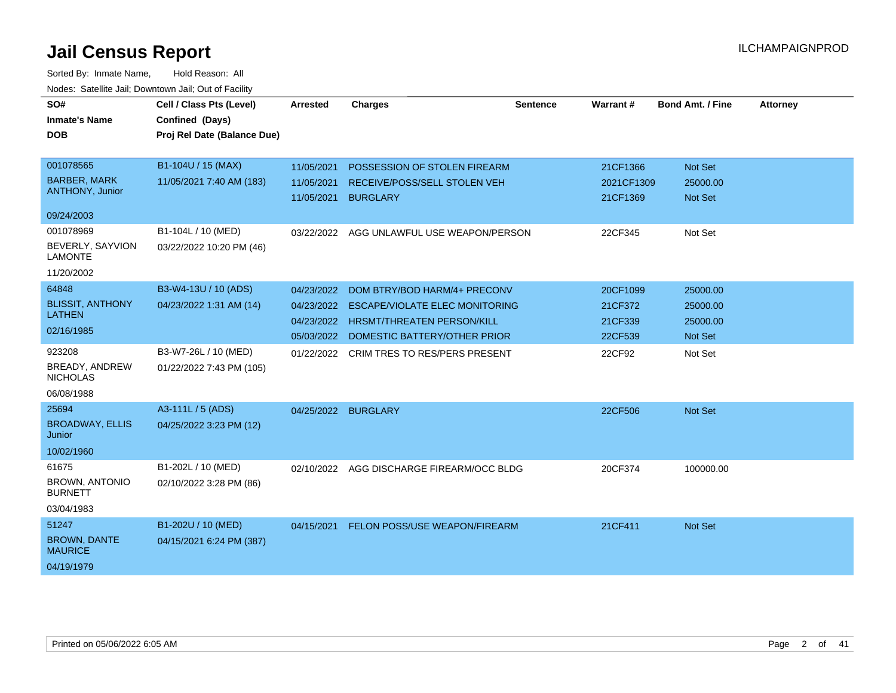# Jail Census Report

ILCHAMPAIGNPROD

Sorted By: Inmate Name, Hold Reason: All

Nodes: Satellite Jail; Downtown Jail; Out of Facility

| SO# / Inmate's Name / DOB | Cell / Class Pts (Level) / Confined (Days) / Proj Rel Date (Balance Due) | Arrested | Charges | Sentence | Warrant # | Bond Amt. / Fine | Attorney |
|---|---|---|---|---|---|---|---|
| 001078565<br>BARBER, MARK ANTHONY, Junior<br>09/24/2003 | B1-104U / 15 (MAX)<br>11/05/2021 7:40 AM (183) | 11/05/2021<br>11/05/2021<br>11/05/2021 | POSSESSION OF STOLEN FIREARM<br>RECEIVE/POSS/SELL STOLEN VEH<br>BURGLARY | | 21CF1366<br>2021CF1309<br>21CF1369 | Not Set<br>25000.00<br>Not Set | |
| 001078969<br>BEVERLY, SAYVION LAMONTE<br>11/20/2002 | B1-104L / 10 (MED)<br>03/22/2022 10:20 PM (46) | 03/22/2022 | AGG UNLAWFUL USE WEAPON/PERSON | | 22CF345 | Not Set | |
| 64848<br>BLISSIT, ANTHONY LATHEN<br>02/16/1985 | B3-W4-13U / 10 (ADS)<br>04/23/2022 1:31 AM (14) | 04/23/2022<br>04/23/2022<br>04/23/2022<br>05/03/2022 | DOM BTRY/BOD HARM/4+ PRECONV<br>ESCAPE/VIOLATE ELEC MONITORING<br>HRSMT/THREATEN PERSON/KILL<br>DOMESTIC BATTERY/OTHER PRIOR | | 20CF1099<br>21CF372<br>21CF339<br>22CF539 | 25000.00<br>25000.00<br>25000.00<br>Not Set | |
| 923208<br>BREADY, ANDREW NICHOLAS<br>06/08/1988 | B3-W7-26L / 10 (MED)<br>01/22/2022 7:43 PM (105) | 01/22/2022 | CRIM TRES TO RES/PERS PRESENT | | 22CF92 | Not Set | |
| 25694<br>BROADWAY, ELLIS Junior<br>10/02/1960 | A3-111L / 5 (ADS)<br>04/25/2022 3:23 PM (12) | 04/25/2022 | BURGLARY | | 22CF506 | Not Set | |
| 61675<br>BROWN, ANTONIO BURNETT<br>03/04/1983 | B1-202L / 10 (MED)<br>02/10/2022 3:28 PM (86) | 02/10/2022 | AGG DISCHARGE FIREARM/OCC BLDG | | 20CF374 | 100000.00 | |
| 51247<br>BROWN, DANTE MAURICE<br>04/19/1979 | B1-202U / 10 (MED)<br>04/15/2021 6:24 PM (387) | 04/15/2021 | FELON POSS/USE WEAPON/FIREARM | | 21CF411 | Not Set | |

Printed on 05/06/2022 6:05 AM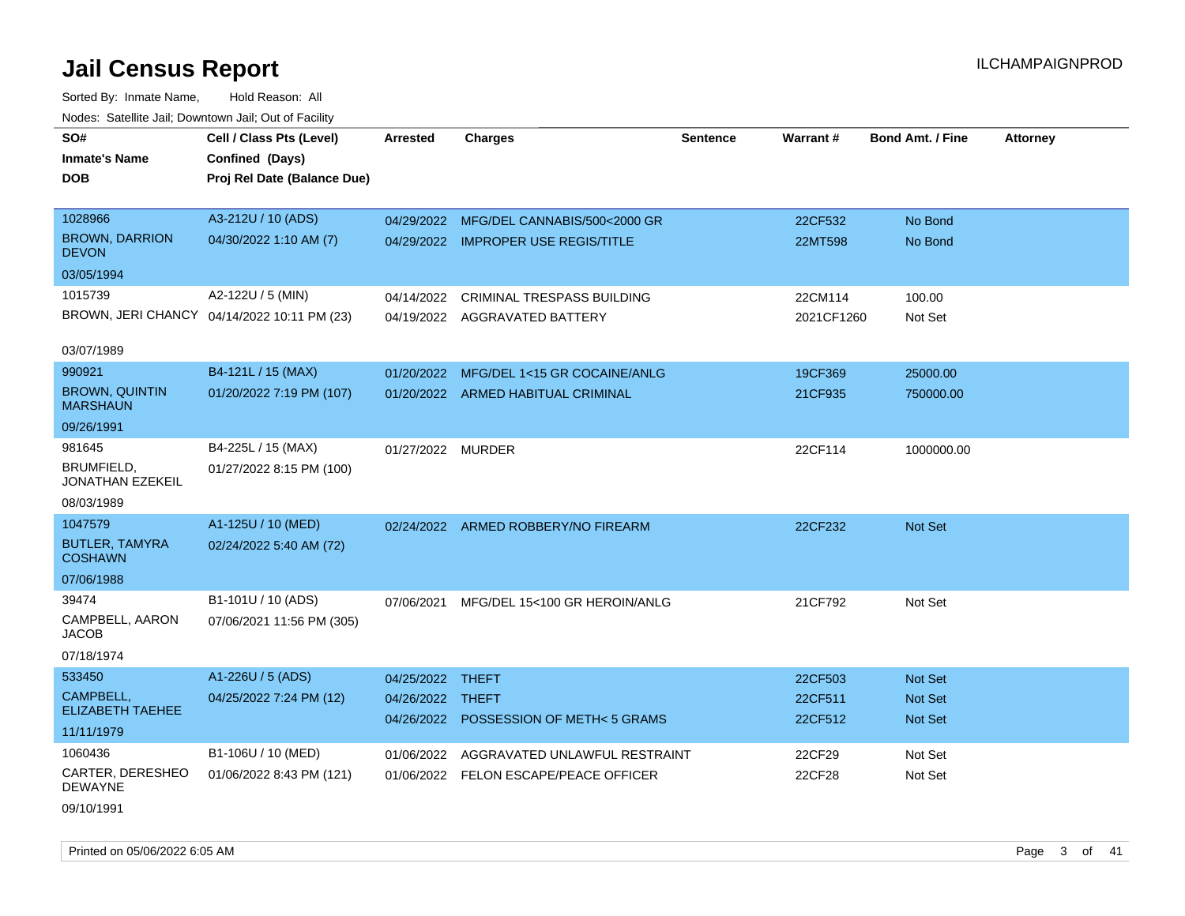# Jail Census Report

ILCHAMPAIGNPROD

Sorted By: Inmate Name, Hold Reason: All

Nodes: Satellite Jail; Downtown Jail; Out of Facility

| SO# / Inmate's Name / DOB | Cell / Class Pts (Level) / Confined (Days) / Proj Rel Date (Balance Due) | Arrested | Charges | Sentence | Warrant # | Bond Amt. / Fine | Attorney |
|---|---|---|---|---|---|---|---|
| 1028966 BROWN, DARRION DEVON 03/05/1994 | A3-212U / 10 (ADS) 04/30/2022 1:10 AM (7) | 04/29/2022 | MFG/DEL CANNABIS/500<2000 GR | | 22CF532 | No Bond | |
| | | 04/29/2022 | IMPROPER USE REGIS/TITLE | | 22MT598 | No Bond | |
| 1015739 BROWN, JERI CHANCY 03/07/1989 | A2-122U / 5 (MIN) 04/14/2022 10:11 PM (23) | 04/14/2022 | CRIMINAL TRESPASS BUILDING | | 22CM114 | 100.00 | |
| | | 04/19/2022 | AGGRAVATED BATTERY | | 2021CF1260 | Not Set | |
| 990921 BROWN, QUINTIN MARSHAUN 09/26/1991 | B4-121L / 15 (MAX) 01/20/2022 7:19 PM (107) | 01/20/2022 | MFG/DEL 1<15 GR COCAINE/ANLG | | 19CF369 | 25000.00 | |
| | | 01/20/2022 | ARMED HABITUAL CRIMINAL | | 21CF935 | 750000.00 | |
| 981645 BRUMFIELD, JONATHAN EZEKEIL 08/03/1989 | B4-225L / 15 (MAX) 01/27/2022 8:15 PM (100) | 01/27/2022 | MURDER | | 22CF114 | 1000000.00 | |
| 1047579 BUTLER, TAMYRA COSHAWN 07/06/1988 | A1-125U / 10 (MED) 02/24/2022 5:40 AM (72) | 02/24/2022 | ARMED ROBBERY/NO FIREARM | | 22CF232 | Not Set | |
| 39474 CAMPBELL, AARON JACOB 07/18/1974 | B1-101U / 10 (ADS) 07/06/2021 11:56 PM (305) | 07/06/2021 | MFG/DEL 15<100 GR HEROIN/ANLG | | 21CF792 | Not Set | |
| 533450 CAMPBELL, ELIZABETH TAEHEE 11/11/1979 | A1-226U / 5 (ADS) 04/25/2022 7:24 PM (12) | 04/25/2022 | THEFT | | 22CF503 | Not Set | |
| | | 04/26/2022 | THEFT | | 22CF511 | Not Set | |
| | | 04/26/2022 | POSSESSION OF METH< 5 GRAMS | | 22CF512 | Not Set | |
| 1060436 CARTER, DERESHEO DEWAYNE 09/10/1991 | B1-106U / 10 (MED) 01/06/2022 8:43 PM (121) | 01/06/2022 | AGGRAVATED UNLAWFUL RESTRAINT | | 22CF29 | Not Set | |
| | | 01/06/2022 | FELON ESCAPE/PEACE OFFICER | | 22CF28 | Not Set | |

Printed on 05/06/2022 6:05 AM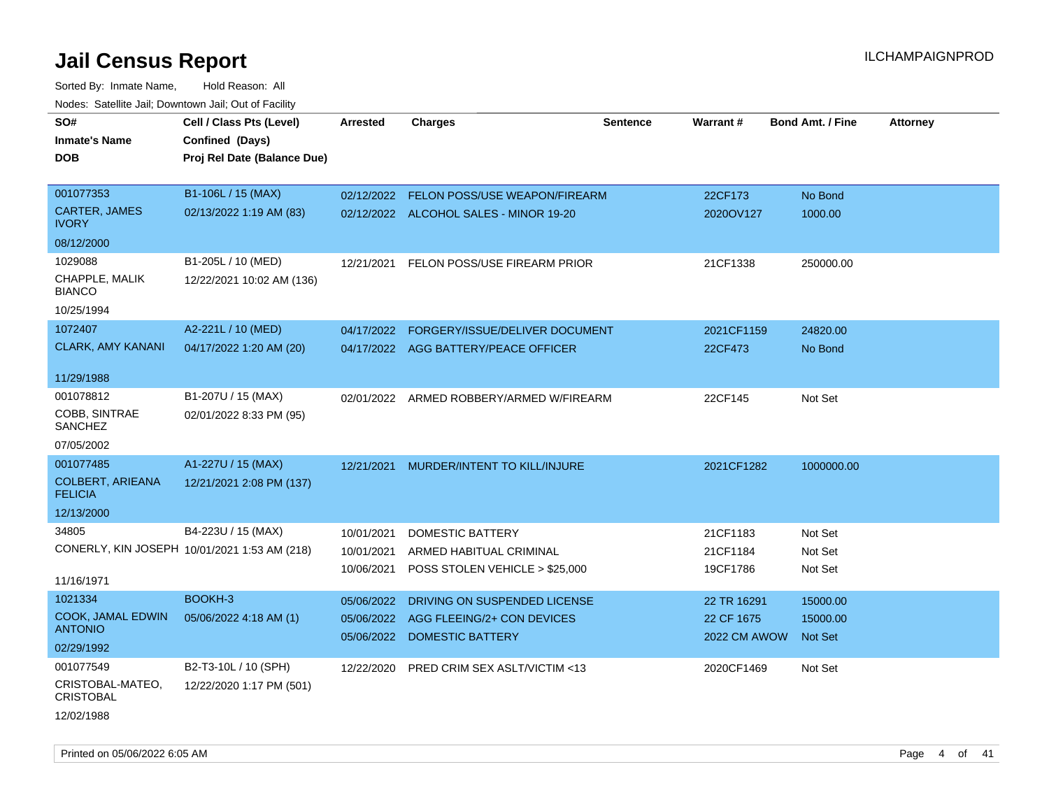# Jail Census Report

Sorted By: Inmate Name, Hold Reason: All

Nodes: Satellite Jail; Downtown Jail; Out of Facility

| SO# / Inmate's Name / DOB | Cell / Class Pts (Level) / Confined (Days) / Proj Rel Date (Balance Due) | Arrested | Charges | Sentence | Warrant # | Bond Amt. / Fine | Attorney |
|---|---|---|---|---|---|---|---|
| 001077353<br>CARTER, JAMES IVORY<br>08/12/2000 | B1-106L / 15 (MAX)<br>02/13/2022 1:19 AM (83) | 02/12/2022<br>02/12/2022 | FELON POSS/USE WEAPON/FIREARM<br>ALCOHOL SALES - MINOR 19-20 | | 22CF173<br>2020OV127 | No Bond<br>1000.00 | |
| 1029088<br>CHAPPLE, MALIK BIANCO<br>10/25/1994 | B1-205L / 10 (MED)<br>12/22/2021 10:02 AM (136) | 12/21/2021 | FELON POSS/USE FIREARM PRIOR | | 21CF1338 | 250000.00 | |
| 1072407<br>CLARK, AMY KANANI<br>11/29/1988 | A2-221L / 10 (MED)<br>04/17/2022 1:20 AM (20) | 04/17/2022<br>04/17/2022 | FORGERY/ISSUE/DELIVER DOCUMENT<br>AGG BATTERY/PEACE OFFICER | | 2021CF1159<br>22CF473 | 24820.00<br>No Bond | |
| 001078812<br>COBB, SINTRAE SANCHEZ<br>07/05/2002 | B1-207U / 15 (MAX)<br>02/01/2022 8:33 PM (95) | 02/01/2022 | ARMED ROBBERY/ARMED W/FIREARM | | 22CF145 | Not Set | |
| 001077485<br>COLBERT, ARIEANA FELICIA<br>12/13/2000 | A1-227U / 15 (MAX)<br>12/21/2021 2:08 PM (137) | 12/21/2021 | MURDER/INTENT TO KILL/INJURE | | 2021CF1282 | 1000000.00 | |
| 34805<br>CONERLY, KIN JOSEPH<br>11/16/1971 | B4-223U / 15 (MAX)<br>10/01/2021 1:53 AM (218) | 10/01/2021<br>10/01/2021<br>10/06/2021 | DOMESTIC BATTERY<br>ARMED HABITUAL CRIMINAL<br>POSS STOLEN VEHICLE > $25,000 | | 21CF1183<br>21CF1184<br>19CF1786 | Not Set<br>Not Set<br>Not Set | |
| 1021334<br>COOK, JAMAL EDWIN ANTONIO<br>02/29/1992 | BOOKH-3<br>05/06/2022 4:18 AM (1) | 05/06/2022<br>05/06/2022<br>05/06/2022 | DRIVING ON SUSPENDED LICENSE<br>AGG FLEEING/2+ CON DEVICES<br>DOMESTIC BATTERY | | 22 TR 16291<br>22 CF 1675<br>2022 CM AWOW | 15000.00<br>15000.00<br>Not Set | |
| 001077549<br>CRISTOBAL-MATEO, CRISTOBAL<br>12/02/1988 | B2-T3-10L / 10 (SPH)<br>12/22/2020 1:17 PM (501) | 12/22/2020 | PRED CRIM SEX ASLT/VICTIM <13 | | 2020CF1469 | Not Set | |

Printed on 05/06/2022 6:05 AM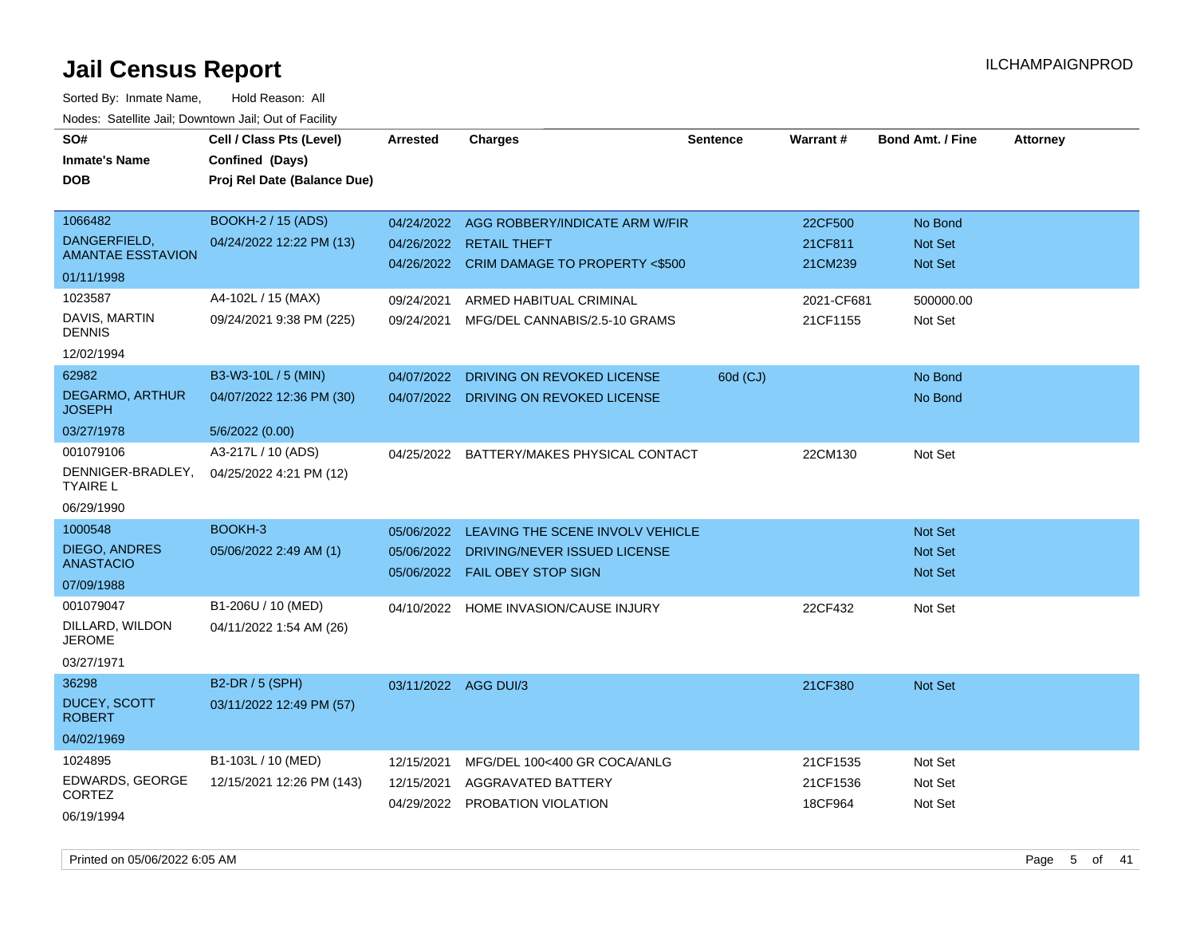# Jail Census Report

ILCHAMPAIGNPROD

Sorted By: Inmate Name, Hold Reason: All

Nodes: Satellite Jail; Downtown Jail; Out of Facility

| SO# / Inmate's Name / DOB | Cell / Class Pts (Level) / Confined (Days) / Proj Rel Date (Balance Due) | Arrested | Charges | Sentence | Warrant # | Bond Amt. / Fine | Attorney |
|---|---|---|---|---|---|---|---|
| 1066482 DANGERFIELD, AMANTAE ESSTAVION 01/11/1998 | BOOKH-2 / 15 (ADS) 04/24/2022 12:22 PM (13) | 04/24/2022 | AGG ROBBERY/INDICATE ARM W/FIR | | 22CF500 | No Bond | |
| | | 04/26/2022 | RETAIL THEFT | | 21CF811 | Not Set | |
| | | 04/26/2022 | CRIM DAMAGE TO PROPERTY <$500 | | 21CM239 | Not Set | |
| 1023587 DAVIS, MARTIN DENNIS 12/02/1994 | A4-102L / 15 (MAX) 09/24/2021 9:38 PM (225) | 09/24/2021 | ARMED HABITUAL CRIMINAL | | 2021-CF681 | 500000.00 | |
| | | 09/24/2021 | MFG/DEL CANNABIS/2.5-10 GRAMS | | 21CF1155 | Not Set | |
| 62982 DEGARMO, ARTHUR JOSEPH 03/27/1978 | B3-W3-10L / 5 (MIN) 04/07/2022 12:36 PM (30) 5/6/2022 (0.00) | 04/07/2022 | DRIVING ON REVOKED LICENSE | 60d (CJ) | | No Bond | |
| | | 04/07/2022 | DRIVING ON REVOKED LICENSE | | | No Bond | |
| 001079106 DENNIGER-BRADLEY, TYAIRE L 06/29/1990 | A3-217L / 10 (ADS) 04/25/2022 4:21 PM (12) | 04/25/2022 | BATTERY/MAKES PHYSICAL CONTACT | | 22CM130 | Not Set | |
| 1000548 DIEGO, ANDRES ANASTACIO 07/09/1988 | BOOKH-3 05/06/2022 2:49 AM (1) | 05/06/2022 | LEAVING THE SCENE INVOLV VEHICLE | | | Not Set | |
| | | 05/06/2022 | DRIVING/NEVER ISSUED LICENSE | | | Not Set | |
| | | 05/06/2022 | FAIL OBEY STOP SIGN | | | Not Set | |
| 001079047 DILLARD, WILDON JEROME 03/27/1971 | B1-206U / 10 (MED) 04/11/2022 1:54 AM (26) | 04/10/2022 | HOME INVASION/CAUSE INJURY | | 22CF432 | Not Set | |
| 36298 DUCEY, SCOTT ROBERT 04/02/1969 | B2-DR / 5 (SPH) 03/11/2022 12:49 PM (57) | 03/11/2022 | AGG DUI/3 | | 21CF380 | Not Set | |
| 1024895 EDWARDS, GEORGE CORTEZ 06/19/1994 | B1-103L / 10 (MED) 12/15/2021 12:26 PM (143) | 12/15/2021 | MFG/DEL 100<400 GR COCA/ANLG | | 21CF1535 | Not Set | |
| | | 12/15/2021 | AGGRAVATED BATTERY | | 21CF1536 | Not Set | |
| | | 04/29/2022 | PROBATION VIOLATION | | 18CF964 | Not Set | |

Printed on 05/06/2022 6:05 AM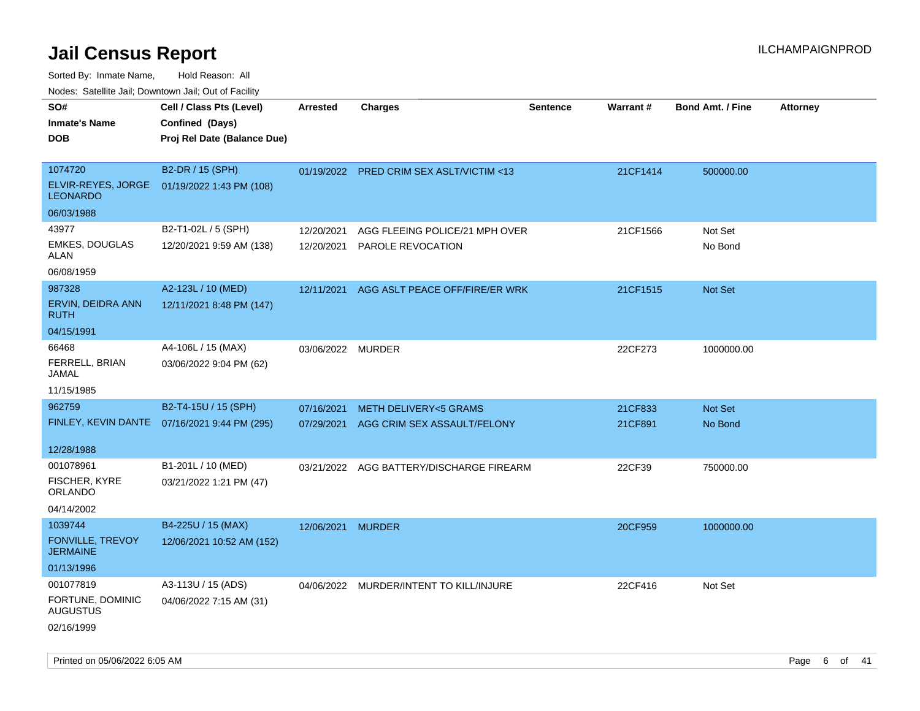# Jail Census Report

ILCHAMPAIGNPROD

Sorted By: Inmate Name, Hold Reason: All

Nodes: Satellite Jail; Downtown Jail; Out of Facility

| SO#<br>Inmate's Name<br>DOB | Cell / Class Pts (Level)<br>Confined (Days)<br>Proj Rel Date (Balance Due) | Arrested | Charges | Sentence | Warrant # | Bond Amt. / Fine | Attorney |
|---|---|---|---|---|---|---|---|
| 1074720<br>ELVIR-REYES, JORGE LEONARDO<br>06/03/1988 | B2-DR / 15 (SPH)<br>01/19/2022 1:43 PM (108) | 01/19/2022 | PRED CRIM SEX ASLT/VICTIM <13 | | 21CF1414 | 500000.00 | |
| 43977<br>EMKES, DOUGLAS ALAN<br>06/08/1959 | B2-T1-02L / 5 (SPH)<br>12/20/2021 9:59 AM (138) | 12/20/2021<br>12/20/2021 | AGG FLEEING POLICE/21 MPH OVER<br>PAROLE REVOCATION | | 21CF1566 | Not Set<br>No Bond | |
| 987328<br>ERVIN, DEIDRA ANN RUTH<br>04/15/1991 | A2-123L / 10 (MED)<br>12/11/2021 8:48 PM (147) | 12/11/2021 | AGG ASLT PEACE OFF/FIRE/ER WRK | | 21CF1515 | Not Set | |
| 66468<br>FERRELL, BRIAN JAMAL<br>11/15/1985 | A4-106L / 15 (MAX)<br>03/06/2022 9:04 PM (62) | 03/06/2022 | MURDER | | 22CF273 | 1000000.00 | |
| 962759<br>FINLEY, KEVIN DANTE<br>12/28/1988 | B2-T4-15U / 15 (SPH)<br>07/16/2021 9:44 PM (295) | 07/16/2021<br>07/29/2021 | METH DELIVERY<5 GRAMS<br>AGG CRIM SEX ASSAULT/FELONY | | 21CF833<br>21CF891 | Not Set<br>No Bond | |
| 001078961<br>FISCHER, KYRE ORLANDO<br>04/14/2002 | B1-201L / 10 (MED)<br>03/21/2022 1:21 PM (47) | 03/21/2022 | AGG BATTERY/DISCHARGE FIREARM | | 22CF39 | 750000.00 | |
| 1039744<br>FONVILLE, TREVOY JERMAINE<br>01/13/1996 | B4-225U / 15 (MAX)<br>12/06/2021 10:52 AM (152) | 12/06/2021 | MURDER | | 20CF959 | 1000000.00 | |
| 001077819<br>FORTUNE, DOMINIC AUGUSTUS<br>02/16/1999 | A3-113U / 15 (ADS)<br>04/06/2022 7:15 AM (31) | 04/06/2022 | MURDER/INTENT TO KILL/INJURE | | 22CF416 | Not Set | |

Printed on 05/06/2022 6:05 AM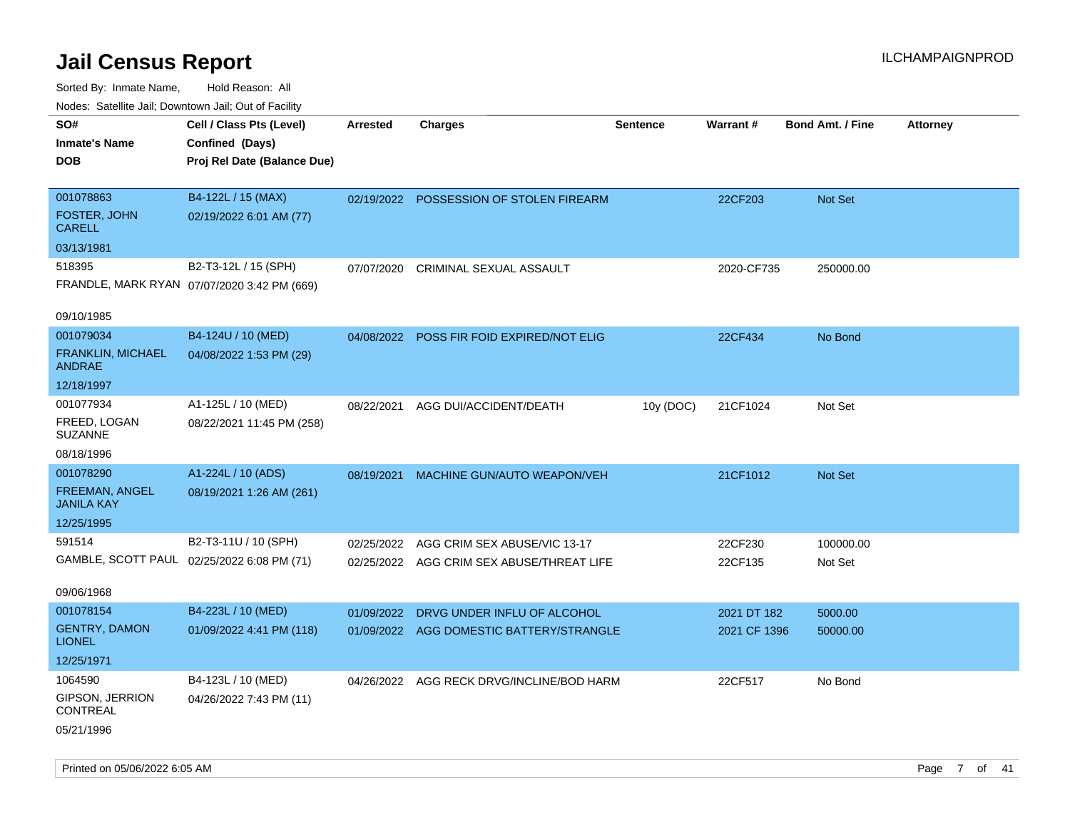# Jail Census Report

ILCHAMPAIGNPROD

Sorted By: Inmate Name, Hold Reason: All

Nodes: Satellite Jail; Downtown Jail; Out of Facility

| SO# / Inmate's Name / DOB | Cell / Class Pts (Level) / Confined (Days) / Proj Rel Date (Balance Due) | Arrested | Charges | Sentence | Warrant # | Bond Amt. / Fine | Attorney |
|---|---|---|---|---|---|---|---|
| 001078863 FOSTER, JOHN CARELL 03/13/1981 | B4-122L / 15 (MAX) 02/19/2022 6:01 AM (77) | 02/19/2022 | POSSESSION OF STOLEN FIREARM | | 22CF203 | Not Set | |
| 518395 FRANDLE, MARK RYAN 09/10/1985 | B2-T3-12L / 15 (SPH) 07/07/2020 3:42 PM (669) | 07/07/2020 | CRIMINAL SEXUAL ASSAULT | | 2020-CF735 | 250000.00 | |
| 001079034 FRANKLIN, MICHAEL ANDRAE 12/18/1997 | B4-124U / 10 (MED) 04/08/2022 1:53 PM (29) | 04/08/2022 | POSS FIR FOID EXPIRED/NOT ELIG | | 22CF434 | No Bond | |
| 001077934 FREED, LOGAN SUZANNE 08/18/1996 | A1-125L / 10 (MED) 08/22/2021 11:45 PM (258) | 08/22/2021 | AGG DUI/ACCIDENT/DEATH | 10y (DOC) | 21CF1024 | Not Set | |
| 001078290 FREEMAN, ANGEL JANILA KAY 12/25/1995 | A1-224L / 10 (ADS) 08/19/2021 1:26 AM (261) | 08/19/2021 | MACHINE GUN/AUTO WEAPON/VEH | | 21CF1012 | Not Set | |
| 591514 GAMBLE, SCOTT PAUL 09/06/1968 | B2-T3-11U / 10 (SPH) 02/25/2022 6:08 PM (71) | 02/25/2022 | AGG CRIM SEX ABUSE/VIC 13-17 | | 22CF230 | 100000.00 | |
| | | 02/25/2022 | AGG CRIM SEX ABUSE/THREAT LIFE | | 22CF135 | Not Set | |
| 001078154 GENTRY, DAMON LIONEL 12/25/1971 | B4-223L / 10 (MED) 01/09/2022 4:41 PM (118) | 01/09/2022 | DRVG UNDER INFLU OF ALCOHOL | | 2021 DT 182 | 5000.00 | |
| | | 01/09/2022 | AGG DOMESTIC BATTERY/STRANGLE | | 2021 CF 1396 | 50000.00 | |
| 1064590 GIPSON, JERRION CONTREAL 05/21/1996 | B4-123L / 10 (MED) 04/26/2022 7:43 PM (11) | 04/26/2022 | AGG RECK DRVG/INCLINE/BOD HARM | | 22CF517 | No Bond | |

Printed on 05/06/2022 6:05 AM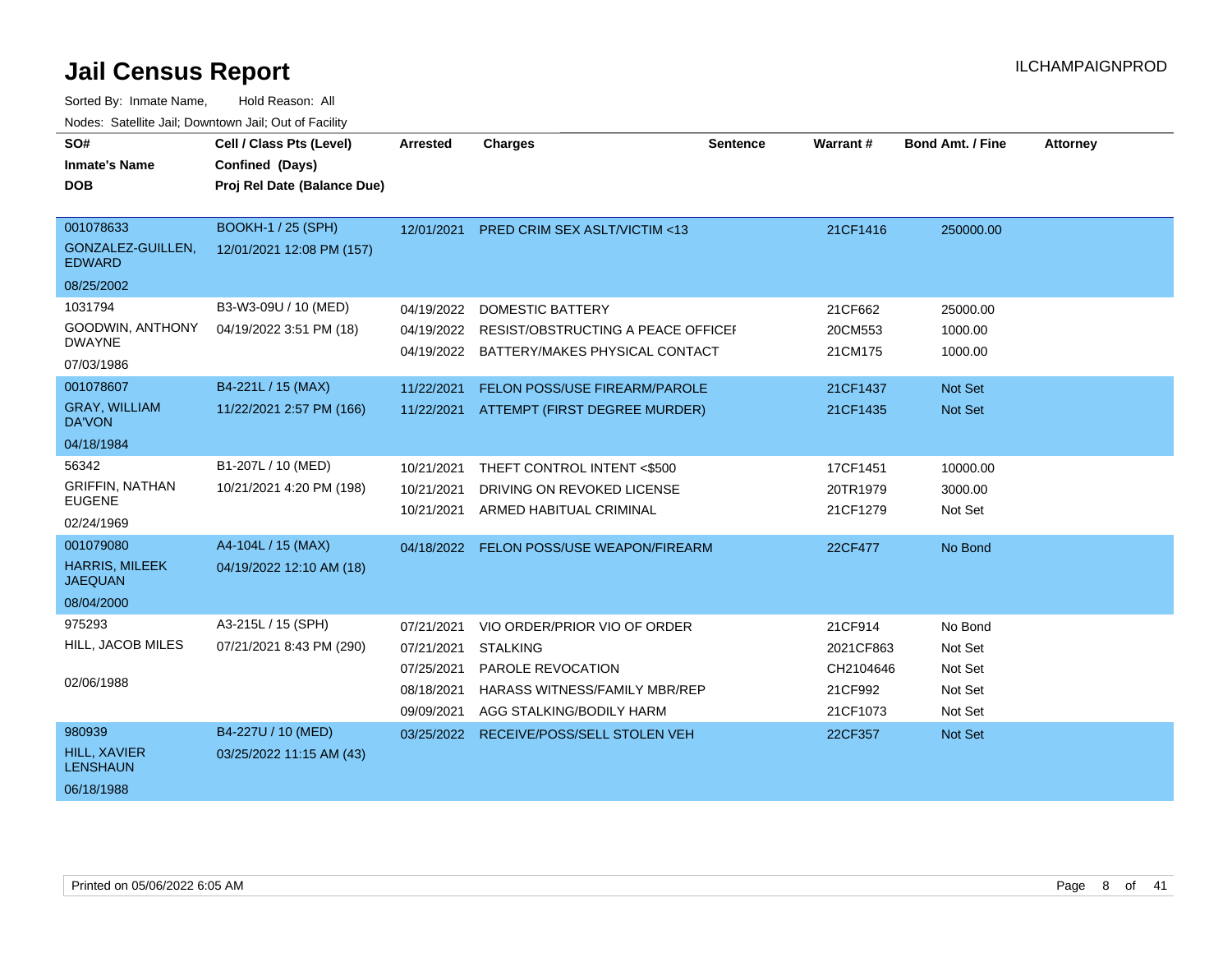# Jail Census Report

Sorted By: Inmate Name, Hold Reason: All

Nodes: Satellite Jail; Downtown Jail; Out of Facility

| SO# / Inmate's Name / DOB | Cell / Class Pts (Level) / Confined (Days) / Proj Rel Date (Balance Due) | Arrested | Charges | Sentence | Warrant # | Bond Amt. / Fine | Attorney |
|---|---|---|---|---|---|---|---|
| 001078633<br>GONZALEZ-GUILLEN, EDWARD<br>08/25/2002 | BOOKH-1 / 25 (SPH)<br>12/01/2021 12:08 PM (157) | 12/01/2021 | PRED CRIM SEX ASLT/VICTIM <13 | | 21CF1416 | 250000.00 | |
| 1031794<br>GOODWIN, ANTHONY DWAYNE<br>07/03/1986 | B3-W3-09U / 10 (MED)<br>04/19/2022 3:51 PM (18) | 04/19/2022 | DOMESTIC BATTERY | | 21CF662 | 25000.00 | |
| | | 04/19/2022 | RESIST/OBSTRUCTING A PEACE OFFICEI | | 20CM553 | 1000.00 | |
| | | 04/19/2022 | BATTERY/MAKES PHYSICAL CONTACT | | 21CM175 | 1000.00 | |
| 001078607<br>GRAY, WILLIAM DA'VON<br>04/18/1984 | B4-221L / 15 (MAX)<br>11/22/2021 2:57 PM (166) | 11/22/2021 | FELON POSS/USE FIREARM/PAROLE | | 21CF1437 | Not Set | |
| | | 11/22/2021 | ATTEMPT (FIRST DEGREE MURDER) | | 21CF1435 | Not Set | |
| 56342<br>GRIFFIN, NATHAN EUGENE<br>02/24/1969 | B1-207L / 10 (MED)<br>10/21/2021 4:20 PM (198) | 10/21/2021 | THEFT CONTROL INTENT <$500 | | 17CF1451 | 10000.00 | |
| | | 10/21/2021 | DRIVING ON REVOKED LICENSE | | 20TR1979 | 3000.00 | |
| | | 10/21/2021 | ARMED HABITUAL CRIMINAL | | 21CF1279 | Not Set | |
| 001079080<br>HARRIS, MILEEK JAEQUAN<br>08/04/2000 | A4-104L / 15 (MAX)<br>04/19/2022 12:10 AM (18) | 04/18/2022 | FELON POSS/USE WEAPON/FIREARM | | 22CF477 | No Bond | |
| 975293<br>HILL, JACOB MILES<br>02/06/1988 | A3-215L / 15 (SPH)<br>07/21/2021 8:43 PM (290) | 07/21/2021 | VIO ORDER/PRIOR VIO OF ORDER | | 21CF914 | No Bond | |
| | | 07/21/2021 | STALKING | | 2021CF863 | Not Set | |
| | | 07/25/2021 | PAROLE REVOCATION | | CH2104646 | Not Set | |
| | | 08/18/2021 | HARASS WITNESS/FAMILY MBR/REP | | 21CF992 | Not Set | |
| | | 09/09/2021 | AGG STALKING/BODILY HARM | | 21CF1073 | Not Set | |
| 980939<br>HILL, XAVIER LENSHAUN<br>06/18/1988 | B4-227U / 10 (MED)<br>03/25/2022 11:15 AM (43) | 03/25/2022 | RECEIVE/POSS/SELL STOLEN VEH | | 22CF357 | Not Set | |

Printed on 05/06/2022 6:05 AM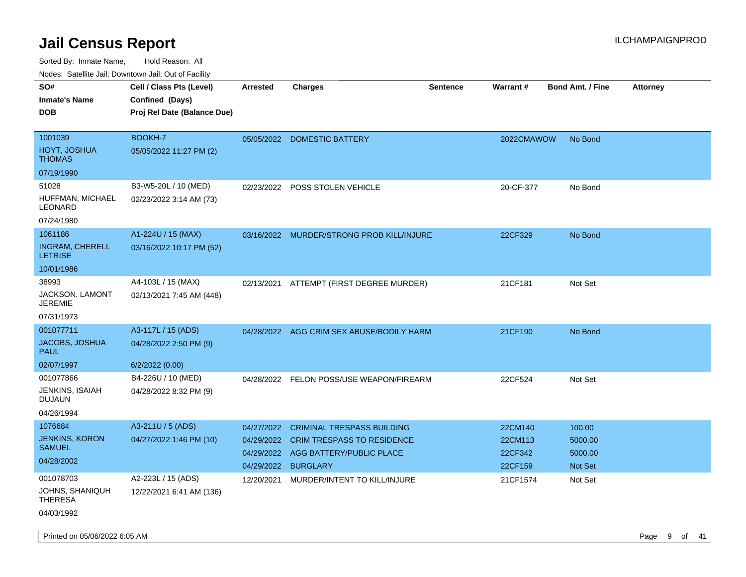# Jail Census Report

ILCHAMPAIGNPROD

Sorted By: Inmate Name, Hold Reason: All

Nodes: Satellite Jail; Downtown Jail; Out of Facility

| SO# / Inmate's Name / DOB | Cell / Class Pts (Level) / Confined (Days) / Proj Rel Date (Balance Due) | Arrested | Charges | Sentence | Warrant # | Bond Amt. / Fine | Attorney |
|---|---|---|---|---|---|---|---|
| 1001039<br>HOYT, JOSHUA THOMAS<br>07/19/1990 | BOOKH-7<br>05/05/2022 11:27 PM (2) | 05/05/2022 | DOMESTIC BATTERY | | 2022CMAWOW | No Bond | |
| 51028<br>HUFFMAN, MICHAEL LEONARD<br>07/24/1980 | B3-W5-20L / 10 (MED)<br>02/23/2022 3:14 AM (73) | 02/23/2022 | POSS STOLEN VEHICLE | | 20-CF-377 | No Bond | |
| 1061186<br>INGRAM, CHERELL LETRISE<br>10/01/1986 | A1-224U / 15 (MAX)<br>03/16/2022 10:17 PM (52) | 03/16/2022 | MURDER/STRONG PROB KILL/INJURE | | 22CF329 | No Bond | |
| 38993<br>JACKSON, LAMONT JEREMIE<br>07/31/1973 | A4-103L / 15 (MAX)<br>02/13/2021 7:45 AM (448) | 02/13/2021 | ATTEMPT (FIRST DEGREE MURDER) | | 21CF181 | Not Set | |
| 001077711<br>JACOBS, JOSHUA PAUL<br>02/07/1997 | A3-117L / 15 (ADS)<br>04/28/2022 2:50 PM (9)<br>6/2/2022 (0.00) | 04/28/2022 | AGG CRIM SEX ABUSE/BODILY HARM | | 21CF190 | No Bond | |
| 001077866<br>JENKINS, ISAIAH DUJAUN<br>04/26/1994 | B4-226U / 10 (MED)<br>04/28/2022 8:32 PM (9) | 04/28/2022 | FELON POSS/USE WEAPON/FIREARM | | 22CF524 | Not Set | |
| 1076684<br>JENKINS, KORON SAMUEL<br>04/28/2002 | A3-211U / 5 (ADS)<br>04/27/2022 1:46 PM (10) | 04/27/2022<br>04/29/2022<br>04/29/2022<br>04/29/2022 | CRIMINAL TRESPASS BUILDING<br>CRIM TRESPASS TO RESIDENCE<br>AGG BATTERY/PUBLIC PLACE<br>BURGLARY | | 22CM140<br>22CM113<br>22CF342<br>22CF159 | 100.00<br>5000.00<br>5000.00<br>Not Set | |
| 001078703<br>JOHNS, SHANIQUH THERESA<br>04/03/1992 | A2-223L / 15 (ADS)<br>12/22/2021 6:41 AM (136) | 12/20/2021 | MURDER/INTENT TO KILL/INJURE | | 21CF1574 | Not Set | |

Printed on 05/06/2022 6:05 AM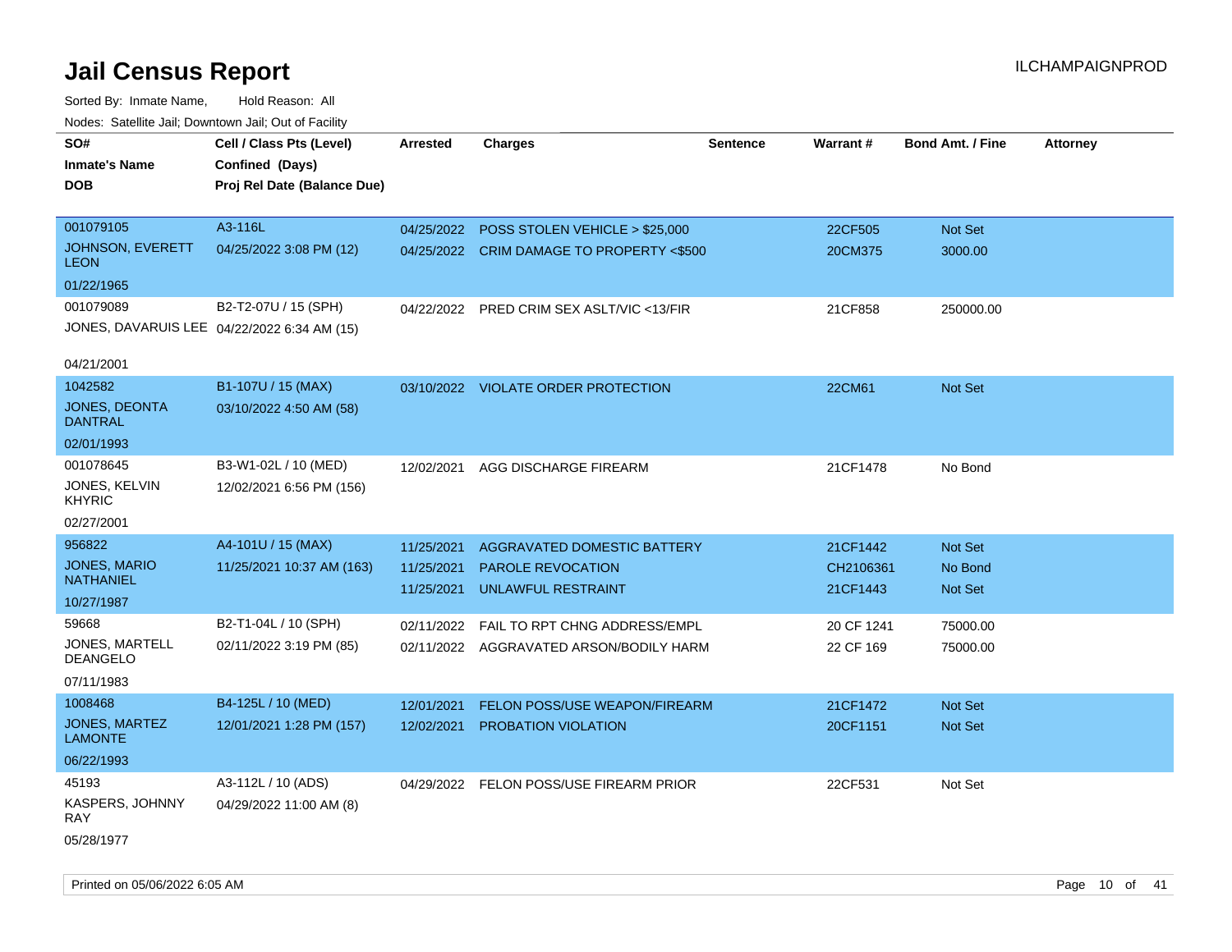# Jail Census Report

Sorted By: Inmate Name, Hold Reason: All

Nodes: Satellite Jail; Downtown Jail; Out of Facility

| SO# / Inmate's Name / DOB | Cell / Class Pts (Level) / Confined (Days) / Proj Rel Date (Balance Due) | Arrested | Charges | Sentence | Warrant # | Bond Amt. / Fine | Attorney |
|---|---|---|---|---|---|---|---|
| 001079105<br>JOHNSON, EVERETT LEON<br>01/22/1965 | A3-116L<br>04/25/2022 3:08 PM (12) | 04/25/2022<br>04/25/2022 | POSS STOLEN VEHICLE > $25,000<br>CRIM DAMAGE TO PROPERTY <$500 | | 22CF505<br>20CM375 | Not Set<br>3000.00 | |
| 001079089<br>JONES, DAVARUIS LEE<br>04/21/2001 | B2-T2-07U / 15 (SPH)<br>04/22/2022 6:34 AM (15) | 04/22/2022 | PRED CRIM SEX ASLT/VIC <13/FIR | | 21CF858 | 250000.00 | |
| 1042582<br>JONES, DEONTA DANTRAL<br>02/01/1993 | B1-107U / 15 (MAX)<br>03/10/2022 4:50 AM (58) | 03/10/2022 | VIOLATE ORDER PROTECTION | | 22CM61 | Not Set | |
| 001078645<br>JONES, KELVIN KHYRIC<br>02/27/2001 | B3-W1-02L / 10 (MED)<br>12/02/2021 6:56 PM (156) | 12/02/2021 | AGG DISCHARGE FIREARM | | 21CF1478 | No Bond | |
| 956822<br>JONES, MARIO NATHANIEL<br>10/27/1987 | A4-101U / 15 (MAX)<br>11/25/2021 10:37 AM (163) | 11/25/2021<br>11/25/2021<br>11/25/2021 | AGGRAVATED DOMESTIC BATTERY<br>PAROLE REVOCATION<br>UNLAWFUL RESTRAINT | | 21CF1442<br>CH2106361<br>21CF1443 | Not Set<br>No Bond<br>Not Set | |
| 59668<br>JONES, MARTELL DEANGELO<br>07/11/1983 | B2-T1-04L / 10 (SPH)<br>02/11/2022 3:19 PM (85) | 02/11/2022<br>02/11/2022 | FAIL TO RPT CHNG ADDRESS/EMPL<br>AGGRAVATED ARSON/BODILY HARM | | 20 CF 1241<br>22 CF 169 | 75000.00<br>75000.00 | |
| 1008468<br>JONES, MARTEZ LAMONTE<br>06/22/1993 | B4-125L / 10 (MED)<br>12/01/2021 1:28 PM (157) | 12/01/2021<br>12/02/2021 | FELON POSS/USE WEAPON/FIREARM<br>PROBATION VIOLATION | | 21CF1472<br>20CF1151 | Not Set<br>Not Set | |
| 45193<br>KASPERS, JOHNNY RAY<br>05/28/1977 | A3-112L / 10 (ADS)<br>04/29/2022 11:00 AM (8) | 04/29/2022 | FELON POSS/USE FIREARM PRIOR | | 22CF531 | Not Set | |

Printed on 05/06/2022 6:05 AM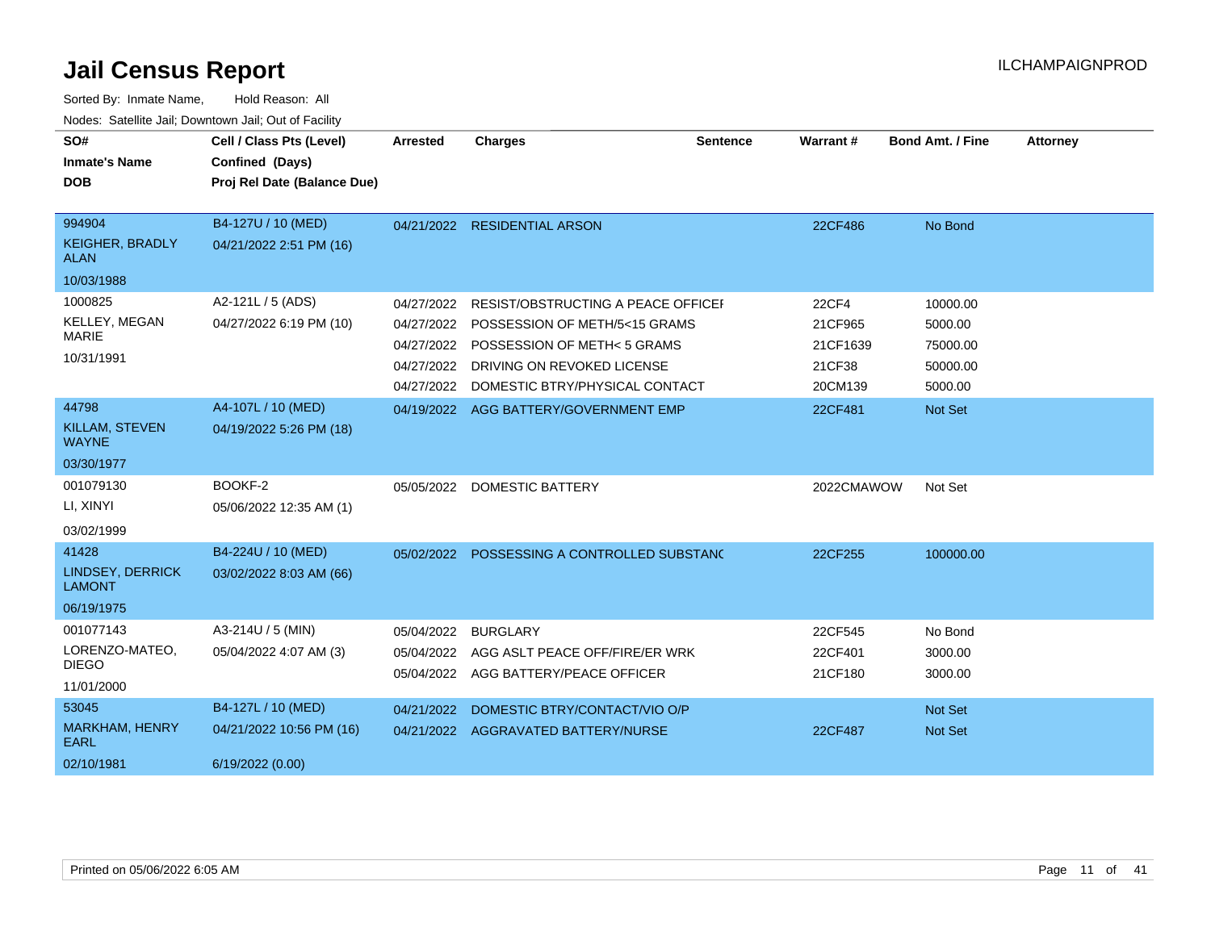# Jail Census Report

ILCHAMPAIGNPROD

Sorted By: Inmate Name, Hold Reason: All

Nodes: Satellite Jail; Downtown Jail; Out of Facility

| SO# / Inmate's Name / DOB | Cell / Class Pts (Level) / Confined (Days) / Proj Rel Date (Balance Due) | Arrested | Charges | Sentence | Warrant # | Bond Amt. / Fine | Attorney |
|---|---|---|---|---|---|---|---|
| 994904<br>KEIGHER, BRADLY ALAN<br>10/03/1988 | B4-127U / 10 (MED)<br>04/21/2022 2:51 PM (16) | 04/21/2022 | RESIDENTIAL ARSON | | 22CF486 | No Bond | |
| 1000825<br>KELLEY, MEGAN MARIE<br>10/31/1991 | A2-121L / 5 (ADS)<br>04/27/2022 6:19 PM (10) | 04/27/2022 | RESIST/OBSTRUCTING A PEACE OFFICEI | | 22CF4 | 10000.00 | |
| | | 04/27/2022 | POSSESSION OF METH/5<15 GRAMS | | 21CF965 | 5000.00 | |
| | | 04/27/2022 | POSSESSION OF METH< 5 GRAMS | | 21CF1639 | 75000.00 | |
| | | 04/27/2022 | DRIVING ON REVOKED LICENSE | | 21CF38 | 50000.00 | |
| | | 04/27/2022 | DOMESTIC BTRY/PHYSICAL CONTACT | | 20CM139 | 5000.00 | |
| 44798<br>KILLAM, STEVEN WAYNE<br>03/30/1977 | A4-107L / 10 (MED)<br>04/19/2022 5:26 PM (18) | 04/19/2022 | AGG BATTERY/GOVERNMENT EMP | | 22CF481 | Not Set | |
| 001079130<br>LI, XINYI<br>03/02/1999 | BOOKF-2<br>05/06/2022 12:35 AM (1) | 05/05/2022 | DOMESTIC BATTERY | | 2022CMAWOW | Not Set | |
| 41428<br>LINDSEY, DERRICK LAMONT<br>06/19/1975 | B4-224U / 10 (MED)<br>03/02/2022 8:03 AM (66) | 05/02/2022 | POSSESSING A CONTROLLED SUBSTANC | | 22CF255 | 100000.00 | |
| 001077143<br>LORENZO-MATEO, DIEGO<br>11/01/2000 | A3-214U / 5 (MIN)<br>05/04/2022 4:07 AM (3) | 05/04/2022 | BURGLARY | | 22CF545 | No Bond | |
| | | 05/04/2022 | AGG ASLT PEACE OFF/FIRE/ER WRK | | 22CF401 | 3000.00 | |
| | | 05/04/2022 | AGG BATTERY/PEACE OFFICER | | 21CF180 | 3000.00 | |
| 53045<br>MARKHAM, HENRY EARL<br>02/10/1981 | B4-127L / 10 (MED)<br>04/21/2022 10:56 PM (16)<br>6/19/2022 (0.00) | 04/21/2022 | DOMESTIC BTRY/CONTACT/VIO O/P | | | Not Set | |
| | | 04/21/2022 | AGGRAVATED BATTERY/NURSE | | 22CF487 | Not Set | |

Printed on 05/06/2022 6:05 AM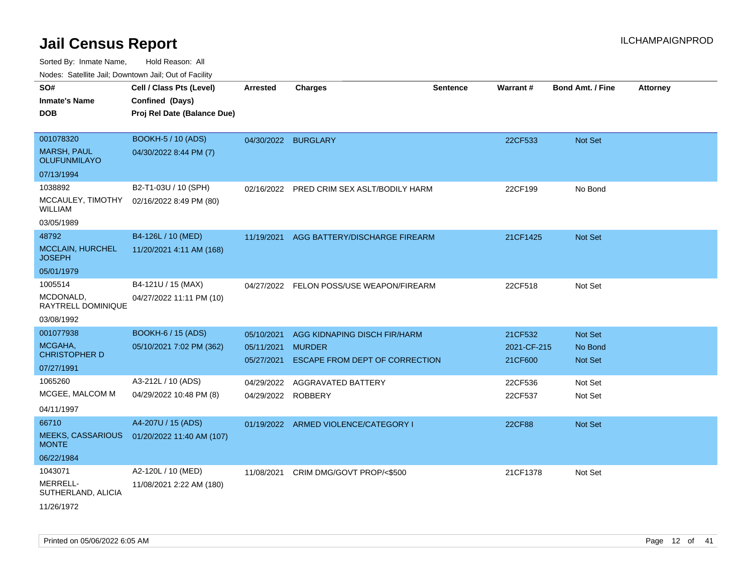# Jail Census Report

ILCHAMPAIGNPROD

Sorted By: Inmate Name, Hold Reason: All

Nodes: Satellite Jail; Downtown Jail; Out of Facility

| SO# / Inmate's Name / DOB | Cell / Class Pts (Level) / Confined (Days) / Proj Rel Date (Balance Due) | Arrested | Charges | Sentence | Warrant # | Bond Amt. / Fine | Attorney |
|---|---|---|---|---|---|---|---|
| 001078320<br>MARSH, PAUL OLUFUNMILAYO<br>07/13/1994 | BOOKH-5 / 10 (ADS)<br>04/30/2022 8:44 PM (7) | 04/30/2022 | BURGLARY | | 22CF533 | Not Set | |
| 1038892<br>MCCAULEY, TIMOTHY WILLIAM<br>03/05/1989 | B2-T1-03U / 10 (SPH)<br>02/16/2022 8:49 PM (80) | 02/16/2022 | PRED CRIM SEX ASLT/BODILY HARM | | 22CF199 | No Bond | |
| 48792<br>MCCLAIN, HURCHEL JOSEPH<br>05/01/1979 | B4-126L / 10 (MED)<br>11/20/2021 4:11 AM (168) | 11/19/2021 | AGG BATTERY/DISCHARGE FIREARM | | 21CF1425 | Not Set | |
| 1005514<br>MCDONALD, RAYTRELL DOMINIQUE<br>03/08/1992 | B4-121U / 15 (MAX)<br>04/27/2022 11:11 PM (10) | 04/27/2022 | FELON POSS/USE WEAPON/FIREARM | | 22CF518 | Not Set | |
| 001077938<br>MCGAHA, CHRISTOPHER D<br>07/27/1991 | BOOKH-6 / 15 (ADS)<br>05/10/2021 7:02 PM (362) | 05/10/2021<br>05/11/2021<br>05/27/2021 | AGG KIDNAPING DISCH FIR/HARM<br>MURDER<br>ESCAPE FROM DEPT OF CORRECTION | | 21CF532<br>2021-CF-215<br>21CF600 | Not Set<br>No Bond<br>Not Set | |
| 1065260<br>MCGEE, MALCOM M<br>04/11/1997 | A3-212L / 10 (ADS)<br>04/29/2022 10:48 PM (8) | 04/29/2022<br>04/29/2022 | AGGRAVATED BATTERY<br>ROBBERY | | 22CF536<br>22CF537 | Not Set<br>Not Set | |
| 66710<br>MEEKS, CASSARIOUS MONTE<br>06/22/1984 | A4-207U / 15 (ADS)<br>01/20/2022 11:40 AM (107) | 01/19/2022 | ARMED VIOLENCE/CATEGORY I | | 22CF88 | Not Set | |
| 1043071<br>MERRELL-SUTHERLAND, ALICIA<br>11/26/1972 | A2-120L / 10 (MED)<br>11/08/2021 2:22 AM (180) | 11/08/2021 | CRIM DMG/GOVT PROP/<$500 | | 21CF1378 | Not Set | |

Printed on 05/06/2022 6:05 AM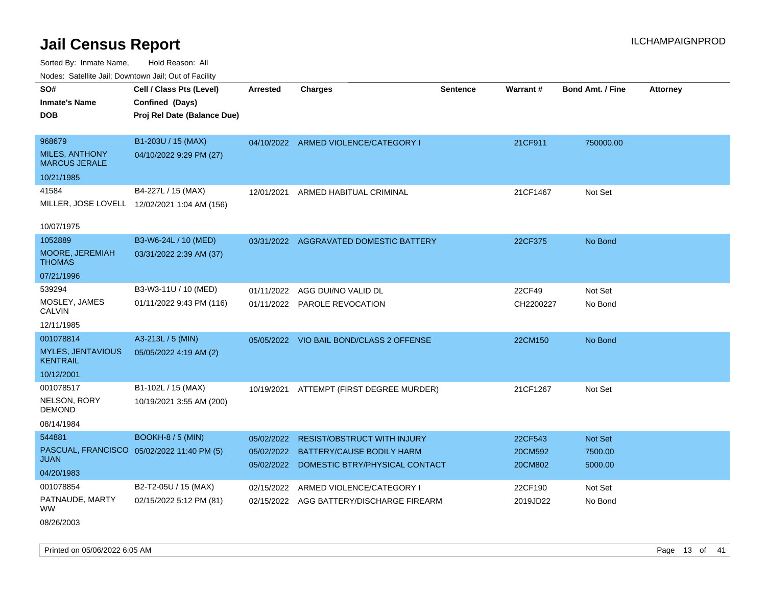# Jail Census Report

ILCHAMPAIGNPROD

Sorted By: Inmate Name, Hold Reason: All

Nodes: Satellite Jail; Downtown Jail; Out of Facility

| SO# / Inmate's Name / DOB | Cell / Class Pts (Level) / Confined (Days) / Proj Rel Date (Balance Due) | Arrested | Charges | Sentence | Warrant # | Bond Amt. / Fine | Attorney |
|---|---|---|---|---|---|---|---|
| 968679 MILES, ANTHONY MARCUS JERALE 10/21/1985 | B1-203U / 15 (MAX) 04/10/2022 9:29 PM (27) | 04/10/2022 | ARMED VIOLENCE/CATEGORY I | | 21CF911 | 750000.00 | |
| 41584 MILLER, JOSE LOVELL 10/07/1975 | B4-227L / 15 (MAX) 12/02/2021 1:04 AM (156) | 12/01/2021 | ARMED HABITUAL CRIMINAL | | 21CF1467 | Not Set | |
| 1052889 MOORE, JEREMIAH THOMAS 07/21/1996 | B3-W6-24L / 10 (MED) 03/31/2022 2:39 AM (37) | 03/31/2022 | AGGRAVATED DOMESTIC BATTERY | | 22CF375 | No Bond | |
| 539294 MOSLEY, JAMES CALVIN 12/11/1985 | B3-W3-11U / 10 (MED) 01/11/2022 9:43 PM (116) | 01/11/2022 | AGG DUI/NO VALID DL | | 22CF49 | Not Set | |
| | | 01/11/2022 | PAROLE REVOCATION | | CH2200227 | No Bond | |
| 001078814 MYLES, JENTAVIOUS KENTRAIL 10/12/2001 | A3-213L / 5 (MIN) 05/05/2022 4:19 AM (2) | 05/05/2022 | VIO BAIL BOND/CLASS 2 OFFENSE | | 22CM150 | No Bond | |
| 001078517 NELSON, RORY DEMOND 08/14/1984 | B1-102L / 15 (MAX) 10/19/2021 3:55 AM (200) | 10/19/2021 | ATTEMPT (FIRST DEGREE MURDER) | | 21CF1267 | Not Set | |
| 544881 PASCUAL, FRANCISCO JUAN 04/20/1983 | BOOKH-8 / 5 (MIN) 05/02/2022 11:40 PM (5) | 05/02/2022 | RESIST/OBSTRUCT WITH INJURY | | 22CF543 | Not Set | |
| | | 05/02/2022 | BATTERY/CAUSE BODILY HARM | | 20CM592 | 7500.00 | |
| | | 05/02/2022 | DOMESTIC BTRY/PHYSICAL CONTACT | | 20CM802 | 5000.00 | |
| 001078854 PATNAUDE, MARTY WW 08/26/2003 | B2-T2-05U / 15 (MAX) 02/15/2022 5:12 PM (81) | 02/15/2022 | ARMED VIOLENCE/CATEGORY I | | 22CF190 | Not Set | |
| | | 02/15/2022 | AGG BATTERY/DISCHARGE FIREARM | | 2019JD22 | No Bond | |

Printed on 05/06/2022 6:05 AM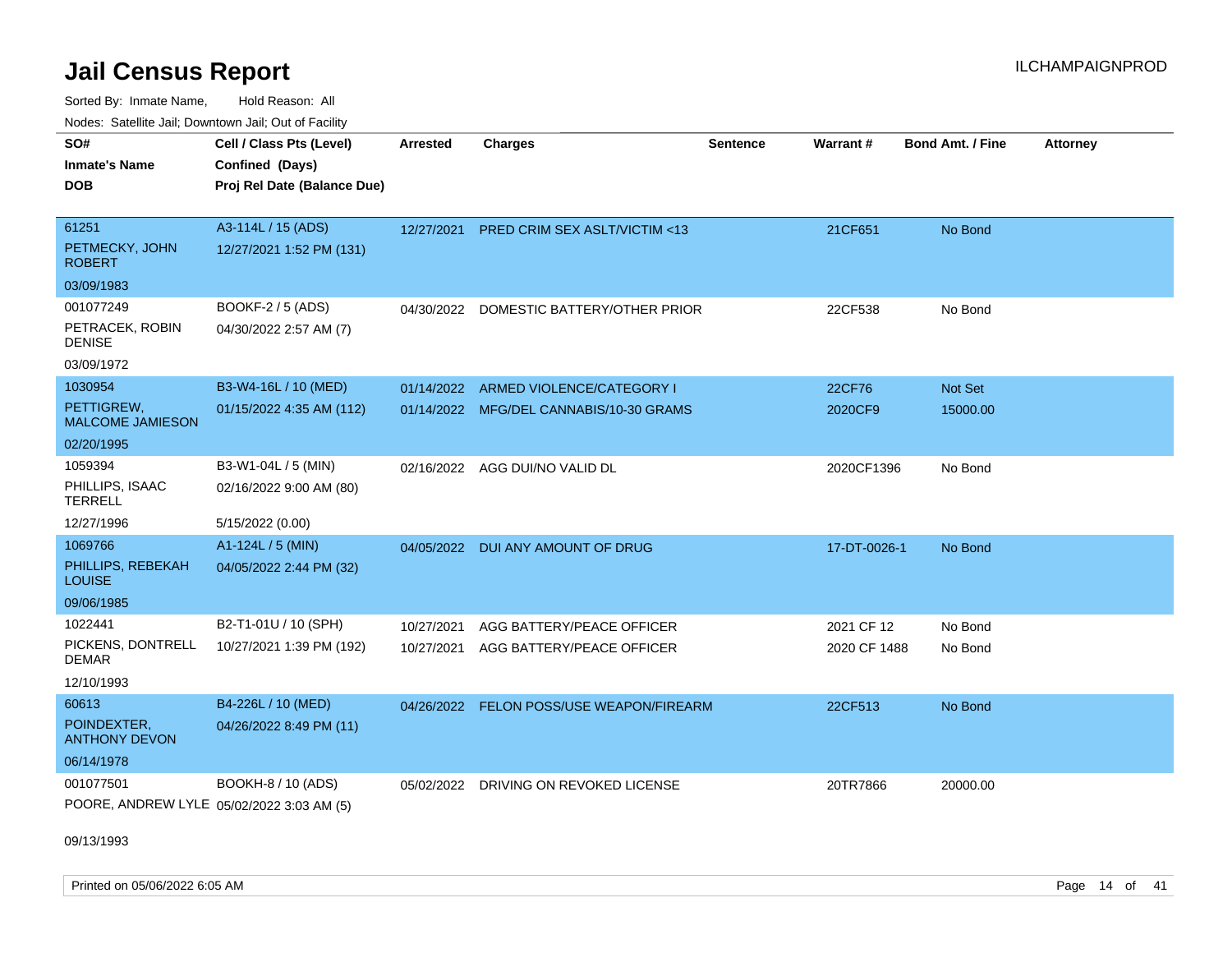# Jail Census Report

Sorted By: Inmate Name, Hold Reason: All

Nodes: Satellite Jail; Downtown Jail; Out of Facility

| SO# / Inmate's Name / DOB | Cell / Class Pts (Level) / Confined (Days) / Proj Rel Date (Balance Due) | Arrested | Charges | Sentence | Warrant # | Bond Amt. / Fine | Attorney |
|---|---|---|---|---|---|---|---|
| 61251<br>PETMECKY, JOHN ROBERT<br>03/09/1983 | A3-114L / 15 (ADS)<br>12/27/2021 1:52 PM (131) | 12/27/2021 | PRED CRIM SEX ASLT/VICTIM <13 | | 21CF651 | No Bond | |
| 001077249<br>PETRACEK, ROBIN DENISE<br>03/09/1972 | BOOKF-2 / 5 (ADS)<br>04/30/2022 2:57 AM (7) | 04/30/2022 | DOMESTIC BATTERY/OTHER PRIOR | | 22CF538 | No Bond | |
| 1030954<br>PETTIGREW, MALCOME JAMIESON<br>02/20/1995 | B3-W4-16L / 10 (MED)<br>01/15/2022 4:35 AM (112) | 01/14/2022<br>01/14/2022 | ARMED VIOLENCE/CATEGORY I<br>MFG/DEL CANNABIS/10-30 GRAMS | | 22CF76<br>2020CF9 | Not Set<br>15000.00 | |
| 1059394<br>PHILLIPS, ISAAC TERRELL<br>12/27/1996 | B3-W1-04L / 5 (MIN)<br>02/16/2022 9:00 AM (80)<br>5/15/2022 (0.00) | 02/16/2022 | AGG DUI/NO VALID DL | | 2020CF1396 | No Bond | |
| 1069766<br>PHILLIPS, REBEKAH LOUISE<br>09/06/1985 | A1-124L / 5 (MIN)<br>04/05/2022 2:44 PM (32) | 04/05/2022 | DUI ANY AMOUNT OF DRUG | | 17-DT-0026-1 | No Bond | |
| 1022441<br>PICKENS, DONTRELL DEMAR<br>12/10/1993 | B2-T1-01U / 10 (SPH)<br>10/27/2021 1:39 PM (192) | 10/27/2021<br>10/27/2021 | AGG BATTERY/PEACE OFFICER<br>AGG BATTERY/PEACE OFFICER | | 2021 CF 12<br>2020 CF 1488 | No Bond<br>No Bond | |
| 60613<br>POINDEXTER, ANTHONY DEVON<br>06/14/1978 | B4-226L / 10 (MED)<br>04/26/2022 8:49 PM (11) | 04/26/2022 | FELON POSS/USE WEAPON/FIREARM | | 22CF513 | No Bond | |
| 001077501<br>POORE, ANDREW LYLE<br>09/13/1993 | BOOKH-8 / 10 (ADS)<br>05/02/2022 3:03 AM (5) | 05/02/2022 | DRIVING ON REVOKED LICENSE | | 20TR7866 | 20000.00 | |

Printed on 05/06/2022 6:05 AM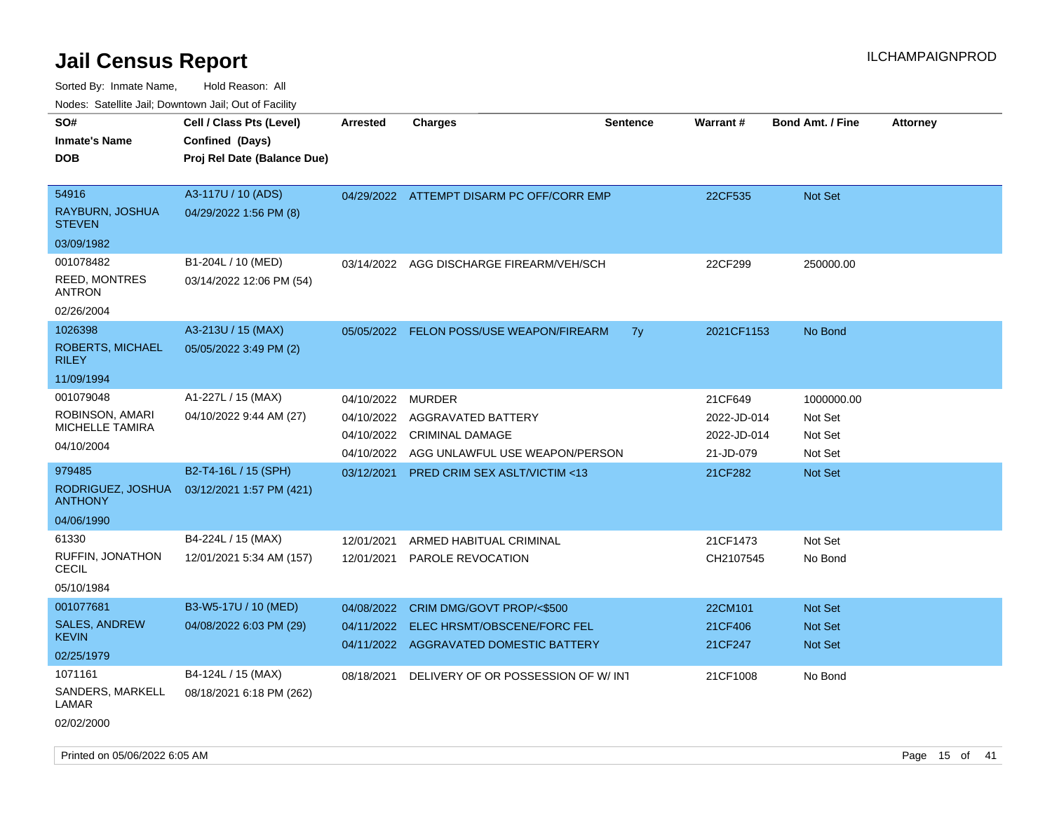# Jail Census Report

Sorted By: Inmate Name, Hold Reason: All

Nodes: Satellite Jail; Downtown Jail; Out of Facility

| SO# / Inmate's Name / DOB | Cell / Class Pts (Level) / Confined (Days) / Proj Rel Date (Balance Due) | Arrested | Charges | Sentence | Warrant # | Bond Amt. / Fine | Attorney |
|---|---|---|---|---|---|---|---|
| 54916<br>RAYBURN, JOSHUA STEVEN<br>03/09/1982 | A3-117U / 10 (ADS)<br>04/29/2022 1:56 PM (8) | 04/29/2022 | ATTEMPT DISARM PC OFF/CORR EMP | | 22CF535 | Not Set | |
| 001078482<br>REED, MONTRES ANTRON<br>02/26/2004 | B1-204L / 10 (MED)<br>03/14/2022 12:06 PM (54) | 03/14/2022 | AGG DISCHARGE FIREARM/VEH/SCH | | 22CF299 | 250000.00 | |
| 1026398<br>ROBERTS, MICHAEL RILEY<br>11/09/1994 | A3-213U / 15 (MAX)<br>05/05/2022 3:49 PM (2) | 05/05/2022 | FELON POSS/USE WEAPON/FIREARM | 7y | 2021CF1153 | No Bond | |
| 001079048<br>ROBINSON, AMARI MICHELLE TAMIRA<br>04/10/2004 | A1-227L / 15 (MAX)<br>04/10/2022 9:44 AM (27) | 04/10/2022 | MURDER | | 21CF649 | 1000000.00 | |
| | | 04/10/2022 | AGGRAVATED BATTERY | | 2022-JD-014 | Not Set | |
| | | 04/10/2022 | CRIMINAL DAMAGE | | 2022-JD-014 | Not Set | |
| | | 04/10/2022 | AGG UNLAWFUL USE WEAPON/PERSON | | 21-JD-079 | Not Set | |
| 979485<br>RODRIGUEZ, JOSHUA ANTHONY<br>04/06/1990 | B2-T4-16L / 15 (SPH)<br>03/12/2021 1:57 PM (421) | 03/12/2021 | PRED CRIM SEX ASLT/VICTIM <13 | | 21CF282 | Not Set | |
| 61330<br>RUFFIN, JONATHON CECIL<br>05/10/1984 | B4-224L / 15 (MAX)<br>12/01/2021 5:34 AM (157) | 12/01/2021 | ARMED HABITUAL CRIMINAL | | 21CF1473 | Not Set | |
| | | 12/01/2021 | PAROLE REVOCATION | | CH2107545 | No Bond | |
| 001077681<br>SALES, ANDREW KEVIN<br>02/25/1979 | B3-W5-17U / 10 (MED)<br>04/08/2022 6:03 PM (29) | 04/08/2022 | CRIM DMG/GOVT PROP/<$500 | | 22CM101 | Not Set | |
| | | 04/11/2022 | ELEC HRSMT/OBSCENE/FORC FEL | | 21CF406 | Not Set | |
| | | 04/11/2022 | AGGRAVATED DOMESTIC BATTERY | | 21CF247 | Not Set | |
| 1071161<br>SANDERS, MARKELL LAMAR<br>02/02/2000 | B4-124L / 15 (MAX)<br>08/18/2021 6:18 PM (262) | 08/18/2021 | DELIVERY OF OR POSSESSION OF W/ INT | | 21CF1008 | No Bond | |

Printed on 05/06/2022 6:05 AM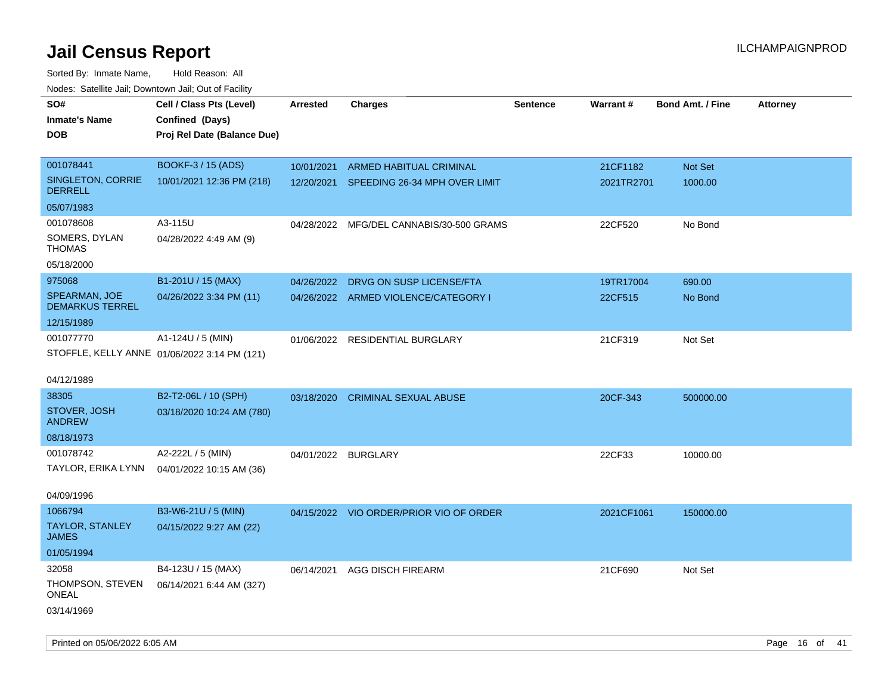# Jail Census Report

ILCHAMPAIGNPROD

Sorted By: Inmate Name, Hold Reason: All

Nodes: Satellite Jail; Downtown Jail; Out of Facility

| SO# / Inmate's Name / DOB | Cell / Class Pts (Level) / Confined (Days) / Proj Rel Date (Balance Due) | Arrested | Charges | Sentence | Warrant # | Bond Amt. / Fine | Attorney |
|---|---|---|---|---|---|---|---|
| 001078441<br>SINGLETON, CORRIE DERRELL<br>05/07/1983 | BOOKF-3 / 15 (ADS)<br>10/01/2021 12:36 PM (218) | 10/01/2021<br>12/20/2021 | ARMED HABITUAL CRIMINAL<br>SPEEDING 26-34 MPH OVER LIMIT | | 21CF1182<br>2021TR2701 | Not Set<br>1000.00 | |
| 001078608<br>SOMERS, DYLAN THOMAS<br>05/18/2000 | A3-115U<br>04/28/2022 4:49 AM (9) | 04/28/2022 | MFG/DEL CANNABIS/30-500 GRAMS | | 22CF520 | No Bond | |
| 975068<br>SPEARMAN, JOE DEMARKUS TERREL<br>12/15/1989 | B1-201U / 15 (MAX)<br>04/26/2022 3:34 PM (11) | 04/26/2022<br>04/26/2022 | DRVG ON SUSP LICENSE/FTA<br>ARMED VIOLENCE/CATEGORY I | | 19TR17004<br>22CF515 | 690.00<br>No Bond | |
| 001077770<br>STOFFLE, KELLY ANNE<br>04/12/1989 | A1-124U / 5 (MIN)<br>01/06/2022 3:14 PM (121) | 01/06/2022 | RESIDENTIAL BURGLARY | | 21CF319 | Not Set | |
| 38305<br>STOVER, JOSH ANDREW<br>08/18/1973 | B2-T2-06L / 10 (SPH)<br>03/18/2020 10:24 AM (780) | 03/18/2020 | CRIMINAL SEXUAL ABUSE | | 20CF-343 | 500000.00 | |
| 001078742<br>TAYLOR, ERIKA LYNN<br>04/09/1996 | A2-222L / 5 (MIN)<br>04/01/2022 10:15 AM (36) | 04/01/2022 | BURGLARY | | 22CF33 | 10000.00 | |
| 1066794<br>TAYLOR, STANLEY JAMES<br>01/05/1994 | B3-W6-21U / 5 (MIN)<br>04/15/2022 9:27 AM (22) | 04/15/2022 | VIO ORDER/PRIOR VIO OF ORDER | | 2021CF1061 | 150000.00 | |
| 32058<br>THOMPSON, STEVEN ONEAL<br>03/14/1969 | B4-123U / 15 (MAX)<br>06/14/2021 6:44 AM (327) | 06/14/2021 | AGG DISCH FIREARM | | 21CF690 | Not Set | |

Printed on 05/06/2022 6:05 AM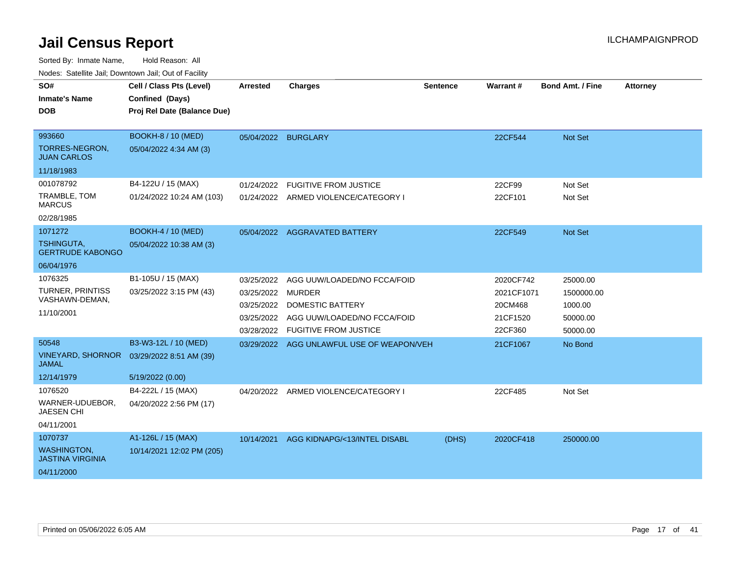# Jail Census Report

Sorted By: Inmate Name, Hold Reason: All

Nodes: Satellite Jail; Downtown Jail; Out of Facility

| SO# / Inmate's Name / DOB | Cell / Class Pts (Level) / Confined (Days) / Proj Rel Date (Balance Due) | Arrested | Charges | Sentence | Warrant # | Bond Amt. / Fine | Attorney |
|---|---|---|---|---|---|---|---|
| 993660<br>TORRES-NEGRON, JUAN CARLOS<br>11/18/1983 | BOOKH-8 / 10 (MED)<br>05/04/2022 4:34 AM (3) | 05/04/2022 | BURGLARY | | 22CF544 | Not Set | |
| 001078792<br>TRAMBLE, TOM MARCUS<br>02/28/1985 | B4-122U / 15 (MAX)<br>01/24/2022 10:24 AM (103) | 01/24/2022 | FUGITIVE FROM JUSTICE | | 22CF99 | Not Set | |
| | | 01/24/2022 | ARMED VIOLENCE/CATEGORY I | | 22CF101 | Not Set | |
| 1071272<br>TSHINGUTA, GERTRUDE KABONGO<br>06/04/1976 | BOOKH-4 / 10 (MED)<br>05/04/2022 10:38 AM (3) | 05/04/2022 | AGGRAVATED BATTERY | | 22CF549 | Not Set | |
| 1076325<br>TURNER, PRINTISS VASHAWN-DEMAN,<br>11/10/2001 | B1-105U / 15 (MAX)<br>03/25/2022 3:15 PM (43) | 03/25/2022 | AGG UUW/LOADED/NO FCCA/FOID | | 2020CF742 | 25000.00 | |
| | | 03/25/2022 | MURDER | | 2021CF1071 | 1500000.00 | |
| | | 03/25/2022 | DOMESTIC BATTERY | | 20CM468 | 1000.00 | |
| | | 03/25/2022 | AGG UUW/LOADED/NO FCCA/FOID | | 21CF1520 | 50000.00 | |
| | | 03/28/2022 | FUGITIVE FROM JUSTICE | | 22CF360 | 50000.00 | |
| 50548<br>VINEYARD, SHORNOR JAMAL<br>12/14/1979 | B3-W3-12L / 10 (MED)<br>03/29/2022 8:51 AM (39)<br>5/19/2022 (0.00) | 03/29/2022 | AGG UNLAWFUL USE OF WEAPON/VEH | | 21CF1067 | No Bond | |
| 1076520<br>WARNER-UDUEBOR, JAESEN CHI<br>04/11/2001 | B4-222L / 15 (MAX)<br>04/20/2022 2:56 PM (17) | 04/20/2022 | ARMED VIOLENCE/CATEGORY I | | 22CF485 | Not Set | |
| 1070737<br>WASHINGTON, JASTINA VIRGINIA<br>04/11/2000 | A1-126L / 15 (MAX)<br>10/14/2021 12:02 PM (205) | 10/14/2021 | AGG KIDNAPG/<13/INTEL DISABL | (DHS) | 2020CF418 | 250000.00 | |

Printed on 05/06/2022 6:05 AM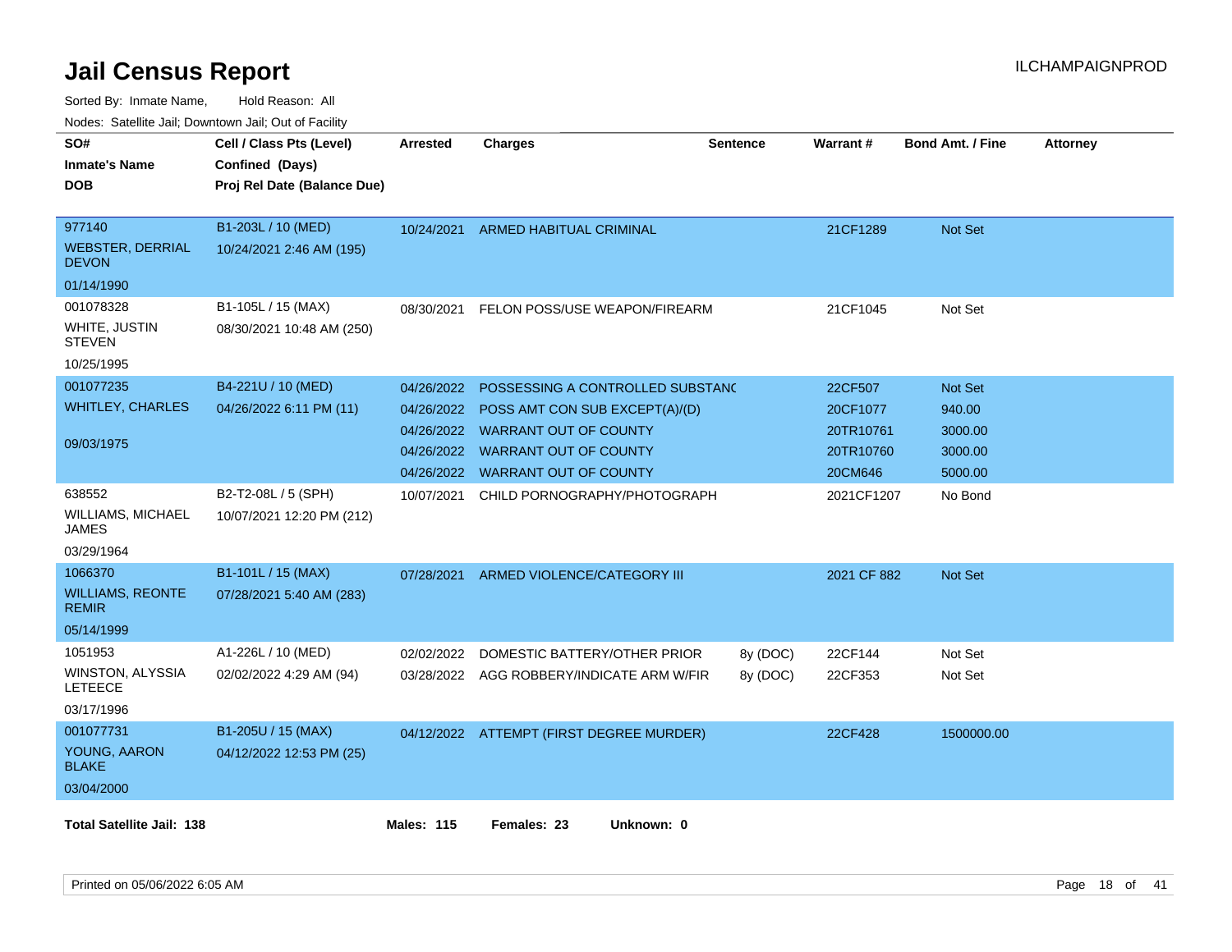# Jail Census Report

ILCHAMPAIGNPROD

Sorted By: Inmate Name, Hold Reason: All

Nodes: Satellite Jail; Downtown Jail; Out of Facility

| SO# / Inmate's Name / DOB | Cell / Class Pts (Level) / Confined (Days) / Proj Rel Date (Balance Due) | Arrested | Charges | Sentence | Warrant # | Bond Amt. / Fine | Attorney |
|---|---|---|---|---|---|---|---|
| 977140<br>WEBSTER, DERRIAL DEVON<br>01/14/1990 | B1-203L / 10 (MED)<br>10/24/2021 2:46 AM (195) | 10/24/2021 | ARMED HABITUAL CRIMINAL | | 21CF1289 | Not Set | |
| 001078328<br>WHITE, JUSTIN STEVEN<br>10/25/1995 | B1-105L / 15 (MAX)<br>08/30/2021 10:48 AM (250) | 08/30/2021 | FELON POSS/USE WEAPON/FIREARM | | 21CF1045 | Not Set | |
| 001077235<br>WHITLEY, CHARLES<br>09/03/1975 | B4-221U / 10 (MED)<br>04/26/2022 6:11 PM (11) | 04/26/2022 | POSSESSING A CONTROLLED SUBSTANC | | 22CF507 | Not Set | |
| | | 04/26/2022 | POSS AMT CON SUB EXCEPT(A)/(D) | | 20CF1077 | 940.00 | |
| | | 04/26/2022 | WARRANT OUT OF COUNTY | | 20TR10761 | 3000.00 | |
| | | 04/26/2022 | WARRANT OUT OF COUNTY | | 20TR10760 | 3000.00 | |
| | | 04/26/2022 | WARRANT OUT OF COUNTY | | 20CM646 | 5000.00 | |
| 638552<br>WILLIAMS, MICHAEL JAMES<br>03/29/1964 | B2-T2-08L / 5 (SPH)<br>10/07/2021 12:20 PM (212) | 10/07/2021 | CHILD PORNOGRAPHY/PHOTOGRAPH | | 2021CF1207 | No Bond | |
| 1066370<br>WILLIAMS, REONTE REMIR<br>05/14/1999 | B1-101L / 15 (MAX)<br>07/28/2021 5:40 AM (283) | 07/28/2021 | ARMED VIOLENCE/CATEGORY III | | 2021 CF 882 | Not Set | |
| 1051953<br>WINSTON, ALYSSIA LETEECE<br>03/17/1996 | A1-226L / 10 (MED)<br>02/02/2022 4:29 AM (94) | 02/02/2022 | DOMESTIC BATTERY/OTHER PRIOR | 8y (DOC) | 22CF144 | Not Set | |
| | | 03/28/2022 | AGG ROBBERY/INDICATE ARM W/FIR | 8y (DOC) | 22CF353 | Not Set | |
| 001077731<br>YOUNG, AARON BLAKE<br>03/04/2000 | B1-205U / 15 (MAX)<br>04/12/2022 12:53 PM (25) | 04/12/2022 | ATTEMPT (FIRST DEGREE MURDER) | | 22CF428 | 1500000.00 | |

**Total Satellite Jail: 138** **Males: 115** **Females: 23** **Unknown: 0**

Printed on 05/06/2022 6:05 AM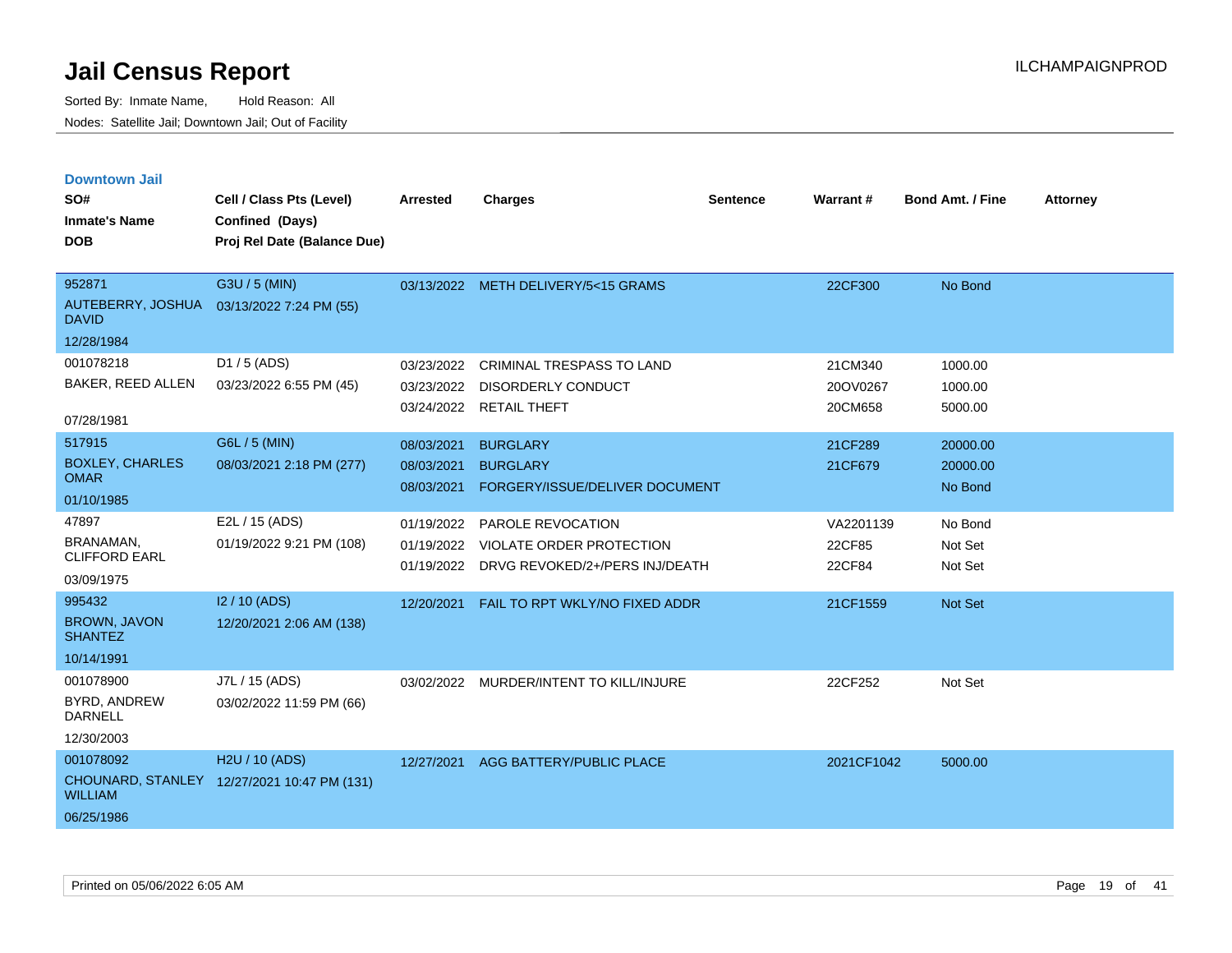# Jail Census Report

Sorted By: Inmate Name, Hold Reason: All

Nodes: Satellite Jail; Downtown Jail; Out of Facility

ILCHAMPAIGNPROD

## Downtown Jail

| SO# / Inmate's Name / DOB | Cell / Class Pts (Level) / Confined (Days) / Proj Rel Date (Balance Due) | Arrested | Charges | Sentence | Warrant # | Bond Amt. / Fine | Attorney |
|---|---|---|---|---|---|---|---|
| 952871<br>AUTEBERRY, JOSHUA DAVID<br>12/28/1984 | G3U / 5 (MIN)<br>03/13/2022 7:24 PM (55) | 03/13/2022 | METH DELIVERY/5<15 GRAMS | | 22CF300 | No Bond | |
| 001078218<br>BAKER, REED ALLEN<br>07/28/1981 | D1 / 5 (ADS)<br>03/23/2022 6:55 PM (45) | 03/23/2022 | CRIMINAL TRESPASS TO LAND | | 21CM340 | 1000.00 | |
| | | 03/23/2022 | DISORDERLY CONDUCT | | 20OV0267 | 1000.00 | |
| | | 03/24/2022 | RETAIL THEFT | | 20CM658 | 5000.00 | |
| 517915<br>BOXLEY, CHARLES OMAR<br>01/10/1985 | G6L / 5 (MIN)<br>08/03/2021 2:18 PM (277) | 08/03/2021 | BURGLARY | | 21CF289 | 20000.00 | |
| | | 08/03/2021 | BURGLARY | | 21CF679 | 20000.00 | |
| | | 08/03/2021 | FORGERY/ISSUE/DELIVER DOCUMENT | | | No Bond | |
| 47897<br>BRANAMAN, CLIFFORD EARL<br>03/09/1975 | E2L / 15 (ADS)<br>01/19/2022 9:21 PM (108) | 01/19/2022 | PAROLE REVOCATION | | VA2201139 | No Bond | |
| | | 01/19/2022 | VIOLATE ORDER PROTECTION | | 22CF85 | Not Set | |
| | | 01/19/2022 | DRVG REVOKED/2+/PERS INJ/DEATH | | 22CF84 | Not Set | |
| 995432<br>BROWN, JAVON SHANTEZ<br>10/14/1991 | I2 / 10 (ADS)<br>12/20/2021 2:06 AM (138) | 12/20/2021 | FAIL TO RPT WKLY/NO FIXED ADDR | | 21CF1559 | Not Set | |
| 001078900<br>BYRD, ANDREW DARNELL<br>12/30/2003 | J7L / 15 (ADS)<br>03/02/2022 11:59 PM (66) | 03/02/2022 | MURDER/INTENT TO KILL/INJURE | | 22CF252 | Not Set | |
| 001078092<br>CHOUNARD, STANLEY WILLIAM<br>06/25/1986 | H2U / 10 (ADS)<br>12/27/2021 10:47 PM (131) | 12/27/2021 | AGG BATTERY/PUBLIC PLACE | | 2021CF1042 | 5000.00 | |

Printed on 05/06/2022 6:05 AM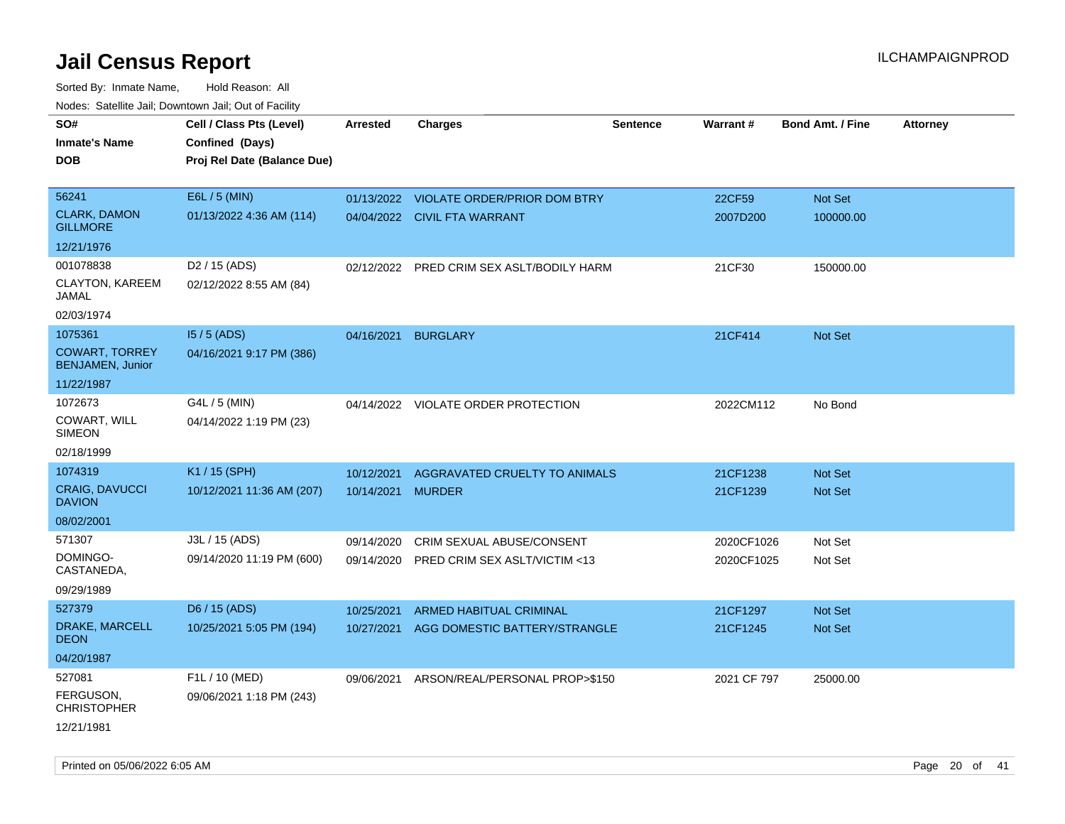# Jail Census Report

Sorted By: Inmate Name, Hold Reason: All

Nodes: Satellite Jail; Downtown Jail; Out of Facility

| SO# / Inmate's Name / DOB | Cell / Class Pts (Level) / Confined (Days) / Proj Rel Date (Balance Due) | Arrested | Charges | Sentence | Warrant # | Bond Amt. / Fine | Attorney |
|---|---|---|---|---|---|---|---|
| 56241<br>CLARK, DAMON GILLMORE<br>12/21/1976 | E6L / 5 (MIN)<br>01/13/2022 4:36 AM (114) | 01/13/2022<br>04/04/2022 | VIOLATE ORDER/PRIOR DOM BTRY<br>CIVIL FTA WARRANT | | 22CF59<br>2007D200 | Not Set<br>100000.00 | |
| 001078838<br>CLAYTON, KAREEM JAMAL<br>02/03/1974 | D2 / 15 (ADS)<br>02/12/2022 8:55 AM (84) | 02/12/2022 | PRED CRIM SEX ASLT/BODILY HARM | | 21CF30 | 150000.00 | |
| 1075361<br>COWART, TORREY BENJAMEN, Junior<br>11/22/1987 | I5 / 5 (ADS)<br>04/16/2021 9:17 PM (386) | 04/16/2021 | BURGLARY | | 21CF414 | Not Set | |
| 1072673<br>COWART, WILL SIMEON<br>02/18/1999 | G4L / 5 (MIN)<br>04/14/2022 1:19 PM (23) | 04/14/2022 | VIOLATE ORDER PROTECTION | | 2022CM112 | No Bond | |
| 1074319<br>CRAIG, DAVUCCI DAVION<br>08/02/2001 | K1 / 15 (SPH)<br>10/12/2021 11:36 AM (207) | 10/12/2021<br>10/14/2021 | AGGRAVATED CRUELTY TO ANIMALS<br>MURDER | | 21CF1238<br>21CF1239 | Not Set<br>Not Set | |
| 571307<br>DOMINGO-CASTANEDA,<br>09/29/1989 | J3L / 15 (ADS)<br>09/14/2020 11:19 PM (600) | 09/14/2020<br>09/14/2020 | CRIM SEXUAL ABUSE/CONSENT<br>PRED CRIM SEX ASLT/VICTIM <13 | | 2020CF1026<br>2020CF1025 | Not Set<br>Not Set | |
| 527379<br>DRAKE, MARCELL DEON<br>04/20/1987 | D6 / 15 (ADS)<br>10/25/2021 5:05 PM (194) | 10/25/2021<br>10/27/2021 | ARMED HABITUAL CRIMINAL<br>AGG DOMESTIC BATTERY/STRANGLE | | 21CF1297<br>21CF1245 | Not Set<br>Not Set | |
| 527081<br>FERGUSON, CHRISTOPHER<br>12/21/1981 | F1L / 10 (MED)<br>09/06/2021 1:18 PM (243) | 09/06/2021 | ARSON/REAL/PERSONAL PROP>$150 | | 2021 CF 797 | 25000.00 | |

Printed on 05/06/2022 6:05 AM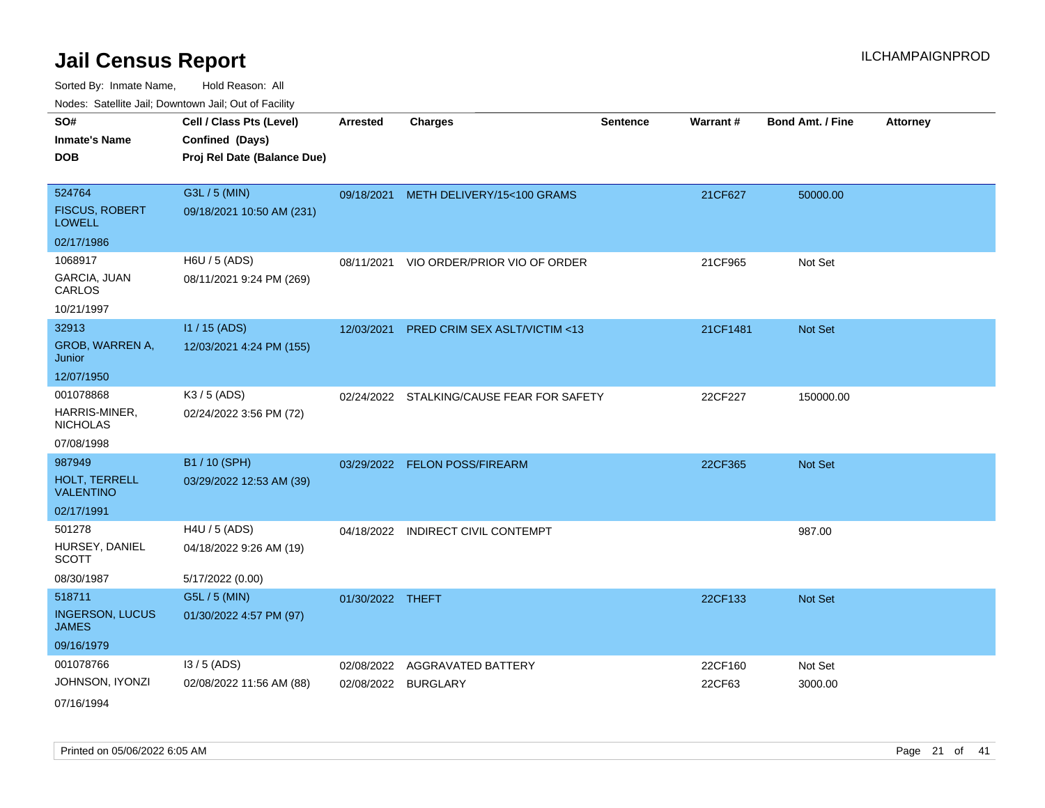# Jail Census Report

ILCHAMPAIGNPROD

Sorted By: Inmate Name, Hold Reason: All

Nodes: Satellite Jail; Downtown Jail; Out of Facility

| SO# / Inmate's Name / DOB | Cell / Class Pts (Level) / Confined (Days) / Proj Rel Date (Balance Due) | Arrested | Charges | Sentence | Warrant # | Bond Amt. / Fine | Attorney |
|---|---|---|---|---|---|---|---|
| 524764<br>FISCUS, ROBERT LOWELL<br>02/17/1986 | G3L / 5 (MIN)<br>09/18/2021 10:50 AM (231) | 09/18/2021 | METH DELIVERY/15<100 GRAMS | | 21CF627 | 50000.00 | |
| 1068917<br>GARCIA, JUAN CARLOS<br>10/21/1997 | H6U / 5 (ADS)<br>08/11/2021 9:24 PM (269) | 08/11/2021 | VIO ORDER/PRIOR VIO OF ORDER | | 21CF965 | Not Set | |
| 32913<br>GROB, WARREN A, Junior<br>12/07/1950 | I1 / 15 (ADS)<br>12/03/2021 4:24 PM (155) | 12/03/2021 | PRED CRIM SEX ASLT/VICTIM <13 | | 21CF1481 | Not Set | |
| 001078868<br>HARRIS-MINER, NICHOLAS<br>07/08/1998 | K3 / 5 (ADS)<br>02/24/2022 3:56 PM (72) | 02/24/2022 | STALKING/CAUSE FEAR FOR SAFETY | | 22CF227 | 150000.00 | |
| 987949<br>HOLT, TERRELL VALENTINO<br>02/17/1991 | B1 / 10 (SPH)<br>03/29/2022 12:53 AM (39) | 03/29/2022 | FELON POSS/FIREARM | | 22CF365 | Not Set | |
| 501278<br>HURSEY, DANIEL SCOTT<br>08/30/1987 | H4U / 5 (ADS)<br>04/18/2022 9:26 AM (19)<br>5/17/2022 (0.00) | 04/18/2022 | INDIRECT CIVIL CONTEMPT | | | 987.00 | |
| 518711<br>INGERSON, LUCUS JAMES<br>09/16/1979 | G5L / 5 (MIN)<br>01/30/2022 4:57 PM (97) | 01/30/2022 | THEFT | | 22CF133 | Not Set | |
| 001078766<br>JOHNSON, IYONZI<br>07/16/1994 | I3 / 5 (ADS)<br>02/08/2022 11:56 AM (88) | 02/08/2022<br>02/08/2022 | AGGRAVATED BATTERY<br>BURGLARY | | 22CF160<br>22CF63 | Not Set<br>3000.00 | |

Printed on 05/06/2022 6:05 AM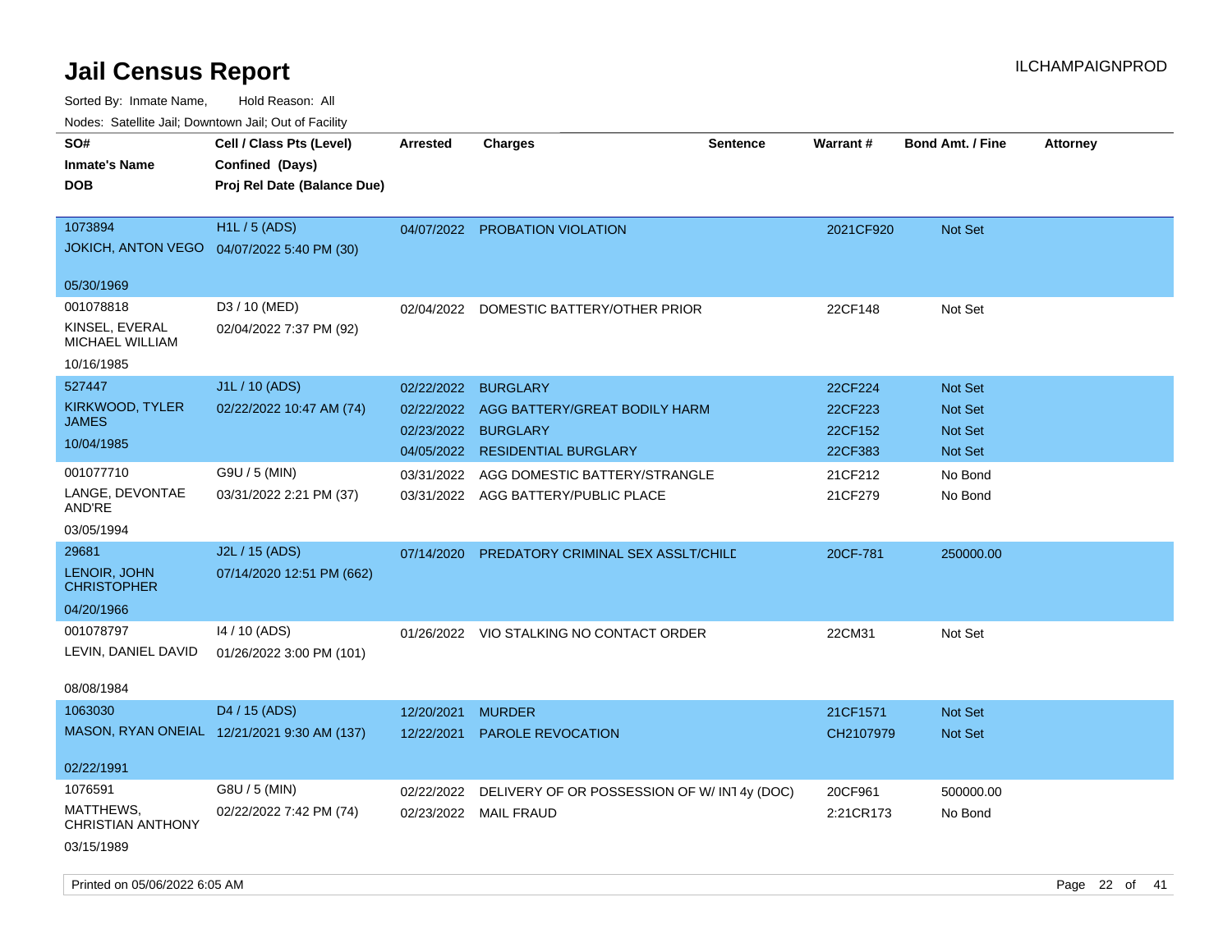# Jail Census Report

Sorted By: Inmate Name, Hold Reason: All

Nodes: Satellite Jail; Downtown Jail; Out of Facility

| SO# / Inmate's Name / DOB | Cell / Class Pts (Level) / Confined (Days) / Proj Rel Date (Balance Due) | Arrested | Charges | Sentence | Warrant # | Bond Amt. / Fine | Attorney |
|---|---|---|---|---|---|---|---|
| 1073894<br>JOKICH, ANTON VEGO<br>05/30/1969 | H1L / 5 (ADS)<br>04/07/2022 5:40 PM (30) | 04/07/2022 | PROBATION VIOLATION | | 2021CF920 | Not Set | |
| 001078818<br>KINSEL, EVERAL MICHAEL WILLIAM<br>10/16/1985 | D3 / 10 (MED)<br>02/04/2022 7:37 PM (92) | 02/04/2022 | DOMESTIC BATTERY/OTHER PRIOR | | 22CF148 | Not Set | |
| 527447<br>KIRKWOOD, TYLER JAMES<br>10/04/1985 | J1L / 10 (ADS)<br>02/22/2022 10:47 AM (74) | 02/22/2022 | BURGLARY | | 22CF224 | Not Set | |
| | | 02/22/2022 | AGG BATTERY/GREAT BODILY HARM | | 22CF223 | Not Set | |
| | | 02/23/2022 | BURGLARY | | 22CF152 | Not Set | |
| | | 04/05/2022 | RESIDENTIAL BURGLARY | | 22CF383 | Not Set | |
| 001077710<br>LANGE, DEVONTAE AND'RE<br>03/05/1994 | G9U / 5 (MIN)<br>03/31/2022 2:21 PM (37) | 03/31/2022 | AGG DOMESTIC BATTERY/STRANGLE | | 21CF212 | No Bond | |
| | | 03/31/2022 | AGG BATTERY/PUBLIC PLACE | | 21CF279 | No Bond | |
| 29681<br>LENOIR, JOHN CHRISTOPHER<br>04/20/1966 | J2L / 15 (ADS)<br>07/14/2020 12:51 PM (662) | 07/14/2020 | PREDATORY CRIMINAL SEX ASSLT/CHILD | | 20CF-781 | 250000.00 | |
| 001078797<br>LEVIN, DANIEL DAVID<br>08/08/1984 | I4 / 10 (ADS)<br>01/26/2022 3:00 PM (101) | 01/26/2022 | VIO STALKING NO CONTACT ORDER | | 22CM31 | Not Set | |
| 1063030<br>MASON, RYAN ONEIAL<br>02/22/1991 | D4 / 15 (ADS)<br>12/21/2021 9:30 AM (137) | 12/20/2021 | MURDER | | 21CF1571 | Not Set | |
| | | 12/22/2021 | PAROLE REVOCATION | | CH2107979 | Not Set | |
| 1076591<br>MATTHEWS, CHRISTIAN ANTHONY<br>03/15/1989 | G8U / 5 (MIN)<br>02/22/2022 7:42 PM (74) | 02/22/2022 | DELIVERY OF OR POSSESSION OF W/ INT | 4y (DOC) | 20CF961 | 500000.00 | |
| | | 02/23/2022 | MAIL FRAUD | | 2:21CR173 | No Bond | |

Printed on 05/06/2022 6:05 AM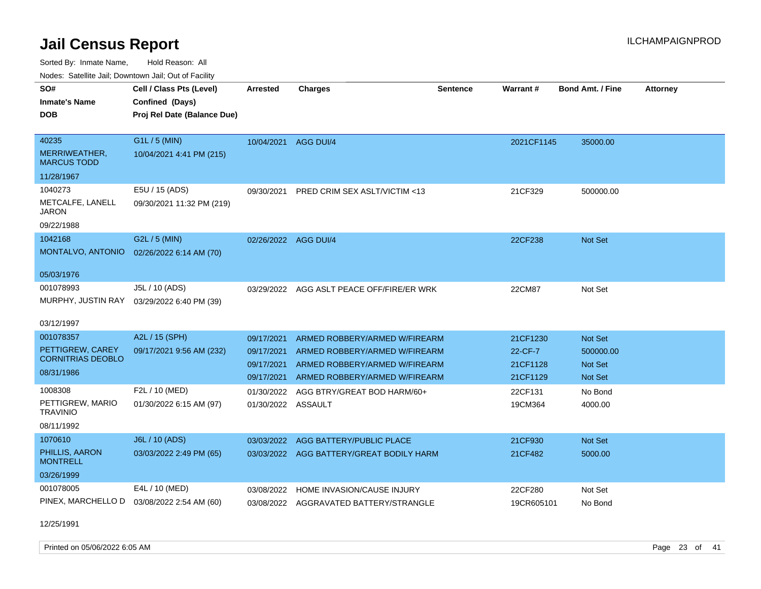# Jail Census Report

Sorted By: Inmate Name, Hold Reason: All

Nodes: Satellite Jail; Downtown Jail; Out of Facility

| SO# / Inmate's Name / DOB | Cell / Class Pts (Level) / Confined (Days) / Proj Rel Date (Balance Due) | Arrested | Charges | Sentence | Warrant # | Bond Amt. / Fine | Attorney |
|---|---|---|---|---|---|---|---|
| 40235<br>MERRIWEATHER, MARCUS TODD<br>11/28/1967 | G1L / 5 (MIN)<br>10/04/2021 4:41 PM (215) | 10/04/2021 | AGG DUI/4 | | 2021CF1145 | 35000.00 | |
| 1040273<br>METCALFE, LANELL JARON<br>09/22/1988 | E5U / 15 (ADS)<br>09/30/2021 11:32 PM (219) | 09/30/2021 | PRED CRIM SEX ASLT/VICTIM <13 | | 21CF329 | 500000.00 | |
| 1042168<br>MONTALVO, ANTONIO<br>05/03/1976 | G2L / 5 (MIN)<br>02/26/2022 6:14 AM (70) | 02/26/2022 | AGG DUI/4 | | 22CF238 | Not Set | |
| 001078993<br>MURPHY, JUSTIN RAY<br>03/12/1997 | J5L / 10 (ADS)<br>03/29/2022 6:40 PM (39) | 03/29/2022 | AGG ASLT PEACE OFF/FIRE/ER WRK | | 22CM87 | Not Set | |
| 001078357<br>PETTIGREW, CAREY CORNITRIAS DEOBLO<br>08/31/1986 | A2L / 15 (SPH)<br>09/17/2021 9:56 AM (232) | 09/17/2021 | ARMED ROBBERY/ARMED W/FIREARM | | 21CF1230 | Not Set | |
| | | 09/17/2021 | ARMED ROBBERY/ARMED W/FIREARM | | 22-CF-7 | 500000.00 | |
| | | 09/17/2021 | ARMED ROBBERY/ARMED W/FIREARM | | 21CF1128 | Not Set | |
| | | 09/17/2021 | ARMED ROBBERY/ARMED W/FIREARM | | 21CF1129 | Not Set | |
| 1008308<br>PETTIGREW, MARIO TRAVINIO<br>08/11/1992 | F2L / 10 (MED)<br>01/30/2022 6:15 AM (97) | 01/30/2022 | AGG BTRY/GREAT BOD HARM/60+ | | 22CF131 | No Bond | |
| | | 01/30/2022 | ASSAULT | | 19CM364 | 4000.00 | |
| 1070610<br>PHILLIS, AARON MONTRELL<br>03/26/1999 | J6L / 10 (ADS)<br>03/03/2022 2:49 PM (65) | 03/03/2022 | AGG BATTERY/PUBLIC PLACE | | 21CF930 | Not Set | |
| | | 03/03/2022 | AGG BATTERY/GREAT BODILY HARM | | 21CF482 | 5000.00 | |
| 001078005<br>PINEX, MARCHELLO D<br>12/25/1991 | E4L / 10 (MED)<br>03/08/2022 2:54 AM (60) | 03/08/2022 | HOME INVASION/CAUSE INJURY | | 22CF280 | Not Set | |
| | | 03/08/2022 | AGGRAVATED BATTERY/STRANGLE | | 19CR605101 | No Bond | |

Printed on 05/06/2022 6:05 AM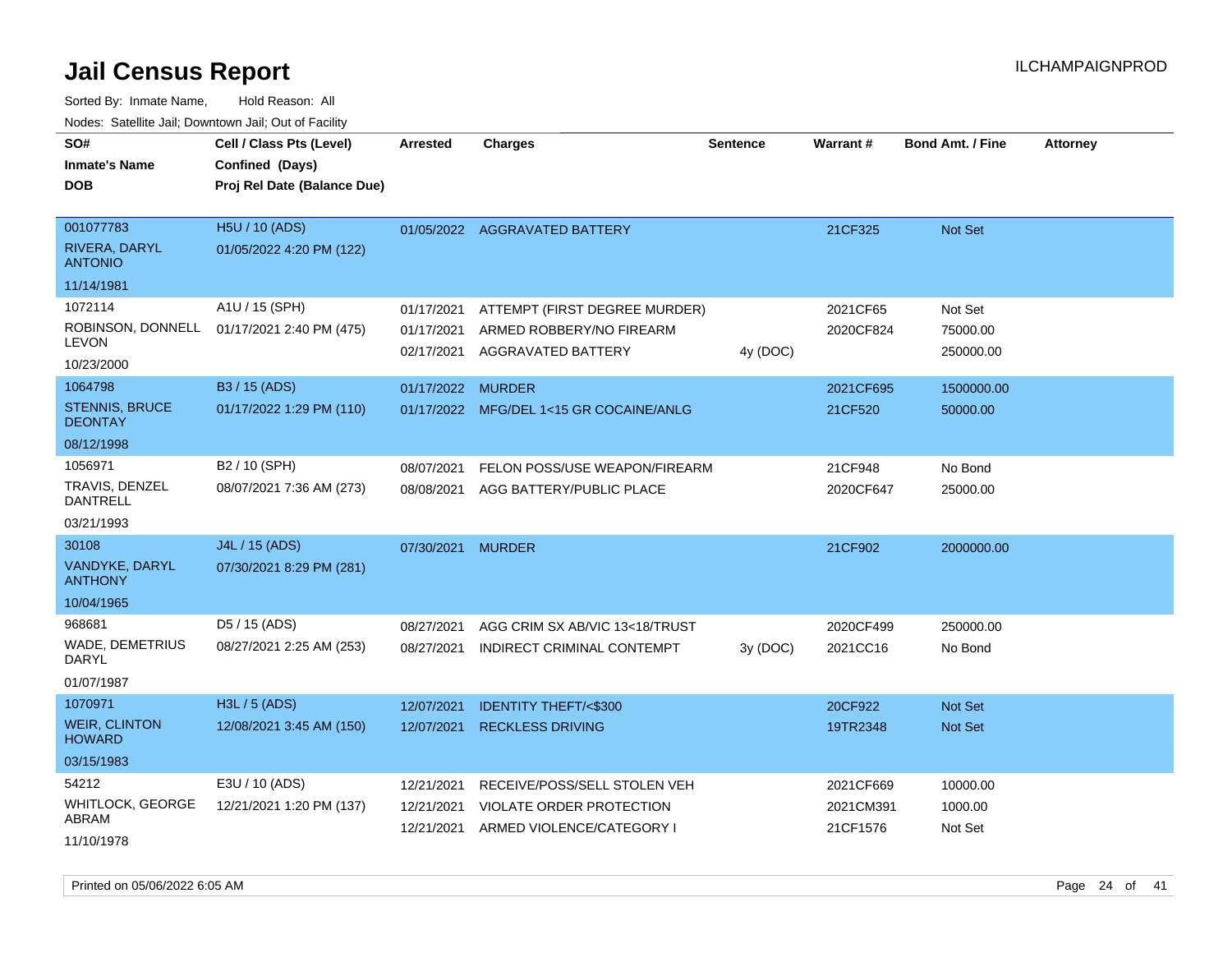# Jail Census Report

ILCHAMPAIGNPROD

Sorted By: Inmate Name, Hold Reason: All

Nodes: Satellite Jail; Downtown Jail; Out of Facility

| SO# / Inmate's Name / DOB | Cell / Class Pts (Level) / Confined (Days) / Proj Rel Date (Balance Due) | Arrested | Charges | Sentence | Warrant # | Bond Amt. / Fine | Attorney |
|---|---|---|---|---|---|---|---|
| 001077783<br>RIVERA, DARYL ANTONIO<br>11/14/1981 | H5U / 10 (ADS)<br>01/05/2022 4:20 PM (122) | 01/05/2022 | AGGRAVATED BATTERY | | 21CF325 | Not Set | |
| 1072114<br>ROBINSON, DONNELL LEVON<br>10/23/2000 | A1U / 15 (SPH)<br>01/17/2021 2:40 PM (475) | 01/17/2021 | ATTEMPT (FIRST DEGREE MURDER) | | 2021CF65 | Not Set | |
| | | 01/17/2021 | ARMED ROBBERY/NO FIREARM | | 2020CF824 | 75000.00 | |
| | | 02/17/2021 | AGGRAVATED BATTERY | 4y (DOC) | | 250000.00 | |
| 1064798<br>STENNIS, BRUCE DEONTAY<br>08/12/1998 | B3 / 15 (ADS)<br>01/17/2022 1:29 PM (110) | 01/17/2022 | MURDER | | 2021CF695 | 1500000.00 | |
| | | 01/17/2022 | MFG/DEL 1<15 GR COCAINE/ANLG | | 21CF520 | 50000.00 | |
| 1056971<br>TRAVIS, DENZEL DANTRELL<br>03/21/1993 | B2 / 10 (SPH)<br>08/07/2021 7:36 AM (273) | 08/07/2021 | FELON POSS/USE WEAPON/FIREARM | | 21CF948 | No Bond | |
| | | 08/08/2021 | AGG BATTERY/PUBLIC PLACE | | 2020CF647 | 25000.00 | |
| 30108<br>VANDYKE, DARYL ANTHONY<br>10/04/1965 | J4L / 15 (ADS)<br>07/30/2021 8:29 PM (281) | 07/30/2021 | MURDER | | 21CF902 | 2000000.00 | |
| 968681<br>WADE, DEMETRIUS DARYL<br>01/07/1987 | D5 / 15 (ADS)<br>08/27/2021 2:25 AM (253) | 08/27/2021 | AGG CRIM SX AB/VIC 13<18/TRUST | | 2020CF499 | 250000.00 | |
| | | 08/27/2021 | INDIRECT CRIMINAL CONTEMPT | 3y (DOC) | 2021CC16 | No Bond | |
| 1070971<br>WEIR, CLINTON HOWARD<br>03/15/1983 | H3L / 5 (ADS)<br>12/08/2021 3:45 AM (150) | 12/07/2021 | IDENTITY THEFT/<$300 | | 20CF922 | Not Set | |
| | | 12/07/2021 | RECKLESS DRIVING | | 19TR2348 | Not Set | |
| 54212<br>WHITLOCK, GEORGE ABRAM<br>11/10/1978 | E3U / 10 (ADS)<br>12/21/2021 1:20 PM (137) | 12/21/2021 | RECEIVE/POSS/SELL STOLEN VEH | | 2021CF669 | 10000.00 | |
| | | 12/21/2021 | VIOLATE ORDER PROTECTION | | 2021CM391 | 1000.00 | |
| | | 12/21/2021 | ARMED VIOLENCE/CATEGORY I | | 21CF1576 | Not Set | |

Printed on 05/06/2022 6:05 AM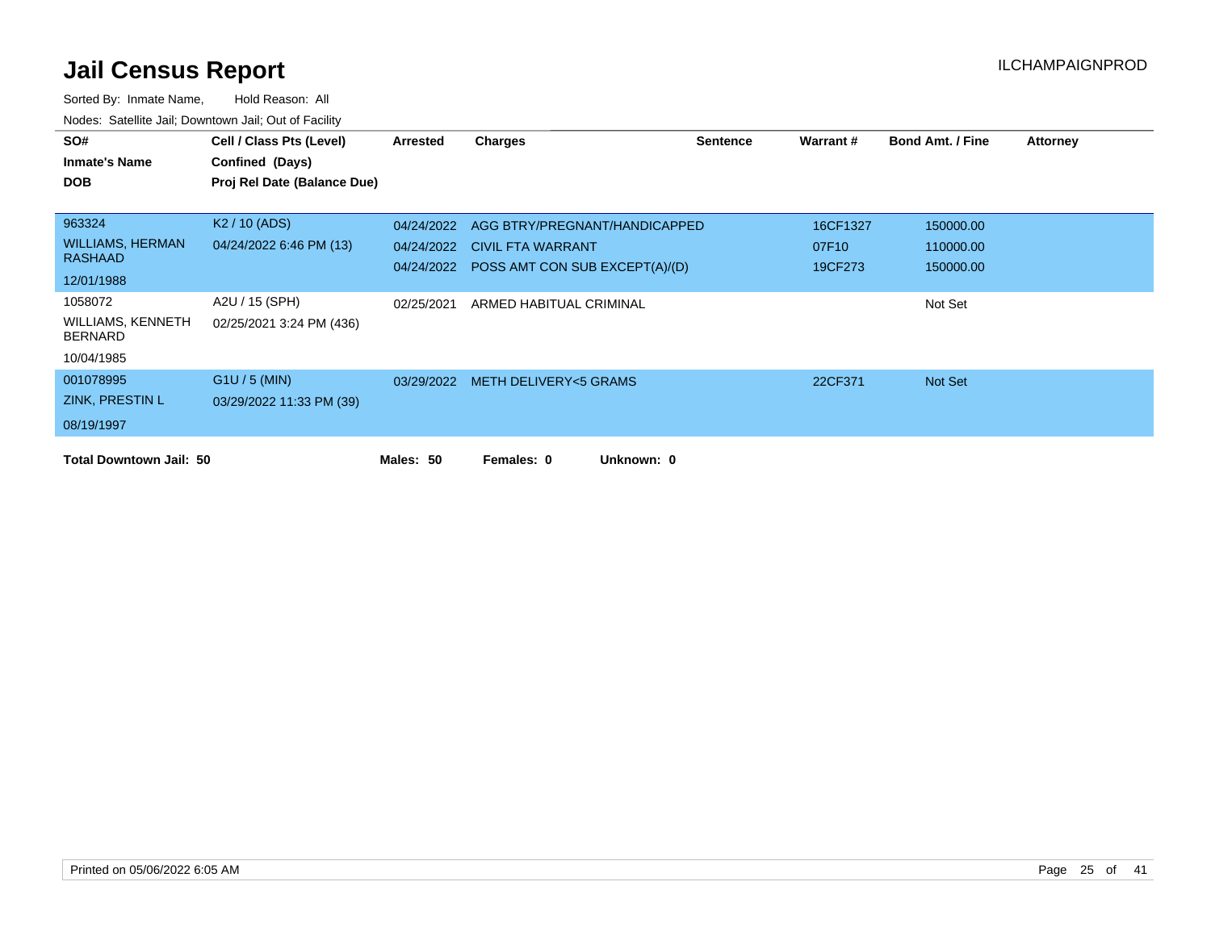# Jail Census Report

ILCHAMPAIGNPROD

Sorted By: Inmate Name, Hold Reason: All

Nodes: Satellite Jail; Downtown Jail; Out of Facility

| SO# / Inmate's Name / DOB | Cell / Class Pts (Level) / Confined (Days) / Proj Rel Date (Balance Due) | Arrested | Charges | Sentence | Warrant # | Bond Amt. / Fine | Attorney |
|---|---|---|---|---|---|---|---|
| 963324 / WILLIAMS, HERMAN RASHAAD / 12/01/1988 | K2 / 10 (ADS) / 04/24/2022 6:46 PM (13) | 04/24/2022 | AGG BTRY/PREGNANT/HANDICAPPED | | 16CF1327 | 150000.00 | |
| | | 04/24/2022 | CIVIL FTA WARRANT | | 07F10 | 110000.00 | |
| | | 04/24/2022 | POSS AMT CON SUB EXCEPT(A)/(D) | | 19CF273 | 150000.00 | |
| 1058072 / WILLIAMS, KENNETH BERNARD / 10/04/1985 | A2U / 15 (SPH) / 02/25/2021 3:24 PM (436) | 02/25/2021 | ARMED HABITUAL CRIMINAL | | | Not Set | |
| 001078995 / ZINK, PRESTIN L / 08/19/1997 | G1U / 5 (MIN) / 03/29/2022 11:33 PM (39) | 03/29/2022 | METH DELIVERY<5 GRAMS | | 22CF371 | Not Set | |

**Total Downtown Jail: 50** **Males: 50** **Females: 0** **Unknown: 0**

Printed on 05/06/2022 6:05 AM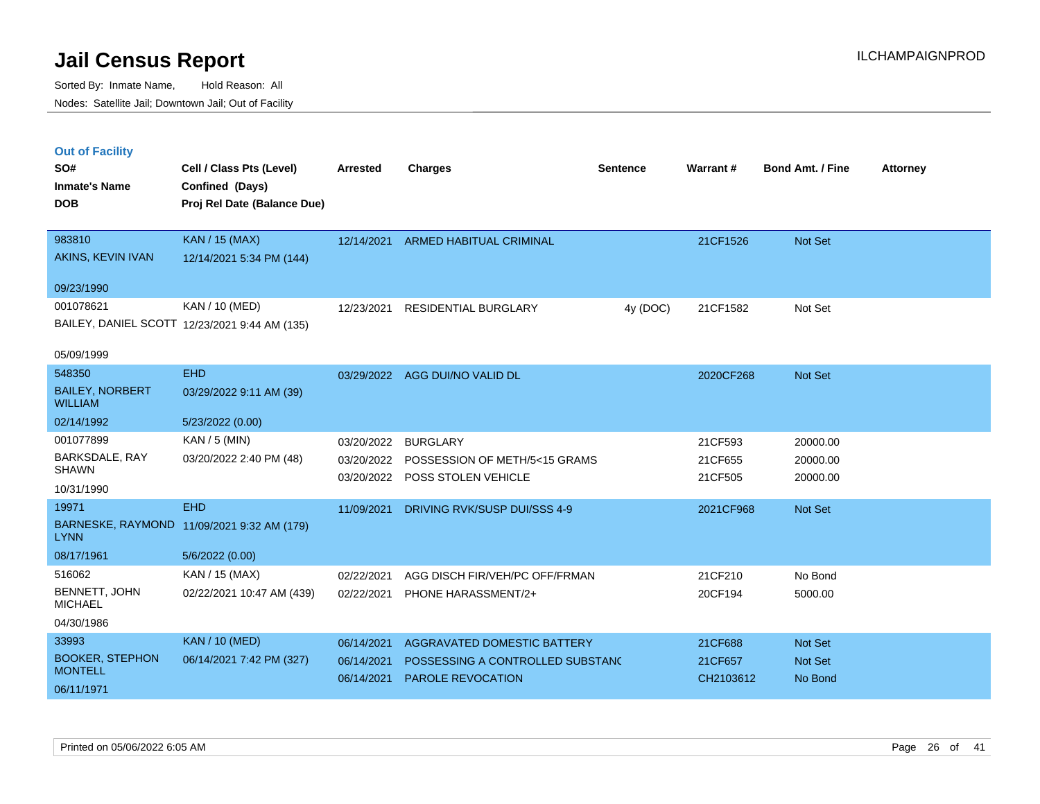# Jail Census Report

Sorted By: Inmate Name, Hold Reason: All

Nodes: Satellite Jail; Downtown Jail; Out of Facility

## Out of Facility

| SO# / Inmate's Name / DOB | Cell / Class Pts (Level) / Confined (Days) / Proj Rel Date (Balance Due) | Arrested | Charges | Sentence | Warrant # | Bond Amt. / Fine | Attorney |
|---|---|---|---|---|---|---|---|
| 983810<br>AKINS, KEVIN IVAN<br>09/23/1990 | KAN / 15 (MAX)<br>12/14/2021 5:34 PM (144) | 12/14/2021 | ARMED HABITUAL CRIMINAL | | 21CF1526 | Not Set | |
| 001078621<br>BAILEY, DANIEL SCOTT<br>05/09/1999 | KAN / 10 (MED)<br>12/23/2021 9:44 AM (135) | 12/23/2021 | RESIDENTIAL BURGLARY | 4y (DOC) | 21CF1582 | Not Set | |
| 548350<br>BAILEY, NORBERT WILLIAM<br>02/14/1992 | EHD<br>03/29/2022 9:11 AM (39)<br>5/23/2022 (0.00) | 03/29/2022 | AGG DUI/NO VALID DL | | 2020CF268 | Not Set | |
| 001077899<br>BARKSDALE, RAY SHAWN<br>10/31/1990 | KAN / 5 (MIN)<br>03/20/2022 2:40 PM (48) | 03/20/2022 | BURGLARY | | 21CF593 | 20000.00 | |
| | | 03/20/2022 | POSSESSION OF METH/5<15 GRAMS | | 21CF655 | 20000.00 | |
| | | 03/20/2022 | POSS STOLEN VEHICLE | | 21CF505 | 20000.00 | |
| 19971<br>BARNESKE, RAYMOND LYNN<br>08/17/1961 | EHD<br>11/09/2021 9:32 AM (179)<br>5/6/2022 (0.00) | 11/09/2021 | DRIVING RVK/SUSP DUI/SSS 4-9 | | 2021CF968 | Not Set | |
| 516062<br>BENNETT, JOHN MICHAEL<br>04/30/1986 | KAN / 15 (MAX)<br>02/22/2021 10:47 AM (439) | 02/22/2021 | AGG DISCH FIR/VEH/PC OFF/FRMAN | | 21CF210 | No Bond | |
| | | 02/22/2021 | PHONE HARASSMENT/2+ | | 20CF194 | 5000.00 | |
| 33993<br>BOOKER, STEPHON MONTELL<br>06/11/1971 | KAN / 10 (MED)<br>06/14/2021 7:42 PM (327) | 06/14/2021 | AGGRAVATED DOMESTIC BATTERY | | 21CF688 | Not Set | |
| | | 06/14/2021 | POSSESSING A CONTROLLED SUBSTANC | | 21CF657 | Not Set | |
| | | 06/14/2021 | PAROLE REVOCATION | | CH2103612 | No Bond | |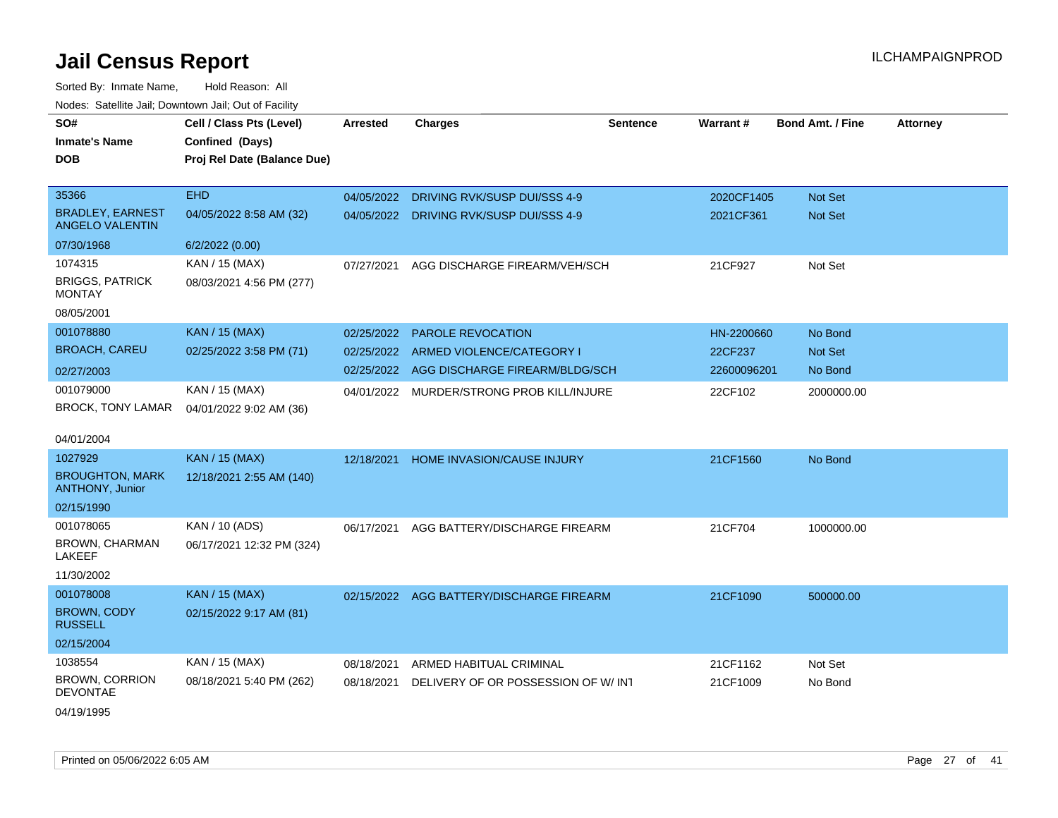# Jail Census Report

ILCHAMPAIGNPROD

Sorted By: Inmate Name, Hold Reason: All

Nodes: Satellite Jail; Downtown Jail; Out of Facility

| SO# / Inmate's Name / DOB | Cell / Class Pts (Level) / Confined (Days) / Proj Rel Date (Balance Due) | Arrested | Charges | Sentence | Warrant # | Bond Amt. / Fine | Attorney |
|---|---|---|---|---|---|---|---|
| 35366<br>BRADLEY, EARNEST ANGELO VALENTIN<br>07/30/1968 | EHD<br>04/05/2022 8:58 AM (32)<br>6/2/2022 (0.00) | 04/05/2022<br>04/05/2022 | DRIVING RVK/SUSP DUI/SSS 4-9<br>DRIVING RVK/SUSP DUI/SSS 4-9 | | 2020CF1405<br>2021CF361 | Not Set<br>Not Set | |
| 1074315<br>BRIGGS, PATRICK MONTAY<br>08/05/2001 | KAN / 15 (MAX)<br>08/03/2021 4:56 PM (277) | 07/27/2021 | AGG DISCHARGE FIREARM/VEH/SCH | | 21CF927 | Not Set | |
| 001078880<br>BROACH, CAREU<br>02/27/2003 | KAN / 15 (MAX)<br>02/25/2022 3:58 PM (71) | 02/25/2022<br>02/25/2022<br>02/25/2022 | PAROLE REVOCATION<br>ARMED VIOLENCE/CATEGORY I<br>AGG DISCHARGE FIREARM/BLDG/SCH | | HN-2200660<br>22CF237<br>22600096201 | No Bond<br>Not Set<br>No Bond | |
| 001079000<br>BROCK, TONY LAMAR<br>04/01/2004 | KAN / 15 (MAX)<br>04/01/2022 9:02 AM (36) | 04/01/2022 | MURDER/STRONG PROB KILL/INJURE | | 22CF102 | 2000000.00 | |
| 1027929<br>BROUGHTON, MARK ANTHONY, Junior<br>02/15/1990 | KAN / 15 (MAX)<br>12/18/2021 2:55 AM (140) | 12/18/2021 | HOME INVASION/CAUSE INJURY | | 21CF1560 | No Bond | |
| 001078065<br>BROWN, CHARMAN LAKEEF<br>11/30/2002 | KAN / 10 (ADS)<br>06/17/2021 12:32 PM (324) | 06/17/2021 | AGG BATTERY/DISCHARGE FIREARM | | 21CF704 | 1000000.00 | |
| 001078008<br>BROWN, CODY RUSSELL<br>02/15/2004 | KAN / 15 (MAX)<br>02/15/2022 9:17 AM (81) | 02/15/2022 | AGG BATTERY/DISCHARGE FIREARM | | 21CF1090 | 500000.00 | |
| 1038554<br>BROWN, CORRION DEVONTAE<br>04/19/1995 | KAN / 15 (MAX)<br>08/18/2021 5:40 PM (262) | 08/18/2021<br>08/18/2021 | ARMED HABITUAL CRIMINAL<br>DELIVERY OF OR POSSESSION OF W/ INT | | 21CF1162<br>21CF1009 | Not Set<br>No Bond | |

Printed on 05/06/2022 6:05 AM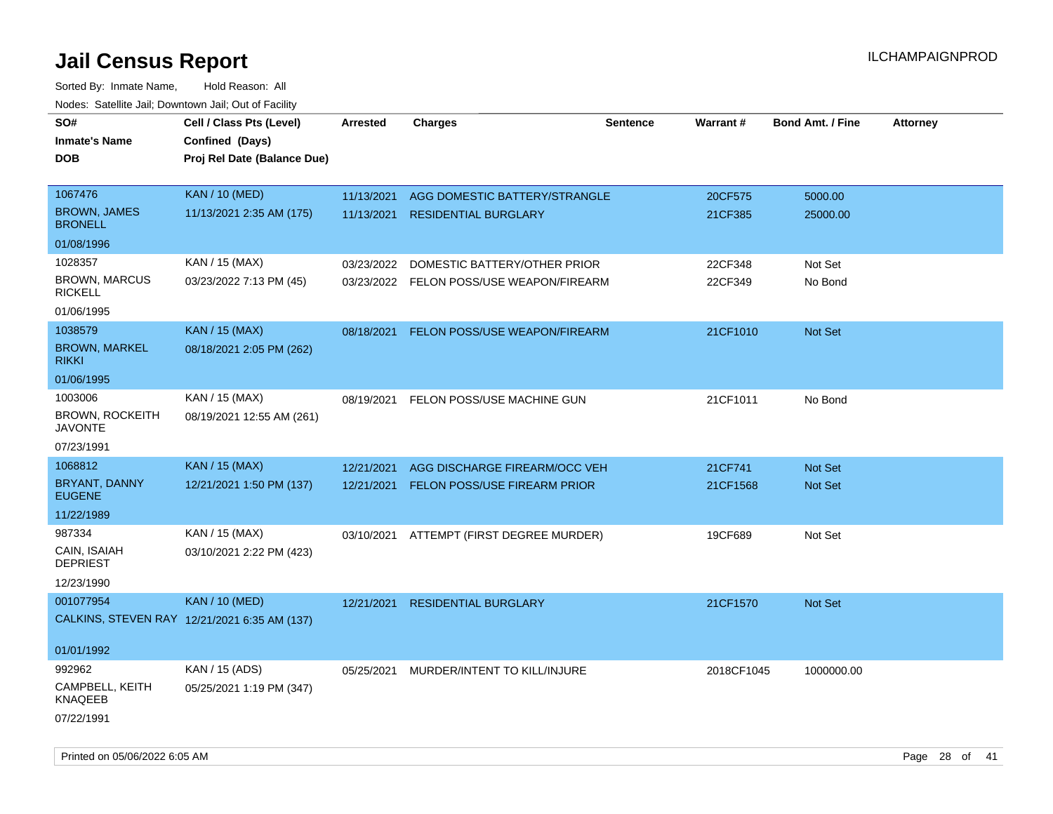# Jail Census Report

Sorted By: Inmate Name, Hold Reason: All

Nodes: Satellite Jail; Downtown Jail; Out of Facility

| SO# / Inmate's Name / DOB | Cell / Class Pts (Level) / Confined (Days) / Proj Rel Date (Balance Due) | Arrested | Charges | Sentence | Warrant # | Bond Amt. / Fine | Attorney |
|---|---|---|---|---|---|---|---|
| 1067476 BROWN, JAMES BRONELL 01/08/1996 | KAN / 10 (MED) 11/13/2021 2:35 AM (175) | 11/13/2021 | AGG DOMESTIC BATTERY/STRANGLE | | 20CF575 | 5000.00 | |
| | | 11/13/2021 | RESIDENTIAL BURGLARY | | 21CF385 | 25000.00 | |
| 1028357 BROWN, MARCUS RICKELL 01/06/1995 | KAN / 15 (MAX) 03/23/2022 7:13 PM (45) | 03/23/2022 | DOMESTIC BATTERY/OTHER PRIOR | | 22CF348 | Not Set | |
| | | 03/23/2022 | FELON POSS/USE WEAPON/FIREARM | | 22CF349 | No Bond | |
| 1038579 BROWN, MARKEL RIKKI 01/06/1995 | KAN / 15 (MAX) 08/18/2021 2:05 PM (262) | 08/18/2021 | FELON POSS/USE WEAPON/FIREARM | | 21CF1010 | Not Set | |
| 1003006 BROWN, ROCKEITH JAVONTE 07/23/1991 | KAN / 15 (MAX) 08/19/2021 12:55 AM (261) | 08/19/2021 | FELON POSS/USE MACHINE GUN | | 21CF1011 | No Bond | |
| 1068812 BRYANT, DANNY EUGENE 11/22/1989 | KAN / 15 (MAX) 12/21/2021 1:50 PM (137) | 12/21/2021 | AGG DISCHARGE FIREARM/OCC VEH | | 21CF741 | Not Set | |
| | | 12/21/2021 | FELON POSS/USE FIREARM PRIOR | | 21CF1568 | Not Set | |
| 987334 CAIN, ISAIAH DEPRIEST 12/23/1990 | KAN / 15 (MAX) 03/10/2021 2:22 PM (423) | 03/10/2021 | ATTEMPT (FIRST DEGREE MURDER) | | 19CF689 | Not Set | |
| 001077954 CALKINS, STEVEN RAY 01/01/1992 | KAN / 10 (MED) 12/21/2021 6:35 AM (137) | 12/21/2021 | RESIDENTIAL BURGLARY | | 21CF1570 | Not Set | |
| 992962 CAMPBELL, KEITH KNAQEEB 07/22/1991 | KAN / 15 (ADS) 05/25/2021 1:19 PM (347) | 05/25/2021 | MURDER/INTENT TO KILL/INJURE | | 2018CF1045 | 1000000.00 | |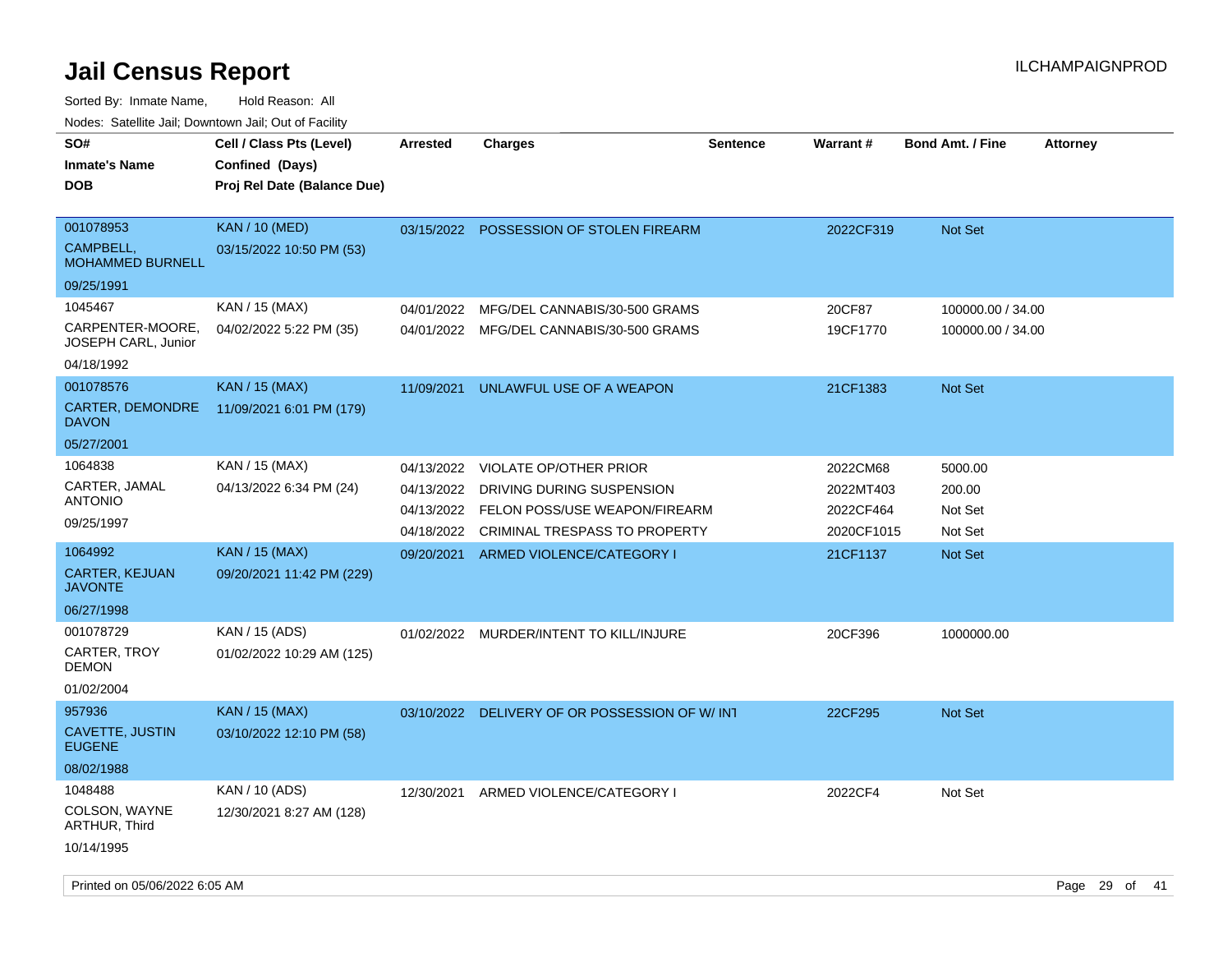# Jail Census Report

Sorted By: Inmate Name, Hold Reason: All

Nodes: Satellite Jail; Downtown Jail; Out of Facility

| SO# / Inmate's Name / DOB | Cell / Class Pts (Level) / Confined (Days) / Proj Rel Date (Balance Due) | Arrested | Charges | Sentence | Warrant # | Bond Amt. / Fine | Attorney |
|---|---|---|---|---|---|---|---|
| 001078953<br>CAMPBELL, MOHAMMED BURNELL<br>09/25/1991 | KAN / 10 (MED)<br>03/15/2022 10:50 PM (53) | 03/15/2022 | POSSESSION OF STOLEN FIREARM | | 2022CF319 | Not Set | |
| 1045467<br>CARPENTER-MOORE, JOSEPH CARL, Junior<br>04/18/1992 | KAN / 15 (MAX)<br>04/02/2022 5:22 PM (35) | 04/01/2022 | MFG/DEL CANNABIS/30-500 GRAMS | | 20CF87 | 100000.00 / 34.00 | |
| | | 04/01/2022 | MFG/DEL CANNABIS/30-500 GRAMS | | 19CF1770 | 100000.00 / 34.00 | |
| 001078576<br>CARTER, DEMONDRE DAVON<br>05/27/2001 | KAN / 15 (MAX)<br>11/09/2021 6:01 PM (179) | 11/09/2021 | UNLAWFUL USE OF A WEAPON | | 21CF1383 | Not Set | |
| 1064838<br>CARTER, JAMAL ANTONIO<br>09/25/1997 | KAN / 15 (MAX)<br>04/13/2022 6:34 PM (24) | 04/13/2022 | VIOLATE OP/OTHER PRIOR | | 2022CM68 | 5000.00 | |
| | | 04/13/2022 | DRIVING DURING SUSPENSION | | 2022MT403 | 200.00 | |
| | | 04/13/2022 | FELON POSS/USE WEAPON/FIREARM | | 2022CF464 | Not Set | |
| | | 04/18/2022 | CRIMINAL TRESPASS TO PROPERTY | | 2020CF1015 | Not Set | |
| 1064992<br>CARTER, KEJUAN JAVONTE<br>06/27/1998 | KAN / 15 (MAX)<br>09/20/2021 11:42 PM (229) | 09/20/2021 | ARMED VIOLENCE/CATEGORY I | | 21CF1137 | Not Set | |
| 001078729<br>CARTER, TROY DEMON<br>01/02/2004 | KAN / 15 (ADS)<br>01/02/2022 10:29 AM (125) | 01/02/2022 | MURDER/INTENT TO KILL/INJURE | | 20CF396 | 1000000.00 | |
| 957936<br>CAVETTE, JUSTIN EUGENE<br>08/02/1988 | KAN / 15 (MAX)<br>03/10/2022 12:10 PM (58) | 03/10/2022 | DELIVERY OF OR POSSESSION OF W/ INT | | 22CF295 | Not Set | |
| 1048488<br>COLSON, WAYNE ARTHUR, Third<br>10/14/1995 | KAN / 10 (ADS)<br>12/30/2021 8:27 AM (128) | 12/30/2021 | ARMED VIOLENCE/CATEGORY I | | 2022CF4 | Not Set | |

Printed on 05/06/2022 6:05 AM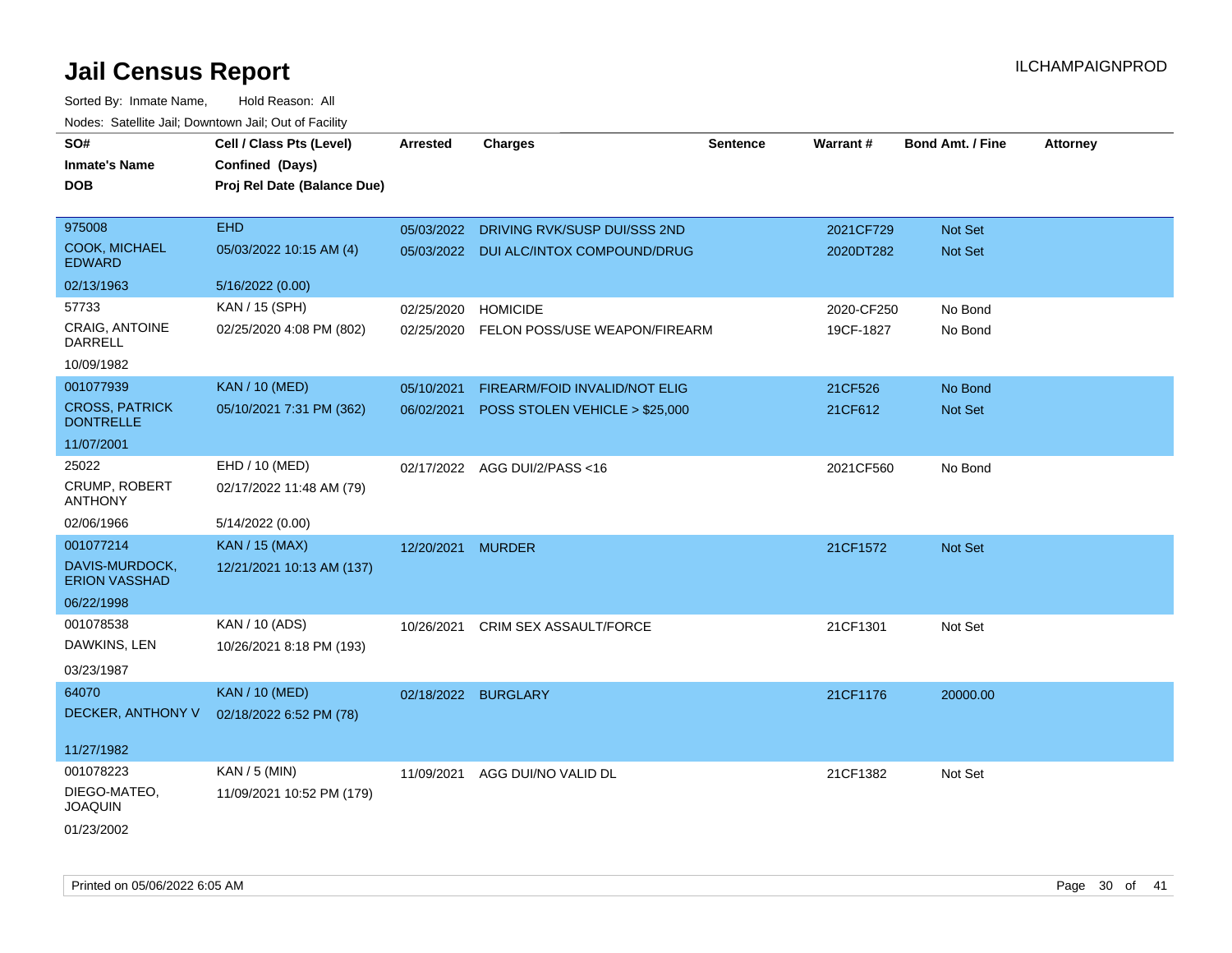# Jail Census Report

ILCHAMPAIGNPROD

Sorted By: Inmate Name, Hold Reason: All

Nodes: Satellite Jail; Downtown Jail; Out of Facility

| SO# / Inmate's Name / DOB | Cell / Class Pts (Level) / Confined (Days) / Proj Rel Date (Balance Due) | Arrested | Charges | Sentence | Warrant # | Bond Amt. / Fine | Attorney |
|---|---|---|---|---|---|---|---|
| 975008<br>COOK, MICHAEL EDWARD<br>02/13/1963 | EHD<br>05/03/2022 10:15 AM (4)<br>5/16/2022 (0.00) | 05/03/2022 | DRIVING RVK/SUSP DUI/SSS 2ND | | 2021CF729 | Not Set | |
| | | 05/03/2022 | DUI ALC/INTOX COMPOUND/DRUG | | 2020DT282 | Not Set | |
| 57733<br>CRAIG, ANTOINE DARRELL<br>10/09/1982 | KAN / 15 (SPH)<br>02/25/2020 4:08 PM (802) | 02/25/2020 | HOMICIDE | | 2020-CF250 | No Bond | |
| | | 02/25/2020 | FELON POSS/USE WEAPON/FIREARM | | 19CF-1827 | No Bond | |
| 001077939<br>CROSS, PATRICK DONTRELLE<br>11/07/2001 | KAN / 10 (MED)<br>05/10/2021 7:31 PM (362) | 05/10/2021 | FIREARM/FOID INVALID/NOT ELIG | | 21CF526 | No Bond | |
| | | 06/02/2021 | POSS STOLEN VEHICLE > $25,000 | | 21CF612 | Not Set | |
| 25022<br>CRUMP, ROBERT ANTHONY<br>02/06/1966 | EHD / 10 (MED)<br>02/17/2022 11:48 AM (79)<br>5/14/2022 (0.00) | 02/17/2022 | AGG DUI/2/PASS <16 | | 2021CF560 | No Bond | |
| 001077214<br>DAVIS-MURDOCK, ERION VASSHAD<br>06/22/1998 | KAN / 15 (MAX)<br>12/21/2021 10:13 AM (137) | 12/20/2021 | MURDER | | 21CF1572 | Not Set | |
| 001078538<br>DAWKINS, LEN<br>03/23/1987 | KAN / 10 (ADS)<br>10/26/2021 8:18 PM (193) | 10/26/2021 | CRIM SEX ASSAULT/FORCE | | 21CF1301 | Not Set | |
| 64070<br>DECKER, ANTHONY V<br>11/27/1982 | KAN / 10 (MED)<br>02/18/2022 6:52 PM (78) | 02/18/2022 | BURGLARY | | 21CF1176 | 20000.00 | |
| 001078223<br>DIEGO-MATEO, JOAQUIN<br>01/23/2002 | KAN / 5 (MIN)<br>11/09/2021 10:52 PM (179) | 11/09/2021 | AGG DUI/NO VALID DL | | 21CF1382 | Not Set | |

Printed on 05/06/2022 6:05 AM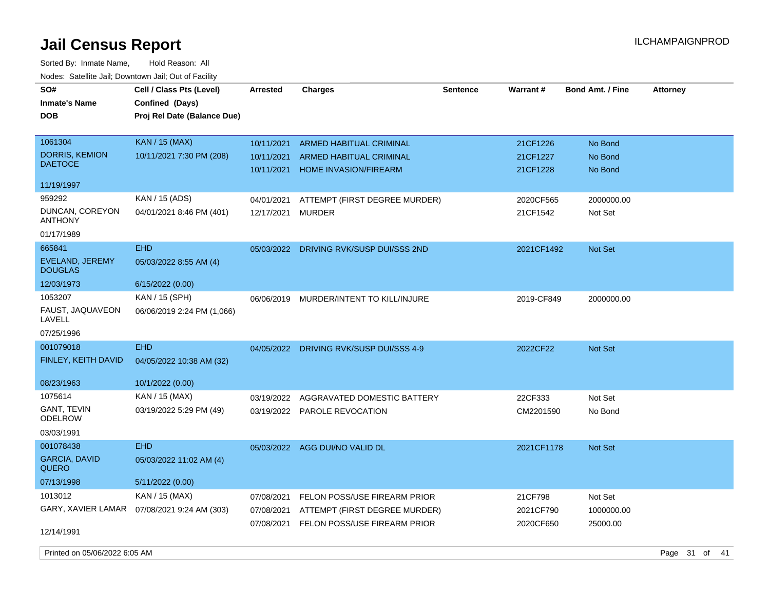# Jail Census Report

Sorted By: Inmate Name, Hold Reason: All

Nodes: Satellite Jail; Downtown Jail; Out of Facility

| SO# / Inmate's Name / DOB | Cell / Class Pts (Level) / Confined (Days) / Proj Rel Date (Balance Due) | Arrested | Charges | Sentence | Warrant # | Bond Amt. / Fine | Attorney |
|---|---|---|---|---|---|---|---|
| 1061304<br>DORRIS, KEMION DAETOCE<br>11/19/1997 | KAN / 15 (MAX)<br>10/11/2021 7:30 PM (208) | 10/11/2021<br>10/11/2021<br>10/11/2021 | ARMED HABITUAL CRIMINAL<br>ARMED HABITUAL CRIMINAL<br>HOME INVASION/FIREARM | | 21CF1226<br>21CF1227<br>21CF1228 | No Bond<br>No Bond<br>No Bond | |
| 959292<br>DUNCAN, COREYON ANTHONY<br>01/17/1989 | KAN / 15 (ADS)<br>04/01/2021 8:46 PM (401) | 04/01/2021<br>12/17/2021 | ATTEMPT (FIRST DEGREE MURDER)<br>MURDER | | 2020CF565<br>21CF1542 | 2000000.00<br>Not Set | |
| 665841<br>EVELAND, JEREMY DOUGLAS<br>12/03/1973 | EHD<br>05/03/2022 8:55 AM (4)<br>6/15/2022 (0.00) | 05/03/2022 | DRIVING RVK/SUSP DUI/SSS 2ND | | 2021CF1492 | Not Set | |
| 1053207<br>FAUST, JAQUAVEON LAVELL<br>07/25/1996 | KAN / 15 (SPH)<br>06/06/2019 2:24 PM (1,066) | 06/06/2019 | MURDER/INTENT TO KILL/INJURE | | 2019-CF849 | 2000000.00 | |
| 001079018<br>FINLEY, KEITH DAVID<br>08/23/1963 | EHD<br>04/05/2022 10:38 AM (32)<br>10/1/2022 (0.00) | 04/05/2022 | DRIVING RVK/SUSP DUI/SSS 4-9 | | 2022CF22 | Not Set | |
| 1075614<br>GANT, TEVIN ODELROW<br>03/03/1991 | KAN / 15 (MAX)<br>03/19/2022 5:29 PM (49) | 03/19/2022<br>03/19/2022 | AGGRAVATED DOMESTIC BATTERY<br>PAROLE REVOCATION | | 22CF333<br>CM2201590 | Not Set<br>No Bond | |
| 001078438<br>GARCIA, DAVID QUERO<br>07/13/1998 | EHD<br>05/03/2022 11:02 AM (4)<br>5/11/2022 (0.00) | 05/03/2022 | AGG DUI/NO VALID DL | | 2021CF1178 | Not Set | |
| 1013012<br>GARY, XAVIER LAMAR<br>12/14/1991 | KAN / 15 (MAX)<br>07/08/2021 9:24 AM (303) | 07/08/2021<br>07/08/2021<br>07/08/2021 | FELON POSS/USE FIREARM PRIOR<br>ATTEMPT (FIRST DEGREE MURDER)<br>FELON POSS/USE FIREARM PRIOR | | 21CF798<br>2021CF790<br>2020CF650 | Not Set<br>1000000.00<br>25000.00 | |

Printed on 05/06/2022 6:05 AM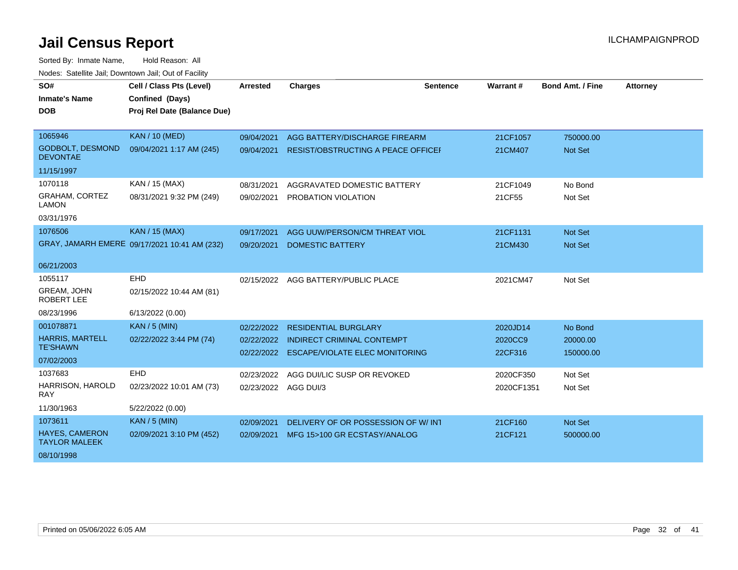# Jail Census Report

Sorted By: Inmate Name, Hold Reason: All

Nodes: Satellite Jail; Downtown Jail; Out of Facility

| SO# / Inmate's Name / DOB | Cell / Class Pts (Level) / Confined (Days) / Proj Rel Date (Balance Due) | Arrested | Charges | Sentence | Warrant # | Bond Amt. / Fine | Attorney |
|---|---|---|---|---|---|---|---|
| 1065946 GODBOLT, DESMOND DEVONTAE 11/15/1997 | KAN / 10 (MED) 09/04/2021 1:17 AM (245) | 09/04/2021 | AGG BATTERY/DISCHARGE FIREARM | | 21CF1057 | 750000.00 | |
| | | 09/04/2021 | RESIST/OBSTRUCTING A PEACE OFFICEI | | 21CM407 | Not Set | |
| 1070118 GRAHAM, CORTEZ LAMON 03/31/1976 | KAN / 15 (MAX) 08/31/2021 9:32 PM (249) | 08/31/2021 | AGGRAVATED DOMESTIC BATTERY | | 21CF1049 | No Bond | |
| | | 09/02/2021 | PROBATION VIOLATION | | 21CF55 | Not Set | |
| 1076506 GRAY, JAMARH EMERE 06/21/2003 | KAN / 15 (MAX) 09/17/2021 10:41 AM (232) | 09/17/2021 | AGG UUW/PERSON/CM THREAT VIOL | | 21CF1131 | Not Set | |
| | | 09/20/2021 | DOMESTIC BATTERY | | 21CM430 | Not Set | |
| 1055117 GREAM, JOHN ROBERT LEE 08/23/1996 | EHD 02/15/2022 10:44 AM (81) 6/13/2022 (0.00) | 02/15/2022 | AGG BATTERY/PUBLIC PLACE | | 2021CM47 | Not Set | |
| 001078871 HARRIS, MARTELL TE'SHAWN 07/02/2003 | KAN / 5 (MIN) 02/22/2022 3:44 PM (74) | 02/22/2022 | RESIDENTIAL BURGLARY | | 2020JD14 | No Bond | |
| | | 02/22/2022 | INDIRECT CRIMINAL CONTEMPT | | 2020CC9 | 20000.00 | |
| | | 02/22/2022 | ESCAPE/VIOLATE ELEC MONITORING | | 22CF316 | 150000.00 | |
| 1037683 HARRISON, HAROLD RAY 11/30/1963 | EHD 02/23/2022 10:01 AM (73) 5/22/2022 (0.00) | 02/23/2022 | AGG DUI/LIC SUSP OR REVOKED | | 2020CF350 | Not Set | |
| | | 02/23/2022 | AGG DUI/3 | | 2020CF1351 | Not Set | |
| 1073611 HAYES, CAMERON TAYLOR MALEEK 08/10/1998 | KAN / 5 (MIN) 02/09/2021 3:10 PM (452) | 02/09/2021 | DELIVERY OF OR POSSESSION OF W/ INT | | 21CF160 | Not Set | |
| | | 02/09/2021 | MFG 15>100 GR ECSTASY/ANALOG | | 21CF121 | 500000.00 | |

Printed on 05/06/2022 6:05 AM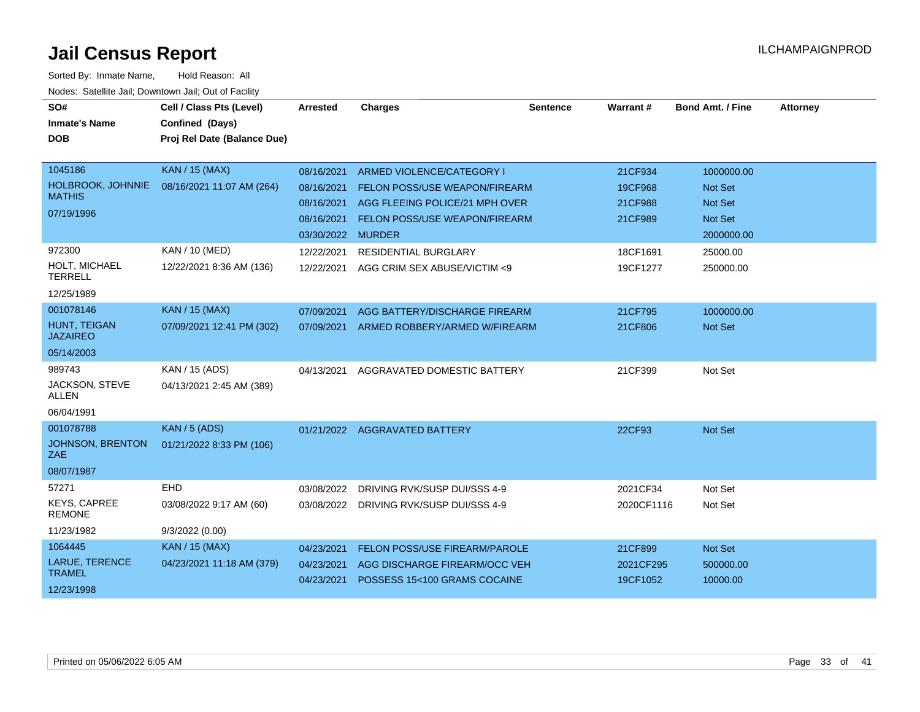# Jail Census Report

ILCHAMPAIGNPROD

Sorted By: Inmate Name, Hold Reason: All

Nodes: Satellite Jail; Downtown Jail; Out of Facility

| SO# / Inmate's Name / DOB | Cell / Class Pts (Level) / Confined (Days) / Proj Rel Date (Balance Due) | Arrested | Charges | Sentence | Warrant # | Bond Amt. / Fine | Attorney |
|---|---|---|---|---|---|---|---|
| 1045186 HOLBROOK, JOHNNIE MATHIS 07/19/1996 | KAN / 15 (MAX) 08/16/2021 11:07 AM (264) | 08/16/2021 | ARMED VIOLENCE/CATEGORY I | | 21CF934 | 1000000.00 | |
| | | 08/16/2021 | FELON POSS/USE WEAPON/FIREARM | | 19CF968 | Not Set | |
| | | 08/16/2021 | AGG FLEEING POLICE/21 MPH OVER | | 21CF988 | Not Set | |
| | | 08/16/2021 | FELON POSS/USE WEAPON/FIREARM | | 21CF989 | Not Set | |
| | | 03/30/2022 | MURDER | | | 2000000.00 | |
| 972300 HOLT, MICHAEL TERRELL 12/25/1989 | KAN / 10 (MED) 12/22/2021 8:36 AM (136) | 12/22/2021 | RESIDENTIAL BURGLARY | | 18CF1691 | 25000.00 | |
| | | 12/22/2021 | AGG CRIM SEX ABUSE/VICTIM <9 | | 19CF1277 | 250000.00 | |
| 001078146 HUNT, TEIGAN JAZAIREO 05/14/2003 | KAN / 15 (MAX) 07/09/2021 12:41 PM (302) | 07/09/2021 | AGG BATTERY/DISCHARGE FIREARM | | 21CF795 | 1000000.00 | |
| | | 07/09/2021 | ARMED ROBBERY/ARMED W/FIREARM | | 21CF806 | Not Set | |
| 989743 JACKSON, STEVE ALLEN 06/04/1991 | KAN / 15 (ADS) 04/13/2021 2:45 AM (389) | 04/13/2021 | AGGRAVATED DOMESTIC BATTERY | | 21CF399 | Not Set | |
| 001078788 JOHNSON, BRENTON ZAE 08/07/1987 | KAN / 5 (ADS) 01/21/2022 8:33 PM (106) | 01/21/2022 | AGGRAVATED BATTERY | | 22CF93 | Not Set | |
| 57271 KEYS, CAPREE REMONE 11/23/1982 | EHD 03/08/2022 9:17 AM (60) 9/3/2022 (0.00) | 03/08/2022 | DRIVING RVK/SUSP DUI/SSS 4-9 | | 2021CF34 | Not Set | |
| | | 03/08/2022 | DRIVING RVK/SUSP DUI/SSS 4-9 | | 2020CF1116 | Not Set | |
| 1064445 LARUE, TERENCE TRAMEL 12/23/1998 | KAN / 15 (MAX) 04/23/2021 11:18 AM (379) | 04/23/2021 | FELON POSS/USE FIREARM/PAROLE | | 21CF899 | Not Set | |
| | | 04/23/2021 | AGG DISCHARGE FIREARM/OCC VEH | | 2021CF295 | 500000.00 | |
| | | 04/23/2021 | POSSESS 15<100 GRAMS COCAINE | | 19CF1052 | 10000.00 | |

Printed on 05/06/2022 6:05 AM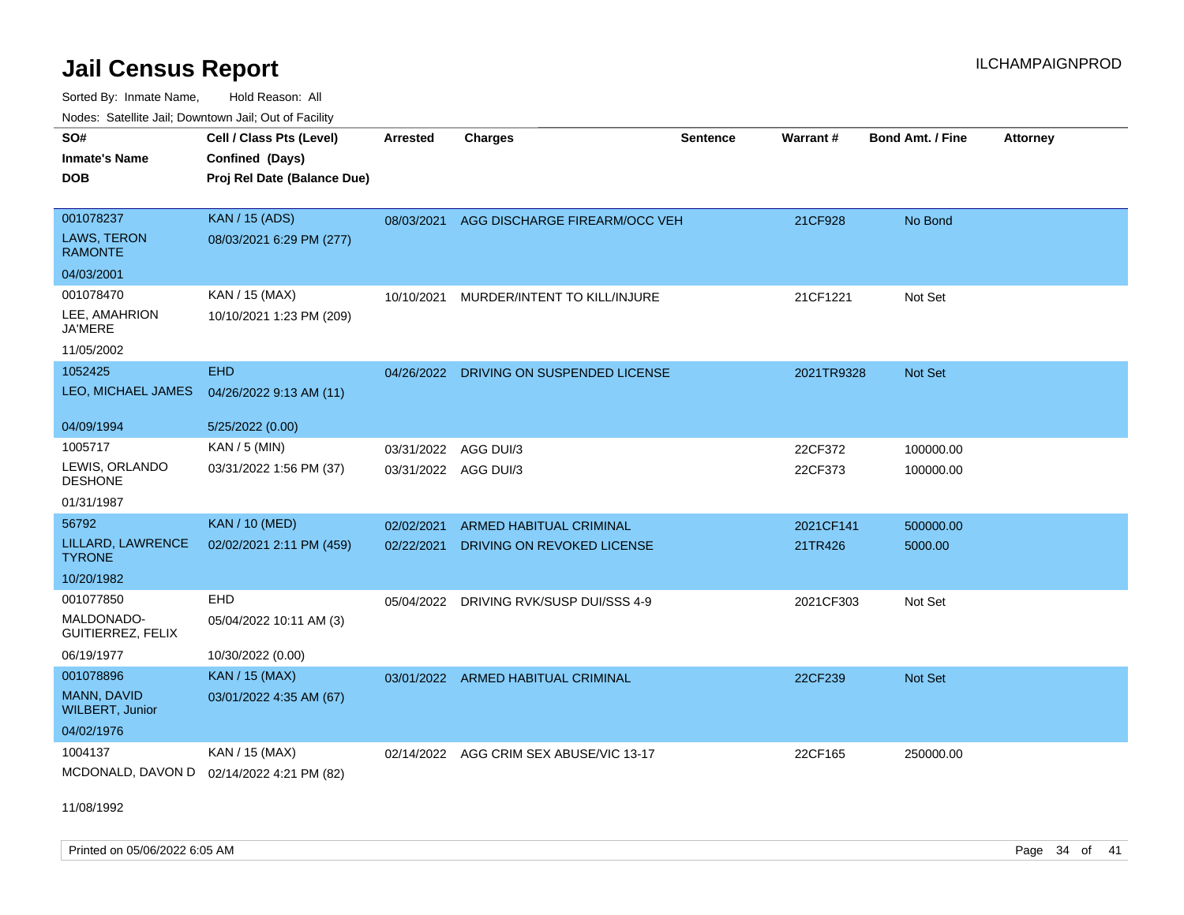# Jail Census Report

ILCHAMPAIGNPROD

Sorted By: Inmate Name, Hold Reason: All

Nodes: Satellite Jail; Downtown Jail; Out of Facility

| SO# / Inmate's Name / DOB | Cell / Class Pts (Level) / Confined (Days) / Proj Rel Date (Balance Due) | Arrested | Charges | Sentence | Warrant # | Bond Amt. / Fine | Attorney |
|---|---|---|---|---|---|---|---|
| 001078237<br>LAWS, TERON RAMONTE<br>04/03/2001 | KAN / 15 (ADS)<br>08/03/2021 6:29 PM (277) | 08/03/2021 | AGG DISCHARGE FIREARM/OCC VEH | | 21CF928 | No Bond | |
| 001078470<br>LEE, AMAHRION JA'MERE<br>11/05/2002 | KAN / 15 (MAX)<br>10/10/2021 1:23 PM (209) | 10/10/2021 | MURDER/INTENT TO KILL/INJURE | | 21CF1221 | Not Set | |
| 1052425<br>LEO, MICHAEL JAMES<br>04/09/1994 | EHD<br>04/26/2022 9:13 AM (11)<br>5/25/2022 (0.00) | 04/26/2022 | DRIVING ON SUSPENDED LICENSE | | 2021TR9328 | Not Set | |
| 1005717<br>LEWIS, ORLANDO DESHONE<br>01/31/1987 | KAN / 5 (MIN)<br>03/31/2022 1:56 PM (37) | 03/31/2022 | AGG DUI/3 | | 22CF372 | 100000.00 | |
| | | 03/31/2022 | AGG DUI/3 | | 22CF373 | 100000.00 | |
| 56792<br>LILLARD, LAWRENCE TYRONE<br>10/20/1982 | KAN / 10 (MED)<br>02/02/2021 2:11 PM (459) | 02/02/2021 | ARMED HABITUAL CRIMINAL | | 2021CF141 | 500000.00 | |
| | | 02/22/2021 | DRIVING ON REVOKED LICENSE | | 21TR426 | 5000.00 | |
| 001077850<br>MALDONADO-GUITIERREZ, FELIX<br>06/19/1977 | EHD<br>05/04/2022 10:11 AM (3)<br>10/30/2022 (0.00) | 05/04/2022 | DRIVING RVK/SUSP DUI/SSS 4-9 | | 2021CF303 | Not Set | |
| 001078896<br>MANN, DAVID WILBERT, Junior<br>04/02/1976 | KAN / 15 (MAX)<br>03/01/2022 4:35 AM (67) | 03/01/2022 | ARMED HABITUAL CRIMINAL | | 22CF239 | Not Set | |
| 1004137<br>MCDONALD, DAVON D<br>11/08/1992 | KAN / 15 (MAX)<br>02/14/2022 4:21 PM (82) | 02/14/2022 | AGG CRIM SEX ABUSE/VIC 13-17 | | 22CF165 | 250000.00 | |

Printed on 05/06/2022 6:05 AM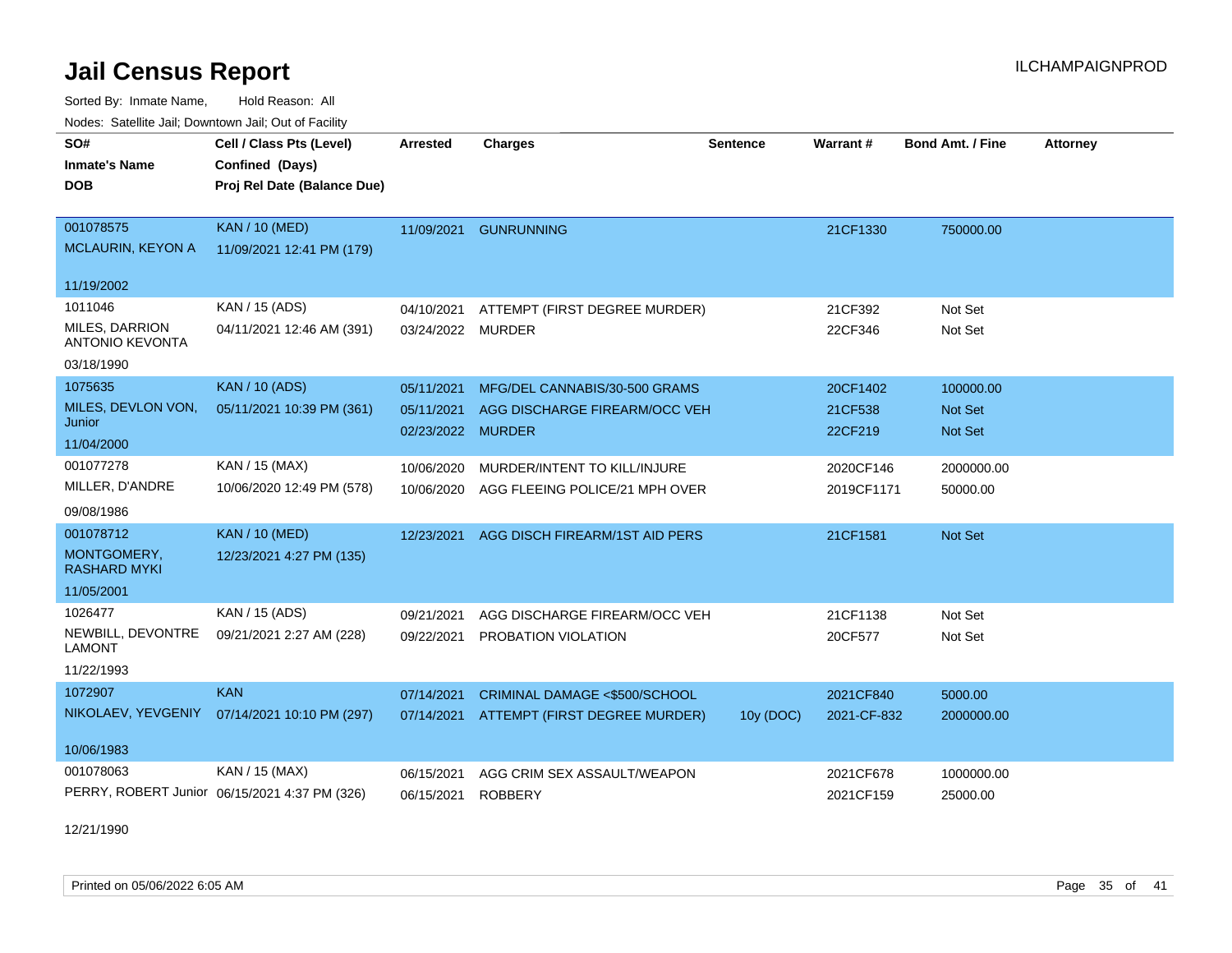# Jail Census Report

ILCHAMPAIGNPROD

Sorted By: Inmate Name, Hold Reason: All

Nodes: Satellite Jail; Downtown Jail; Out of Facility

| SO# / Inmate's Name / DOB | Cell / Class Pts (Level) / Confined (Days) / Proj Rel Date (Balance Due) | Arrested | Charges | Sentence | Warrant # | Bond Amt. / Fine | Attorney |
|---|---|---|---|---|---|---|---|
| 001078575 MCLAURIN, KEYON A 11/19/2002 | KAN / 10 (MED) 11/09/2021 12:41 PM (179) | 11/09/2021 | GUNRUNNING | | 21CF1330 | 750000.00 | |
| 1011046 MILES, DARRION ANTONIO KEVONTA 03/18/1990 | KAN / 15 (ADS) 04/11/2021 12:46 AM (391) | 04/10/2021 | ATTEMPT (FIRST DEGREE MURDER) | | 21CF392 | Not Set | |
| | | 03/24/2022 | MURDER | | 22CF346 | Not Set | |
| 1075635 MILES, DEVLON VON, Junior 11/04/2000 | KAN / 10 (ADS) 05/11/2021 10:39 PM (361) | 05/11/2021 | MFG/DEL CANNABIS/30-500 GRAMS | | 20CF1402 | 100000.00 | |
| | | 05/11/2021 | AGG DISCHARGE FIREARM/OCC VEH | | 21CF538 | Not Set | |
| | | 02/23/2022 | MURDER | | 22CF219 | Not Set | |
| 001077278 MILLER, D'ANDRE 09/08/1986 | KAN / 15 (MAX) 10/06/2020 12:49 PM (578) | 10/06/2020 | MURDER/INTENT TO KILL/INJURE | | 2020CF146 | 2000000.00 | |
| | | 10/06/2020 | AGG FLEEING POLICE/21 MPH OVER | | 2019CF1171 | 50000.00 | |
| 001078712 MONTGOMERY, RASHARD MYKI 11/05/2001 | KAN / 10 (MED) 12/23/2021 4:27 PM (135) | 12/23/2021 | AGG DISCH FIREARM/1ST AID PERS | | 21CF1581 | Not Set | |
| 1026477 NEWBILL, DEVONTRE LAMONT 11/22/1993 | KAN / 15 (ADS) 09/21/2021 2:27 AM (228) | 09/21/2021 | AGG DISCHARGE FIREARM/OCC VEH | | 21CF1138 | Not Set | |
| | | 09/22/2021 | PROBATION VIOLATION | | 20CF577 | Not Set | |
| 1072907 NIKOLAEV, YEVGENIY 10/06/1983 | KAN 07/14/2021 10:10 PM (297) | 07/14/2021 | CRIMINAL DAMAGE <$500/SCHOOL | | 2021CF840 | 5000.00 | |
| | | 07/14/2021 | ATTEMPT (FIRST DEGREE MURDER) | 10y (DOC) | 2021-CF-832 | 2000000.00 | |
| 001078063 PERRY, ROBERT Junior 12/21/1990 | KAN / 15 (MAX) 06/15/2021 4:37 PM (326) | 06/15/2021 | AGG CRIM SEX ASSAULT/WEAPON | | 2021CF678 | 1000000.00 | |
| | | 06/15/2021 | ROBBERY | | 2021CF159 | 25000.00 | |

Printed on 05/06/2022 6:05 AM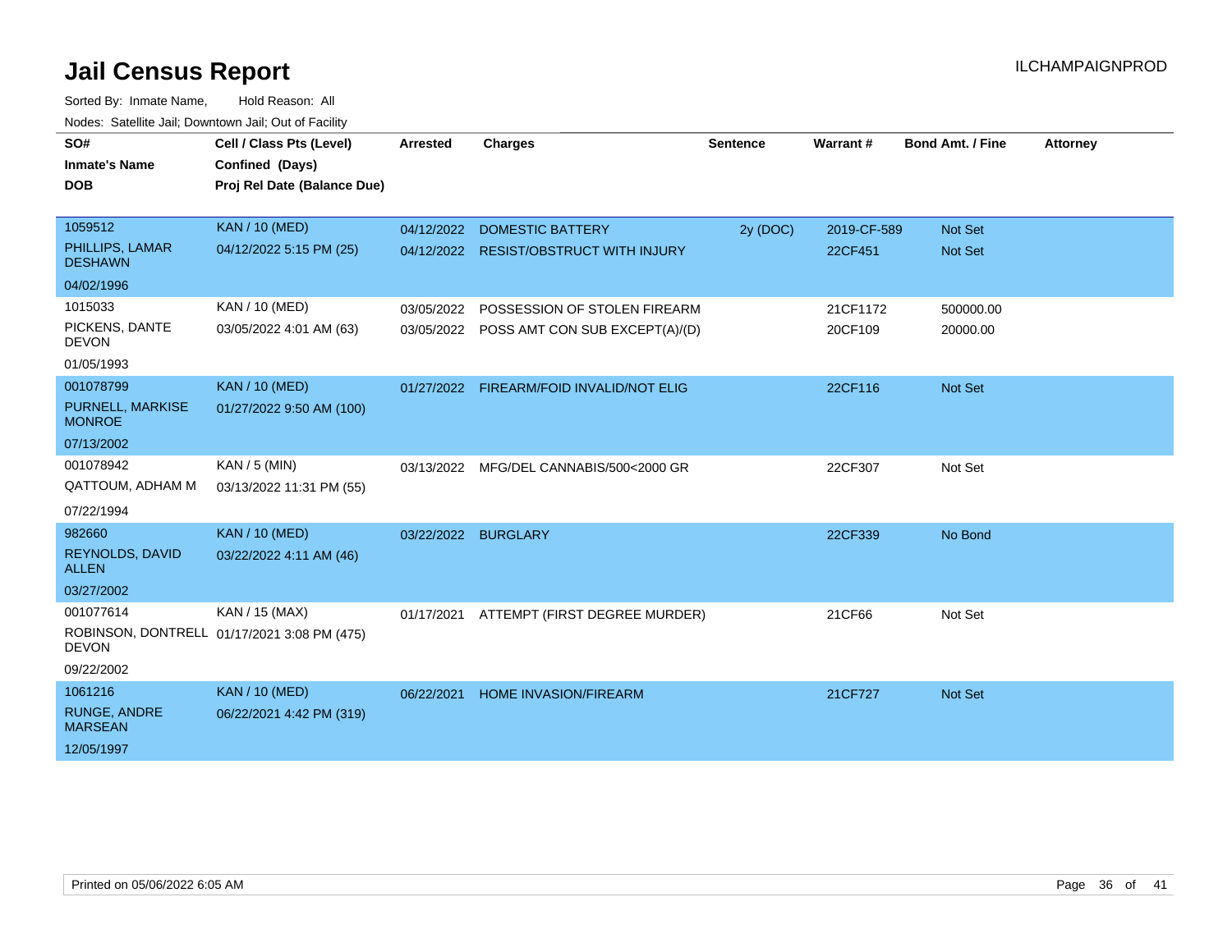# Jail Census Report

ILCHAMPAIGNPROD

Sorted By: Inmate Name, Hold Reason: All

Nodes: Satellite Jail; Downtown Jail; Out of Facility

| SO# / Inmate's Name / DOB | Cell / Class Pts (Level) / Confined (Days) / Proj Rel Date (Balance Due) | Arrested | Charges | Sentence | Warrant # | Bond Amt. / Fine | Attorney |
|---|---|---|---|---|---|---|---|
| 1059512 PHILLIPS, LAMAR DESHAWN 04/02/1996 | KAN / 10 (MED) 04/12/2022 5:15 PM (25) | 04/12/2022 | DOMESTIC BATTERY | 2y (DOC) | 2019-CF-589 | Not Set | |
| | | 04/12/2022 | RESIST/OBSTRUCT WITH INJURY | | 22CF451 | Not Set | |
| 1015033 PICKENS, DANTE DEVON 01/05/1993 | KAN / 10 (MED) 03/05/2022 4:01 AM (63) | 03/05/2022 | POSSESSION OF STOLEN FIREARM | | 21CF1172 | 500000.00 | |
| | | 03/05/2022 | POSS AMT CON SUB EXCEPT(A)/(D) | | 20CF109 | 20000.00 | |
| 001078799 PURNELL, MARKISE MONROE 07/13/2002 | KAN / 10 (MED) 01/27/2022 9:50 AM (100) | 01/27/2022 | FIREARM/FOID INVALID/NOT ELIG | | 22CF116 | Not Set | |
| 001078942 QATTOUM, ADHAM M 07/22/1994 | KAN / 5 (MIN) 03/13/2022 11:31 PM (55) | 03/13/2022 | MFG/DEL CANNABIS/500<2000 GR | | 22CF307 | Not Set | |
| 982660 REYNOLDS, DAVID ALLEN 03/27/2002 | KAN / 10 (MED) 03/22/2022 4:11 AM (46) | 03/22/2022 | BURGLARY | | 22CF339 | No Bond | |
| 001077614 ROBINSON, DONTRELL DEVON 09/22/2002 | KAN / 15 (MAX) 01/17/2021 3:08 PM (475) | 01/17/2021 | ATTEMPT (FIRST DEGREE MURDER) | | 21CF66 | Not Set | |
| 1061216 RUNGE, ANDRE MARSEAN 12/05/1997 | KAN / 10 (MED) 06/22/2021 4:42 PM (319) | 06/22/2021 | HOME INVASION/FIREARM | | 21CF727 | Not Set | |

Printed on 05/06/2022 6:05 AM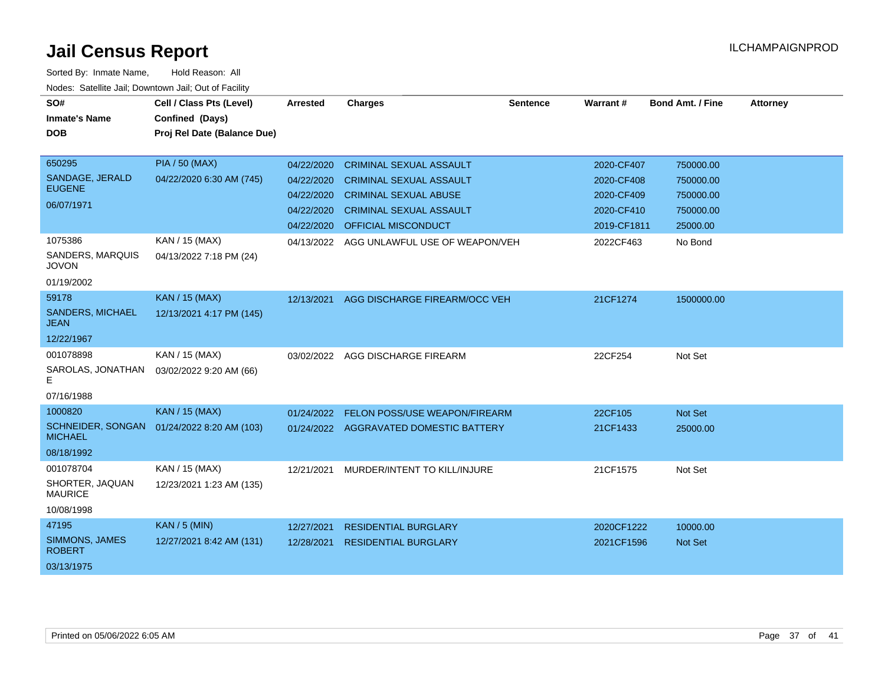# Jail Census Report

ILCHAMPAIGNPROD

Sorted By: Inmate Name, Hold Reason: All

Nodes: Satellite Jail; Downtown Jail; Out of Facility

| SO# / Inmate's Name / DOB | Cell / Class Pts (Level) / Confined (Days) / Proj Rel Date (Balance Due) | Arrested | Charges | Sentence | Warrant # | Bond Amt. / Fine | Attorney |
|---|---|---|---|---|---|---|---|
| 650295<br>SANDAGE, JERALD EUGENE<br>06/07/1971 | PIA / 50 (MAX)<br>04/22/2020 6:30 AM (745) | 04/22/2020 | CRIMINAL SEXUAL ASSAULT | | 2020-CF407 | 750000.00 | |
| | | 04/22/2020 | CRIMINAL SEXUAL ASSAULT | | 2020-CF408 | 750000.00 | |
| | | 04/22/2020 | CRIMINAL SEXUAL ABUSE | | 2020-CF409 | 750000.00 | |
| | | 04/22/2020 | CRIMINAL SEXUAL ASSAULT | | 2020-CF410 | 750000.00 | |
| | | 04/22/2020 | OFFICIAL MISCONDUCT | | 2019-CF1811 | 25000.00 | |
| 1075386<br>SANDERS, MARQUIS JOVON<br>01/19/2002 | KAN / 15 (MAX)<br>04/13/2022 7:18 PM (24) | 04/13/2022 | AGG UNLAWFUL USE OF WEAPON/VEH | | 2022CF463 | No Bond | |
| 59178<br>SANDERS, MICHAEL JEAN<br>12/22/1967 | KAN / 15 (MAX)<br>12/13/2021 4:17 PM (145) | 12/13/2021 | AGG DISCHARGE FIREARM/OCC VEH | | 21CF1274 | 1500000.00 | |
| 001078898<br>SAROLAS, JONATHAN E<br>07/16/1988 | KAN / 15 (MAX)<br>03/02/2022 9:20 AM (66) | 03/02/2022 | AGG DISCHARGE FIREARM | | 22CF254 | Not Set | |
| 1000820<br>SCHNEIDER, SONGAN MICHAEL<br>08/18/1992 | KAN / 15 (MAX)<br>01/24/2022 8:20 AM (103) | 01/24/2022 | FELON POSS/USE WEAPON/FIREARM | | 22CF105 | Not Set | |
| | | 01/24/2022 | AGGRAVATED DOMESTIC BATTERY | | 21CF1433 | 25000.00 | |
| 001078704<br>SHORTER, JAQUAN MAURICE<br>10/08/1998 | KAN / 15 (MAX)<br>12/23/2021 1:23 AM (135) | 12/21/2021 | MURDER/INTENT TO KILL/INJURE | | 21CF1575 | Not Set | |
| 47195<br>SIMMONS, JAMES ROBERT<br>03/13/1975 | KAN / 5 (MIN)<br>12/27/2021 8:42 AM (131) | 12/27/2021 | RESIDENTIAL BURGLARY | | 2020CF1222 | 10000.00 | |
| | | 12/28/2021 | RESIDENTIAL BURGLARY | | 2021CF1596 | Not Set | |

Printed on 05/06/2022 6:05 AM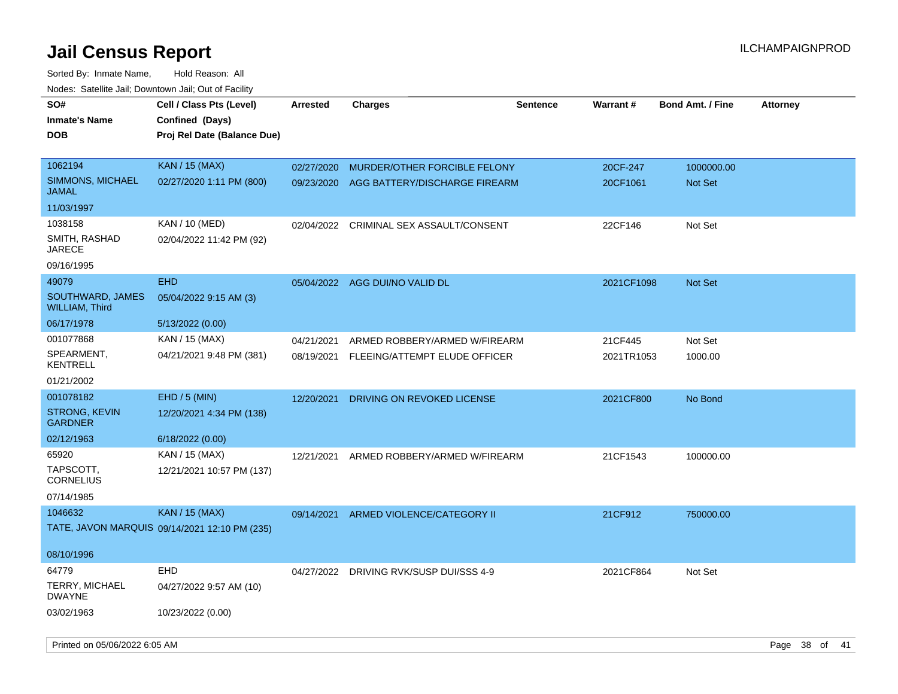# Jail Census Report

Sorted By: Inmate Name, Hold Reason: All

Nodes: Satellite Jail; Downtown Jail; Out of Facility

| SO# / Inmate's Name / DOB | Cell / Class Pts (Level) / Confined (Days) / Proj Rel Date (Balance Due) | Arrested | Charges | Sentence | Warrant # | Bond Amt. / Fine | Attorney |
|---|---|---|---|---|---|---|---|
| 1062194<br>SIMMONS, MICHAEL JAMAL<br>11/03/1997 | KAN / 15 (MAX)<br>02/27/2020 1:11 PM (800) | 02/27/2020<br>09/23/2020 | MURDER/OTHER FORCIBLE FELONY<br>AGG BATTERY/DISCHARGE FIREARM | | 20CF-247<br>20CF1061 | 1000000.00<br>Not Set | |
| 1038158<br>SMITH, RASHAD JARECE<br>09/16/1995 | KAN / 10 (MED)<br>02/04/2022 11:42 PM (92) | 02/04/2022 | CRIMINAL SEX ASSAULT/CONSENT | | 22CF146 | Not Set | |
| 49079<br>SOUTHWARD, JAMES WILLIAM, Third<br>06/17/1978 | EHD<br>05/04/2022 9:15 AM (3)<br>5/13/2022 (0.00) | 05/04/2022 | AGG DUI/NO VALID DL | | 2021CF1098 | Not Set | |
| 001077868<br>SPEARMENT, KENTRELL<br>01/21/2002 | KAN / 15 (MAX)<br>04/21/2021 9:48 PM (381) | 04/21/2021<br>08/19/2021 | ARMED ROBBERY/ARMED W/FIREARM<br>FLEEING/ATTEMPT ELUDE OFFICER | | 21CF445<br>2021TR1053 | Not Set<br>1000.00 | |
| 001078182<br>STRONG, KEVIN GARDNER<br>02/12/1963 | EHD / 5 (MIN)<br>12/20/2021 4:34 PM (138)<br>6/18/2022 (0.00) | 12/20/2021 | DRIVING ON REVOKED LICENSE | | 2021CF800 | No Bond | |
| 65920<br>TAPSCOTT, CORNELIUS<br>07/14/1985 | KAN / 15 (MAX)<br>12/21/2021 10:57 PM (137) | 12/21/2021 | ARMED ROBBERY/ARMED W/FIREARM | | 21CF1543 | 100000.00 | |
| 1046632<br>TATE, JAVON MARQUIS<br>08/10/1996 | KAN / 15 (MAX)<br>09/14/2021 12:10 PM (235) | 09/14/2021 | ARMED VIOLENCE/CATEGORY II | | 21CF912 | 750000.00 | |
| 64779<br>TERRY, MICHAEL DWAYNE<br>03/02/1963 | EHD<br>04/27/2022 9:57 AM (10)<br>10/23/2022 (0.00) | 04/27/2022 | DRIVING RVK/SUSP DUI/SSS 4-9 | | 2021CF864 | Not Set | |

Printed on 05/06/2022 6:05 AM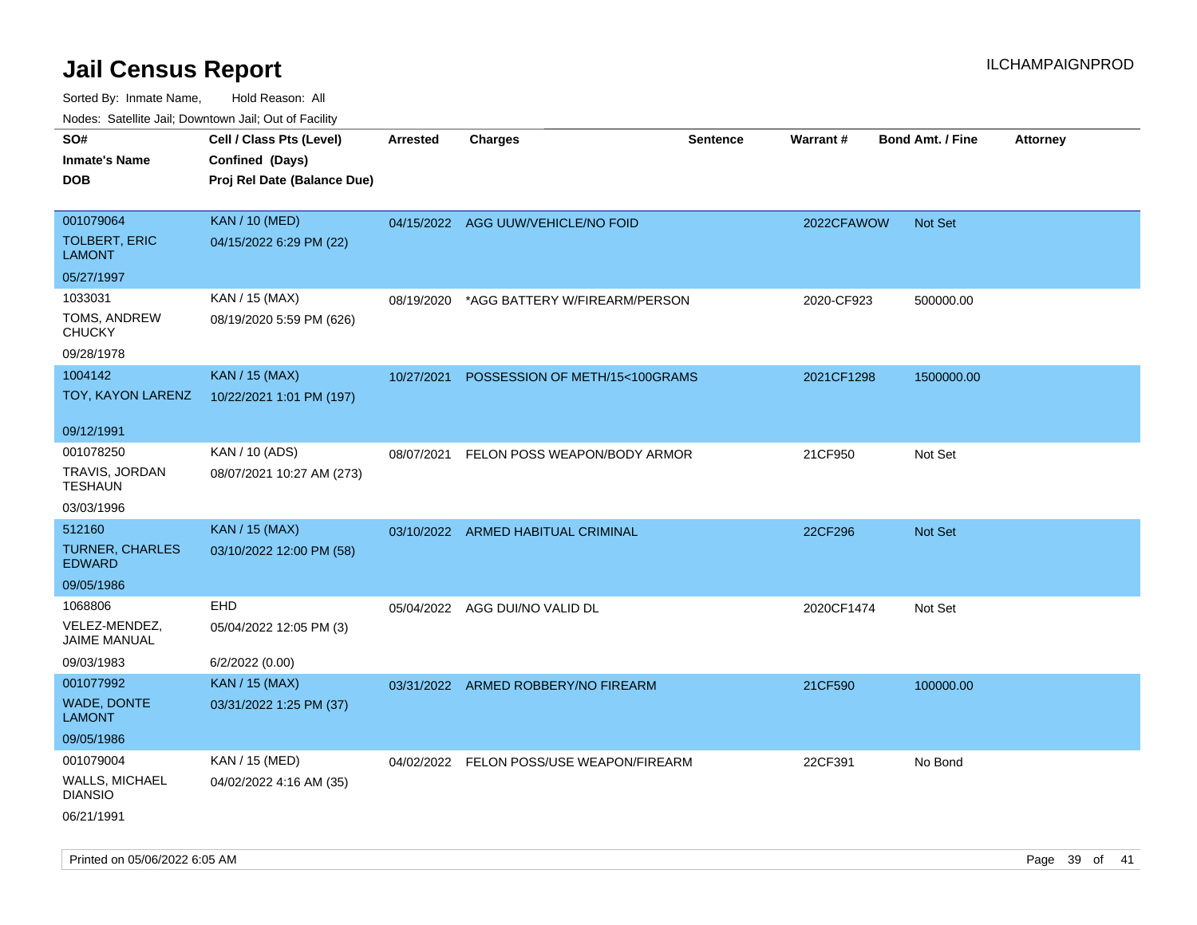# Jail Census Report

ILCHAMPAIGNPROD

Sorted By: Inmate Name, Hold Reason: All

Nodes: Satellite Jail; Downtown Jail; Out of Facility

| SO# / Inmate's Name / DOB | Cell / Class Pts (Level) / Confined (Days) / Proj Rel Date (Balance Due) | Arrested | Charges | Sentence | Warrant # | Bond Amt. / Fine | Attorney |
|---|---|---|---|---|---|---|---|
| 001079064<br>TOLBERT, ERIC LAMONT<br>05/27/1997 | KAN / 10 (MED)<br>04/15/2022 6:29 PM (22) | 04/15/2022 | AGG UUW/VEHICLE/NO FOID | | 2022CFAWOW | Not Set | |
| 1033031<br>TOMS, ANDREW CHUCKY<br>09/28/1978 | KAN / 15 (MAX)<br>08/19/2020 5:59 PM (626) | 08/19/2020 | *AGG BATTERY W/FIREARM/PERSON | | 2020-CF923 | 500000.00 | |
| 1004142<br>TOY, KAYON LARENZ<br>09/12/1991 | KAN / 15 (MAX)<br>10/22/2021 1:01 PM (197) | 10/27/2021 | POSSESSION OF METH/15<100GRAMS | | 2021CF1298 | 1500000.00 | |
| 001078250<br>TRAVIS, JORDAN TESHAUN<br>03/03/1996 | KAN / 10 (ADS)<br>08/07/2021 10:27 AM (273) | 08/07/2021 | FELON POSS WEAPON/BODY ARMOR | | 21CF950 | Not Set | |
| 512160<br>TURNER, CHARLES EDWARD<br>09/05/1986 | KAN / 15 (MAX)<br>03/10/2022 12:00 PM (58) | 03/10/2022 | ARMED HABITUAL CRIMINAL | | 22CF296 | Not Set | |
| 1068806<br>VELEZ-MENDEZ, JAIME MANUAL<br>09/03/1983 | EHD<br>05/04/2022 12:05 PM (3)<br>6/2/2022 (0.00) | 05/04/2022 | AGG DUI/NO VALID DL | | 2020CF1474 | Not Set | |
| 001077992<br>WADE, DONTE LAMONT<br>09/05/1986 | KAN / 15 (MAX)<br>03/31/2022 1:25 PM (37) | 03/31/2022 | ARMED ROBBERY/NO FIREARM | | 21CF590 | 100000.00 | |
| 001079004<br>WALLS, MICHAEL DIANSIO<br>06/21/1991 | KAN / 15 (MED)<br>04/02/2022 4:16 AM (35) | 04/02/2022 | FELON POSS/USE WEAPON/FIREARM | | 22CF391 | No Bond | |

Printed on 05/06/2022 6:05 AM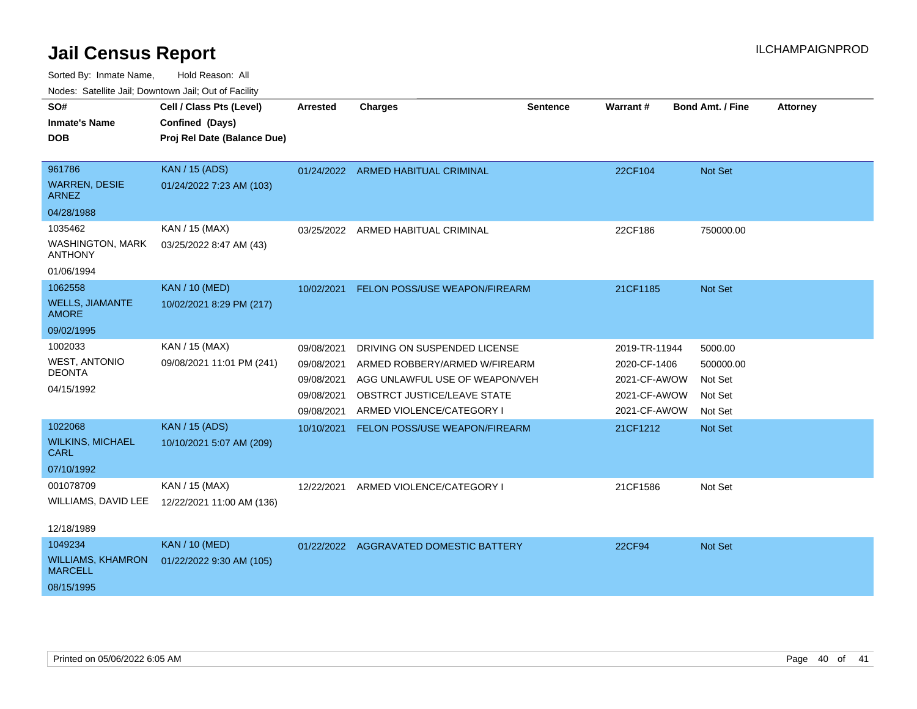# Jail Census Report

ILCHAMPAIGNPROD

Sorted By: Inmate Name, Hold Reason: All

Nodes: Satellite Jail; Downtown Jail; Out of Facility

| SO# / Inmate's Name / DOB | Cell / Class Pts (Level) / Confined (Days) / Proj Rel Date (Balance Due) | Arrested | Charges | Sentence | Warrant # | Bond Amt. / Fine | Attorney |
|---|---|---|---|---|---|---|---|
| 961786<br>WARREN, DESIE ARNEZ<br>04/28/1988 | KAN / 15 (ADS)<br>01/24/2022 7:23 AM (103) | 01/24/2022 | ARMED HABITUAL CRIMINAL | | 22CF104 | Not Set | |
| 1035462<br>WASHINGTON, MARK ANTHONY<br>01/06/1994 | KAN / 15 (MAX)<br>03/25/2022 8:47 AM (43) | 03/25/2022 | ARMED HABITUAL CRIMINAL | | 22CF186 | 750000.00 | |
| 1062558<br>WELLS, JIAMANTE AMORE<br>09/02/1995 | KAN / 10 (MED)<br>10/02/2021 8:29 PM (217) | 10/02/2021 | FELON POSS/USE WEAPON/FIREARM | | 21CF1185 | Not Set | |
| 1002033<br>WEST, ANTONIO DEONTA<br>04/15/1992 | KAN / 15 (MAX)<br>09/08/2021 11:01 PM (241) | 09/08/2021 | DRIVING ON SUSPENDED LICENSE | | 2019-TR-11944 | 5000.00 | |
| | | 09/08/2021 | ARMED ROBBERY/ARMED W/FIREARM | | 2020-CF-1406 | 500000.00 | |
| | | 09/08/2021 | AGG UNLAWFUL USE OF WEAPON/VEH | | 2021-CF-AWOW | Not Set | |
| | | 09/08/2021 | OBSTRCT JUSTICE/LEAVE STATE | | 2021-CF-AWOW | Not Set | |
| | | 09/08/2021 | ARMED VIOLENCE/CATEGORY I | | 2021-CF-AWOW | Not Set | |
| 1022068<br>WILKINS, MICHAEL CARL<br>07/10/1992 | KAN / 15 (ADS)<br>10/10/2021 5:07 AM (209) | 10/10/2021 | FELON POSS/USE WEAPON/FIREARM | | 21CF1212 | Not Set | |
| 001078709<br>WILLIAMS, DAVID LEE<br>12/18/1989 | KAN / 15 (MAX)<br>12/22/2021 11:00 AM (136) | 12/22/2021 | ARMED VIOLENCE/CATEGORY I | | 21CF1586 | Not Set | |
| 1049234<br>WILLIAMS, KHAMRON MARCELL<br>08/15/1995 | KAN / 10 (MED)<br>01/22/2022 9:30 AM (105) | 01/22/2022 | AGGRAVATED DOMESTIC BATTERY | | 22CF94 | Not Set | |

Printed on 05/06/2022 6:05 AM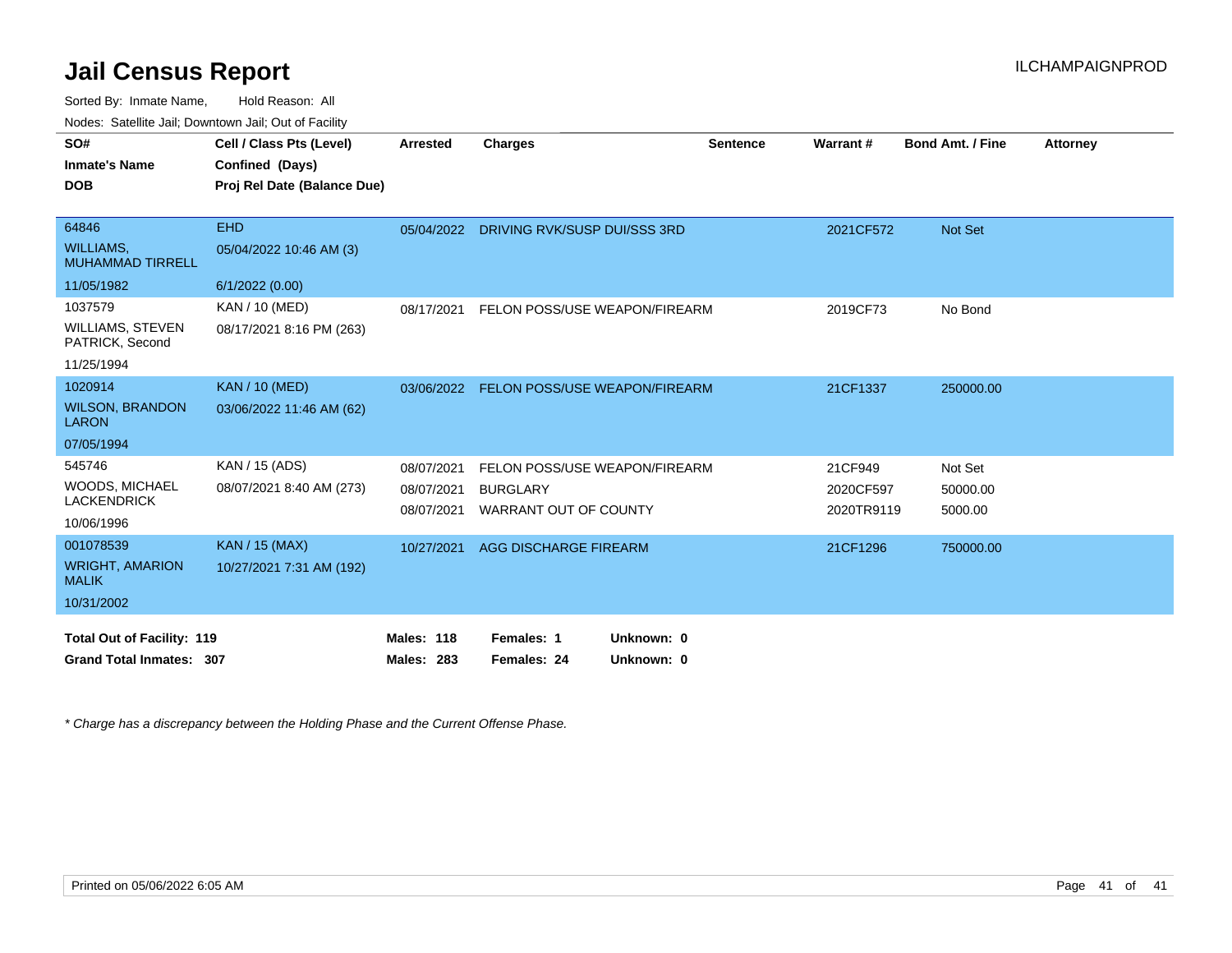# Jail Census Report

ILCHAMPAIGNPROD

Sorted By: Inmate Name, Hold Reason: All

Nodes: Satellite Jail; Downtown Jail; Out of Facility

| SO#<br>Inmate's Name<br>DOB | Cell / Class Pts (Level)<br>Confined (Days)<br>Proj Rel Date (Balance Due) | Arrested | Charges | Sentence | Warrant # | Bond Amt. / Fine | Attorney |
|---|---|---|---|---|---|---|---|
| 64846<br>WILLIAMS, MUHAMMAD TIRRELL<br>11/05/1982 | EHD<br>05/04/2022 10:46 AM (3)<br>6/1/2022 (0.00) | 05/04/2022 | DRIVING RVK/SUSP DUI/SSS 3RD | | 2021CF572 | Not Set | |
| 1037579<br>WILLIAMS, STEVEN PATRICK, Second<br>11/25/1994 | KAN / 10 (MED)<br>08/17/2021 8:16 PM (263) | 08/17/2021 | FELON POSS/USE WEAPON/FIREARM | | 2019CF73 | No Bond | |
| 1020914<br>WILSON, BRANDON LARON<br>07/05/1994 | KAN / 10 (MED)<br>03/06/2022 11:46 AM (62) | 03/06/2022 | FELON POSS/USE WEAPON/FIREARM | | 21CF1337 | 250000.00 | |
| 545746<br>WOODS, MICHAEL LACKENDRICK<br>10/06/1996 | KAN / 15 (ADS)<br>08/07/2021 8:40 AM (273) | 08/07/2021<br>08/07/2021<br>08/07/2021 | FELON POSS/USE WEAPON/FIREARM<br>BURGLARY<br>WARRANT OUT OF COUNTY | | 21CF949<br>2020CF597<br>2020TR9119 | Not Set<br>50000.00<br>5000.00 | |
| 001078539<br>WRIGHT, AMARION MALIK<br>10/31/2002 | KAN / 15 (MAX)<br>10/27/2021 7:31 AM (192) | 10/27/2021 | AGG DISCHARGE FIREARM | | 21CF1296 | 750000.00 | |

| | | | | |
|---|---|---|---|---|
| **Total Out of Facility: 119** | **Males: 118** | **Females: 1** | **Unknown: 0** |
| **Grand Total Inmates: 307** | **Males: 283** | **Females: 24** | **Unknown: 0** |

*\* Charge has a discrepancy between the Holding Phase and the Current Offense Phase.*

Printed on 05/06/2022 6:05 AM